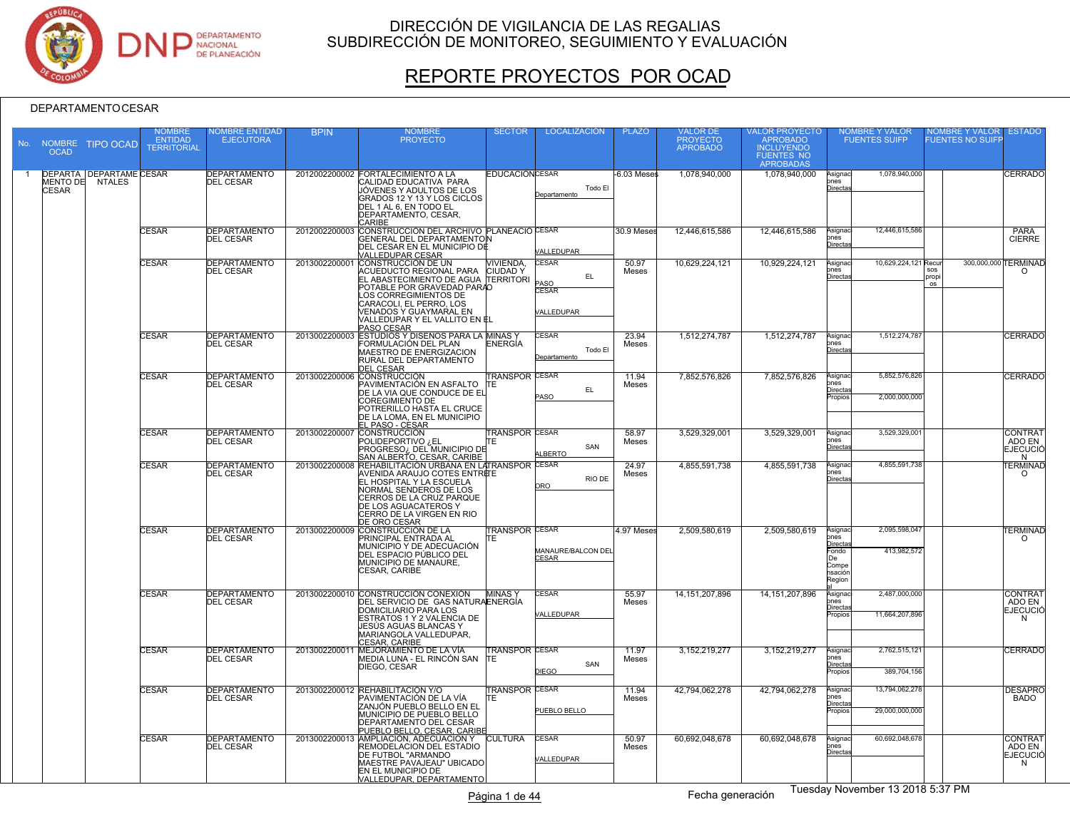# DIRECCIÓN DE VIGILANCIA DE LAS REGALIAS
## SUBDIRECCIÓN DE MONITOREO, SEGUIMIENTO Y EVALUACIÓN

# REPORTE PROYECTOS POR OCAD

DEPARTAMENTO CESAR

| No. | NOMBRE OCAD | TIPO OCAD | NOMBRE ENTIDAD TERRITORIAL | NOMBRE ENTIDAD EJECUTORA | BPIN | NOMBRE PROYECTO | SECTOR | LOCALIZACIÓN | PLAZO | VALOR DE PROYECTO APROBADO | VALOR PROYECTO APROBADO INCLUYENDO FUENTES NO APROBADAS | NOMBRE Y VALOR FUENTES SUIFP | | NOMBRE Y VALOR FUENTES NO SUIFP | | ESTADO |
|---|---|---|---|---|---|---|---|---|---|---|---|---|---|---|---|---|
| 1 | DEPARTAMENTO DE CESAR | DEPARTAMENTALES | CESAR | DEPARTAMENTO DEL CESAR | 2012002200002 | FORTALECIMIENTO A LA CALIDAD EDUCATIVA PARA JÓVENES Y ADULTOS DE LOS GRADOS 12 Y 13 Y LOS CICLOS DEL 1 AL 6, EN TODO EL DEPARTAMENTO, CESAR, CARIBE | EDUCACIÓN | CESAR Todo El Departamento | 6.03 Meses | 1,078,940,000 | 1,078,940,000 | Asignaciones Directas | 1,078,940,000 | | | CERRADO |
| | | | CESAR | DEPARTAMENTO DEL CESAR | 2012002200003 | CONSTRUCCIÓN DEL ARCHIVO GENERAL DEL DEPARTAMENTO DEL CESAR EN EL MUNICIPIO DE VALLEDUPAR CESAR | PLANEACIÓN | CESAR VALLEDUPAR | 30.9 Meses | 12,446,615,586 | 12,446,615,586 | Asignaciones Directas | 12,446,615,586 | | | PARA CIERRE |
| | | | CESAR | DEPARTAMENTO DEL CESAR | 2013002200001 | CONSTRUCCIÓN DE UN ACUEDUCTO REGIONAL PARA EL ABASTECIMIENTO DE AGUA POTABLE POR GRAVEDAD PARA LOS CORREGIMIENTOS DE CARACOLI, EL PERRO, LOS VENADOS Y GUAYMARAL EN VALLEDUPAR Y EL VALLITO EN EL PASO CESAR | VIVIENDA, CIUDAD Y TERRITORIO | CESAR EL PASO; CESAR VALLEDUPAR | 50.97 Meses | 10,629,224,121 | 10,929,224,121 | Asignaciones Directas | 10,629,224,121 | Recursos propios | 300,000,000 | TERMINADO |
| | | | CESAR | DEPARTAMENTO DEL CESAR | 2013002200003 | ESTUDIOS Y DISEÑOS PARA LA FORMULACIÓN DEL PLAN MAESTRO DE ENERGIZACION RURAL DEL DEPARTAMENTO DEL CESAR | MINAS Y ENERGÍA | CESAR Todo El Departamento | 23.94 Meses | 1,512,274,787 | 1,512,274,787 | Asignaciones Directas | 1,512,274,787 | | | CERRADO |
| | | | CESAR | DEPARTAMENTO DEL CESAR | 2013002200006 | CONSTRUCCIÓN PAVIMENTACIÓN EN ASFALTO DE LA VIA QUE CONDUCE DE EL COREGIMIENTO DE POTRERILLO HASTA EL CRUCE DE LA LOMA, EN EL MUNICIPIO EL PASO - CESAR | TRANSPORTE | CESAR EL PASO | 11.94 Meses | 7,852,576,826 | 7,852,576,826 | Asignaciones Directas<br>Propios | 5,852,576,826<br>2,000,000,000 | | | CERRADO |
| | | | CESAR | DEPARTAMENTO DEL CESAR | 2013002200007 | CONSTRUCCIÓN POLIDEPORTIVO ¿EL PROGRESO¿ DEL MUNICIPIO DE SAN ALBERTO, CESAR, CARIBE | TRANSPORTE | CESAR SAN ALBERTO | 58.97 Meses | 3,529,329,001 | 3,529,329,001 | Asignaciones Directas | 3,529,329,001 | | | CONTRATADO EN EJECUCIÓN |
| | | | CESAR | DEPARTAMENTO DEL CESAR | 2013002200008 | REHABILITACIÓN URBANA EN LA AVENIDA ARAUJO COTES ENTRE EL HOSPITAL Y LA ESCUELA NORMAL SENDEROS DE LOS CERROS DE LA CRUZ PARQUE DE LOS AGUACATEROS Y CERRO DE LA VIRGEN EN RIO DE ORO CESAR | TRANSPORTE | CESAR RIO DE ORO | 24.97 Meses | 4,855,591,738 | 4,855,591,738 | Asignaciones Directas | 4,855,591,738 | | | TERMINADO |
| | | | CESAR | DEPARTAMENTO DEL CESAR | 2013002200009 | CONSTRUCCIÓN DE LA PRINCIPAL ENTRADA AL MUNICIPIO Y DE ADECUACIÓN DEL ESPACIO PÚBLICO DEL MUNICIPIO DE MANAURE, CESAR, CARIBE | TRANSPORTE | CESAR MANAURE/BALCON DEL CESAR | 4.97 Meses | 2,509,580,619 | 2,509,580,619 | Asignaciones Directas<br>Fondo De Compensación Regional | 2,095,598,047<br>413,982,572 | | | TERMINADO |
| | | | CESAR | DEPARTAMENTO DEL CESAR | 2013002200010 | CONSTRUCCIÓN CONEXIÓN DEL SERVICIO DE GAS NATURAL DOMICILIARIO PARA LOS ESTRATOS 1 Y 2 VALENCIA DE JESÚS AGUAS BLANCAS Y MARIANGOLA VALLEDUPAR, CESAR, CARIBE | MINAS Y ENERGÍA | CESAR VALLEDUPAR | 55.97 Meses | 14,151,207,896 | 14,151,207,896 | Asignaciones Directas<br>Propios | 2,487,000,000<br>11,664,207,896 | | | CONTRATADO EN EJECUCIÓN |
| | | | CESAR | DEPARTAMENTO DEL CESAR | 2013002200011 | MEJORAMIENTO DE LA VÍA MEDIA LUNA - EL RINCÓN SAN DIEGO, CESAR | TRANSPORTE | CESAR SAN DIEGO | 11.97 Meses | 3,152,219,277 | 3,152,219,277 | Asignaciones Directas<br>Propios | 2,762,515,121<br>389,704,156 | | | CERRADO |
| | | | CESAR | DEPARTAMENTO DEL CESAR | 2013002200012 | REHABILITACIÓN Y/O PAVIMENTACIÓN DE LA VÍA ZANJÓN PUEBLO BELLO EN EL MUNICIPIO DE PUEBLO BELLO DEPARTAMENTO DEL CESAR PUEBLO BELLO, CESAR, CARIBE | TRANSPORTE | CESAR PUEBLO BELLO | 11.94 Meses | 42,794,062,278 | 42,794,062,278 | Asignaciones Directas<br>Propios | 13,794,062,278<br>29,000,000,000 | | | DESAPROBADO |
| | | | CESAR | DEPARTAMENTO DEL CESAR | 2013002200013 | AMPLIACIÓN, ADECUACIÓN Y REMODELACIÓN DEL ESTADIO DE FUTBOL "ARMANDO MAESTRE PAVAJEAU" UBICADO EN EL MUNICIPIO DE VALLEDUPAR, DEPARTAMENTO | CULTURA | CESAR VALLEDUPAR | 50.97 Meses | 60,692,048,678 | 60,692,048,678 | Asignaciones Directas | 60,692,048,678 | | | CONTRATADO EN EJECUCIÓN |

Fecha generación Tuesday November 13 2018 5:37 PM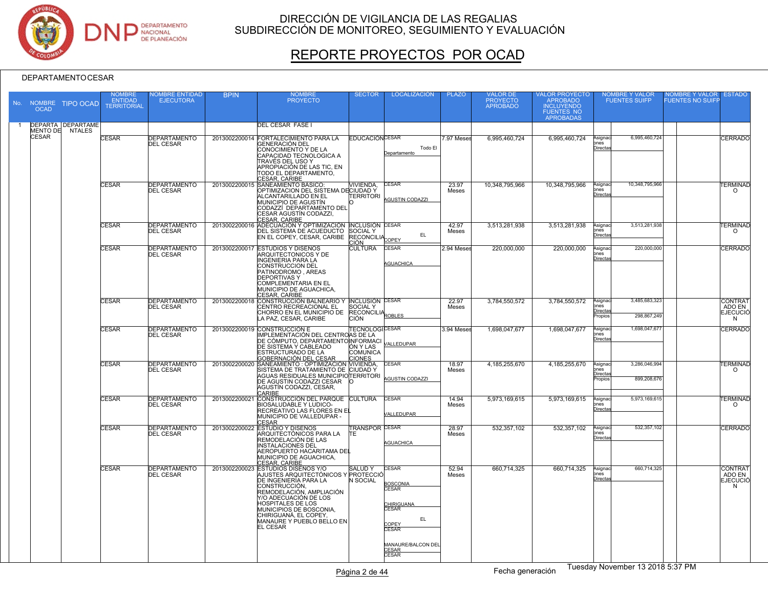DIRECCIÓN DE VIGILANCIA DE LAS REGALIAS
SUBDIRECCIÓN DE MONITOREO, SEGUIMIENTO Y EVALUACIÓN

# REPORTE PROYECTOS POR OCAD

DEPARTAMENTO CESAR

| No. | NOMBRE OCAD | TIPO OCAD | NOMBRE ENTIDAD TERRITORIAL | NOMBRE ENTIDAD EJECUTORA | BPIN | NOMBRE PROYECTO | SECTOR | LOCALIZACIÓN | PLAZO | VALOR DE PROYECTO APROBADO | VALOR PROYECTO APROBADO INCLUYENDO FUENTES NO APROBADAS | NOMBRE Y VALOR FUENTES SUIFP | | NOMBRE Y VALOR FUENTES NO SUIFP | | ESTADO |
|---|---|---|---|---|---|---|---|---|---|---|---|---|---|---|---|---|
| 1 | DEPARTAMENTO DE CESAR | DEPARTAMENTALES | | | | DEL CESAR FASE I | | | | | | | | | | |
| | | | CESAR | DEPARTAMENTO DEL CESAR | 2013002200014 | FORTALECIMIENTO PARA LA GENERACIÓN DEL CONOCIMIENTO Y DE LA CAPACIDAD TECNOLOGICA A TRAVÉS DEL USO Y APROPIACIÓN DE LAS TIC, EN TODO EL DEPARTAMENTO, CESAR, CARIBE | EDUCACIÓN | CESAR Todo El Departamento | 7.97 Meses | 6,995,460,724 | 6,995,460,724 | Asignaciones Directas | 6,995,460,724 | | | CERRADO |
| | | | CESAR | DEPARTAMENTO DEL CESAR | 2013002200015 | SANEAMIENTO BASICO: OPTIMIZACION DEL SISTEMA DE ALCANTARILLADO EN EL MUNICIPIO DE AGUSTÍN CODAZZÍ DEPARTAMENTO DEL CESAR AGUSTÍN CODAZZI, CESAR, CARIBE | VIVIENDA, CIUDAD Y TERRITORIO | CESAR AGUSTIN CODAZZI | 23.97 Meses | 10,348,795,966 | 10,348,795,966 | Asignaciones Directas | 10,348,795,966 | | | TERMINADO |
| | | | CESAR | DEPARTAMENTO DEL CESAR | 2013002200016 | ADECUACION Y OPTIMIZACION DEL SISTEMA DE ACUEDUCTO EN EL COPEY, CESAR, CARIBE | INCLUSION SOCIAL Y RECONCILIACIÓN | CESAR EL COPEY | 42.97 Meses | 3,513,281,938 | 3,513,281,938 | Asignaciones Directas | 3,513,281,938 | | | TERMINADO |
| | | | CESAR | DEPARTAMENTO DEL CESAR | 2013002200017 | ESTUDIOS Y DISEÑOS ARQUITECTONICOS Y DE INGENIERIA PARA LA CONSTRUCCION DEL PATINODROMO , AREAS DEPORTIVAS Y COMPLEMENTARIA EN EL MUNICIPIO DE AGUACHICA, CESAR, CARIBE | CULTURA | CESAR AGUACHICA | 2.94 Meses | 220,000,000 | 220,000,000 | Asignaciones Directas | 220,000,000 | | | CERRADO |
| | | | CESAR | DEPARTAMENTO DEL CESAR | 2013002200018 | CONSTRUCCIÓN BALNEARIO Y CENTRO RECREACIONAL EL CHORRO EN EL MUNICIPIO DE LA PAZ, CESAR, CARIBE | INCLUSION SOCIAL Y RECONCILIACIÓN | CESAR ROBLES | 22.97 Meses | 3,784,550,572 | 3,784,550,572 | Asignaciones Directas<br>Propios | 3,485,683,323<br>298,867,249 | | | CONTRATADO EN EJECUCIÓN |
| | | | CESAR | DEPARTAMENTO DEL CESAR | 2013002200019 | CONSTRUCCIÓN E IMPLEMENTACIÓN DEL CENTRO DE CÓMPUTO, DEPARTAMENTO DE SISTEMA Y CABLEADO ESTRUCTURADO DE LA GOBERNACIÓN DEL CESAR | TECNOLOGIAS DE LA INFORMACIÓN Y LAS COMUNICACIONES | CESAR VALLEDUPAR | 3.94 Meses | 1,698,047,677 | 1,698,047,677 | Asignaciones Directas | 1,698,047,677 | | | CERRADO |
| | | | CESAR | DEPARTAMENTO DEL CESAR | 2013002200020 | SANEAMIENTO : OPTIMIZACIÓN SISTEMA DE TRATAMIENTO DE AGUAS RESIDUALES MUNICIPIO DE AGUSTIN CODAZZI CESAR AGUSTÍN CODAZZI, CESAR, CARIBE | VIVIENDA, CIUDAD Y TERRITORIO | CESAR AGUSTIN CODAZZI | 18.97 Meses | 4,185,255,670 | 4,185,255,670 | Asignaciones Directas<br>Propios | 3,286,046,994<br>899,208,676 | | | TERMINADO |
| | | | CESAR | DEPARTAMENTO DEL CESAR | 2013002200021 | CONSTRUCCIÓN DEL PARQUE BIOSALUDABLE Y LUDICO-RECREATIVO LAS FLORES EN EL MUNICIPIO DE VALLEDUPAR - CESAR | CULTURA | CESAR VALLEDUPAR | 14.94 Meses | 5,973,169,615 | 5,973,169,615 | Asignaciones Directas | 5,973,169,615 | | | TERMINADO |
| | | | CESAR | DEPARTAMENTO DEL CESAR | 2013002200022 | ESTUDIO Y DISEÑOS ARQUITECTÓNICOS PARA LA REMODELACIÓN DE LAS INSTALACIONES DEL AEROPUERTO HACARITAMA DEL MUNICIPIO DE AGUACHICA, CESAR, CARIBE | TRANSPORTE | CESAR AGUACHICA | 28.97 Meses | 532,357,102 | 532,357,102 | Asignaciones Directas | 532,357,102 | | | CERRADO |
| | | | CESAR | DEPARTAMENTO DEL CESAR | 2013002200023 | ESTUDIOS DISEÑOS Y/O AJUSTES ARQUITECTÓNICOS Y DE INGENIERÍA PARA LA CONSTRUCCIÓN, REMODELACIÓN, AMPLIACIÓN Y/O ADECUACIÓN DE LOS HOSPITALES DE LOS MUNICIPIOS DE BOSCONIA, CHIRIGUANÁ, EL COPEY, MANAURE Y PUEBLO BELLO EN EL CESAR | SALUD Y PROTECCIÓN SOCIAL | CESAR BOSCONIA<br>CESAR CHIRIGUANA<br>CESAR EL COPEY<br>CESAR MANAURE/BALCON DEL CESAR<br>CESAR | 52.94 Meses | 660,714,325 | 660,714,325 | Asignaciones Directas | 660,714,325 | | | CONTRATADO EN EJECUCIÓN |

Fecha generación Tuesday November 13 2018 5:37 PM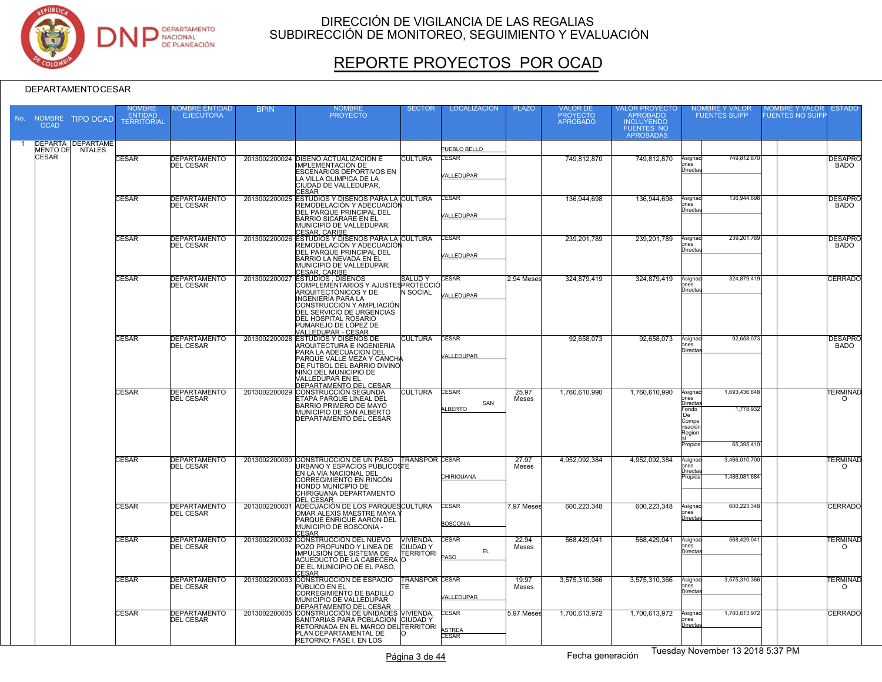# DIRECCIÓN DE VIGILANCIA DE LAS REGALIAS
## SUBDIRECCIÓN DE MONITOREO, SEGUIMIENTO Y EVALUACIÓN

# REPORTE PROYECTOS POR OCAD

DEPARTAMENTO CESAR

| No. | NOMBRE OCAD | TIPO OCAD | NOMBRE ENTIDAD TERRITORIAL | NOMBRE ENTIDAD EJECUTORA | BPIN | NOMBRE PROYECTO | SECTOR | LOCALIZACIÓN | PLAZO | VALOR DE PROYECTO APROBADO | VALOR PROYECTO APROBADO INCLUYENDO FUENTES NO APROBADAS | NOMBRE Y VALOR FUENTES SUIFP | | NOMBRE Y VALOR FUENTES NO SUIFP | | ESTADO |
|---|---|---|---|---|---|---|---|---|---|---|---|---|---|---|---|---|
| 1 | DEPARTAMENTO DE CESAR | DEPARTAMENTALES | | | | | | PUEBLO BELLO | | | | | | | | |
| | | | CESAR | DEPARTAMENTO DEL CESAR | 2013002200024 | DISEÑO ACTUALIZACIÓN E IMPLEMENTACIÓN DE ESCENARIOS DEPORTIVOS EN LA VILLA OLIMPICA DE LA CIUDAD DE VALLEDUPAR, CESAR | CULTURA | CESAR VALLEDUPAR | | 749,812,870 | 749,812,870 | Asignaciones Directas | 749,812,870 | | | DESAPROBADO |
| | | | CESAR | DEPARTAMENTO DEL CESAR | 2013002200025 | ESTUDIOS Y DISEÑOS PARA LA REMODELACIÓN Y ADECUACIÓN DEL PARQUE PRINCIPAL DEL BARRIO SICARARE EN EL MUNICIPIO DE VALLEDUPAR, CESAR, CARIBE | CULTURA | CESAR VALLEDUPAR | | 136,944,698 | 136,944,698 | Asignaciones Directas | 136,944,698 | | | DESAPROBADO |
| | | | CESAR | DEPARTAMENTO DEL CESAR | 2013002200026 | ESTUDIOS Y DISEÑOS PARA LA REMODELACIÓN Y ADECUACIÓN DEL PARQUE PRINCIPAL DEL BARRIO LA NEVADA EN EL MUNICIPIO DE VALLEDUPAR, CESAR, CARIBE | CULTURA | CESAR VALLEDUPAR | | 239,201,789 | 239,201,789 | Asignaciones Directas | 239,201,789 | | | DESAPROBADO |
| | | | CESAR | DEPARTAMENTO DEL CESAR | 2013002200027 | ESTUDIOS , DISEÑOS COMPLEMENTARIOS Y AJUSTES ARQUITECTÓNICOS Y DE INGENIERÍA PARA LA CONSTRUCCIÓN Y AMPLIACIÓN DEL SERVICIO DE URGENCIAS DEL HOSPITAL ROSARIO PUMAREJO DE LÓPEZ DE VALLEDUPAR - CESAR | SALUD Y PROTECCIÓN SOCIAL | CESAR VALLEDUPAR | 2.94 Meses | 324,879,419 | 324,879,419 | Asignaciones Directas | 324,879,419 | | | CERRADO |
| | | | CESAR | DEPARTAMENTO DEL CESAR | 2013002200028 | ESTUDIOS Y DISEÑOS DE ARQUITECTURA E INGENIERIA PARA LA ADECUACION DEL PARQUE VALLE MEZA Y CANCHA DE FUTBOL DEL BARRIO DIVINO NIÑO DEL MUNICIPIO DE VALLEDUPAR EN EL DEPARTAMENTO DEL CESAR | CULTURA | CESAR VALLEDUPAR | | 92,658,073 | 92,658,073 | Asignaciones Directas | 92,658,073 | | | DESAPROBADO |
| | | | CESAR | DEPARTAMENTO DEL CESAR | 2013002200029 | CONSTRUCCIÓN SEGUNDA ETAPA PARQUE LINEAL DEL BARRIO PRIMERO DE MAYO MUNICIPIO DE SAN ALBERTO DEPARTAMENTO DEL CESAR | CULTURA | CESAR SAN ALBERTO | 25.97 Meses | 1,760,610,990 | 1,760,610,990 | Asignaciones Directas<br>Fondo De Compensación Regional<br>Propios | 1,693,436,648<br>1,778,932<br>65,395,410 | | | TERMINADO |
| | | | CESAR | DEPARTAMENTO DEL CESAR | 2013002200030 | CONSTRUCCIÓN DE UN PASO URBANO Y ESPACIOS PÚBLICOS EN LA VÍA NACIONAL DEL CORREGIMIENTO EN RINCÓN HONDO MUNICIPIO DE CHIRIGUANA DEPARTAMENTO DEL CESAR | TRANSPORTE | CESAR CHIRIGUANA | 27.97 Meses | 4,952,092,384 | 4,952,092,384 | Asignaciones Directas<br>Propios | 3,466,010,700<br>1,486,081,684 | | | TERMINADO |
| | | | CESAR | DEPARTAMENTO DEL CESAR | 2013002200031 | ADECUACIÓN DE LOS PARQUES OMAR ALEXIS MAESTRE MAYA Y PARQUE ENRIQUE AARON DEL MUNICIPIO DE BOSCONIA - CESAR | CULTURA | CESAR BOSCONIA | 7.97 Meses | 600,223,348 | 600,223,348 | Asignaciones Directas | 600,223,348 | | | CERRADO |
| | | | CESAR | DEPARTAMENTO DEL CESAR | 2013002200032 | CONSTRUCCIÓN DEL NUEVO POZO PROFUNDO Y LINEA DE IMPULSIÓN DEL SISTEMA DE ACUEDUCTO DE LA CABECERA DE EL MUNICIPIO DE EL PASO, CESAR | VIVIENDA, CIUDAD Y TERRITORIO | CESAR EL PASO | 22.94 Meses | 568,429,041 | 568,429,041 | Asignaciones Directas | 568,429,041 | | | TERMINADO |
| | | | CESAR | DEPARTAMENTO DEL CESAR | 2013002200033 | CONSTRUCCIÓN DE ESPACIO PÚBLICO EN EL CORREGIMIENTO DE BADILLO MUNICIPIO DE VALLEDUPAR DEPARTAMENTO DEL CESAR | TRANSPORTE | CESAR VALLEDUPAR | 19.97 Meses | 3,575,310,366 | 3,575,310,366 | Asignaciones Directas | 3,575,310,366 | | | TERMINADO |
| | | | CESAR | DEPARTAMENTO DEL CESAR | 2013002200035 | CONSTRUCCIÓN DE UNIDADES SANITARIAS PARA POBLACION RETORNADA EN EL MARCO DEL PLAN DEPARTAMENTAL DE RETORNO; FASE I. EN LOS | VIVIENDA, CIUDAD Y TERRITORIO | CESAR ASTREA CESAR | 5.97 Meses | 1,700,613,972 | 1,700,613,972 | Asignaciones Directas | 1,700,613,972 | | | CERRADO |

Fecha generación Tuesday November 13 2018 5:37 PM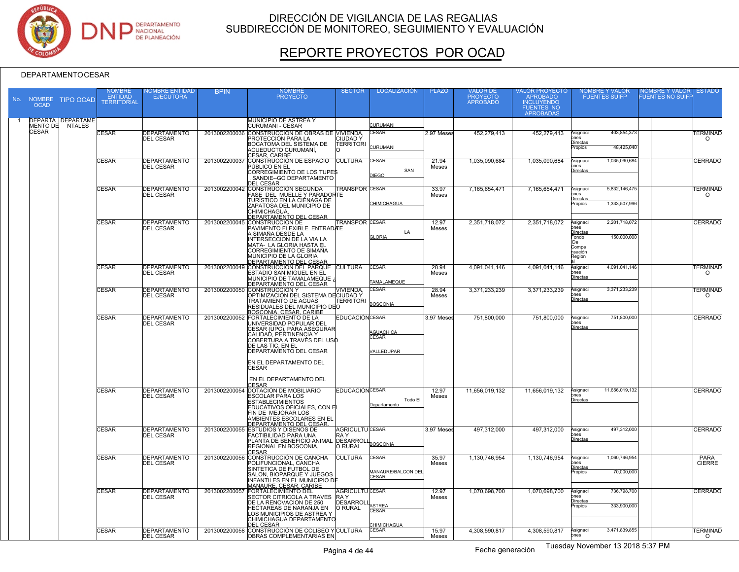# DIRECCIÓN DE VIGILANCIA DE LAS REGALIAS
## SUBDIRECCIÓN DE MONITOREO, SEGUIMIENTO Y EVALUACIÓN

# REPORTE PROYECTOS POR OCAD

DEPARTAMENTO CESAR

| No. | NOMBRE OCAD | TIPO OCAD | NOMBRE ENTIDAD TERRITORIAL | NOMBRE ENTIDAD EJECUTORA | BPIN | NOMBRE PROYECTO | SECTOR | LOCALIZACIÓN | PLAZO | VALOR DE PROYECTO APROBADO | VALOR PROYECTO APROBADO INCLUYENDO FUENTES NO APROBADAS | NOMBRE Y VALOR FUENTES SUIFP | | NOMBRE Y VALOR FUENTES NO SUIFP | | ESTADO |
|---|---|---|---|---|---|---|---|---|---|---|---|---|---|---|---|---|
| 1 | DEPARTAMENTO DE CESAR | DEPARTAMENTALES | | | | MUNICIPIO DE ASTREA Y CURUMANI - CESAR | | CURUMANI | | | | | | | | |
| | | | CESAR | DEPARTAMENTO DEL CESAR | 2013002200036 | CONSTRUCCIÓN DE OBRAS DE PROTECCIÓN PARA LA BOCATOMA DEL SISTEMA DE ACUEDUCTO CURUMANÍ, CESAR, CARIBE | VIVIENDA, CIUDAD Y TERRITORIO | CESAR CURUMANI | 2.97 Meses | 452,279,413 | 452,279,413 | Asignaciones Directas / Propios | 403,854,373 / 48,425,040 | | | TERMINADO |
| | | | CESAR | DEPARTAMENTO DEL CESAR | 2013002200037 | CONSTRUCCIÓN DE ESPACIO PÚBLICO EN EL CORREGIMIENTO DE LOS TUPES . SANDIE--GO DEPARTAMENTO DEL CESAR | CULTURA | CESAR SAN DIEGO | 21.94 Meses | 1,035,090,684 | 1,035,090,684 | Asignaciones Directas | 1,035,090,684 | | | CERRADO |
| | | | CESAR | DEPARTAMENTO DEL CESAR | 2013002200042 | CONSTRUCCION SEGUNDA FASE DEL MUELLE Y PARADOR TURÍSTICO EN LA CIÉNAGA DE ZAPATOSA DEL MUNICIPIO DE CHIMICHAGUA, DEPARTAMENTO DEL CESAR | TRANSPORTE | CESAR CHIMICHAGUA | 33.97 Meses | 7,165,654,471 | 7,165,654,471 | Asignaciones Directas / Propios | 5,832,146,475 / 1,333,507,996 | | | TERMINADO |
| | | | CESAR | DEPARTAMENTO DEL CESAR | 2013002200045 | CONSTRUCCIÓN DE PAVIMENTO FLEXIBLE ENTRADA A SIMAÑA DESDE LA INTERSECCION DE LA VIA LA MATA- LA GLORIA HASTA EL CORREGIMIENTO DE SIMAÑA MUNICIPIO DE LA GLORIA DEPARTAMENTO DEL CESAR | TRANSPORTE | CESAR LA GLORIA | 12.97 Meses | 2,351,718,072 | 2,351,718,072 | Asignaciones Directas / Fondo De Compensación Regional | 2,201,718,072 / 150,000,000 | | | CERRADO |
| | | | CESAR | DEPARTAMENTO DEL CESAR | 2013002200049 | CONSTRUCCIÓN DEL PARQUE ESTADIO SAN MIGUEL EN EL MUNICIPIO DE TAMALAMEQUE ¿ DEPARTAMENTO DEL CESAR | CULTURA | CESAR TAMALAMEQUE | 28.94 Meses | 4,091,041,146 | 4,091,041,146 | Asignaciones Directas | 4,091,041,146 | | | TERMINADO |
| | | | CESAR | DEPARTAMENTO DEL CESAR | 2013002200050 | CONSTRUCCIÓN Y OPTIMIZACIÓN DEL SISTEMA DE TRATAMIENTO DE AGUAS RESIDUALES DEL MUNICIPIO DE BOSCONIA, CESAR, CARIBE | VIVIENDA, CIUDAD Y TERRITORIO | CESAR BOSCONIA | 28.94 Meses | 3,371,233,239 | 3,371,233,239 | Asignaciones Directas | 3,371,233,239 | | | TERMINADO |
| | | | CESAR | DEPARTAMENTO DEL CESAR | 2013002200052 | FORTALECIMIENTO DE LA UNIVERSIDAD POPULAR DEL CESAR (UPC), PARA ASEGURAR CALIDAD, PERTINENCIA Y COBERTURA A TRAVÉS DEL USO DE LAS TIC, EN EL DEPARTAMENTO DEL CESAR EN EL DEPARTAMENTO DEL CESAR EN EL DEPARTAMENTO DEL CESAR | EDUCACION | CESAR AGUACHICA / CESAR VALLEDUPAR | 3.97 Meses | 751,800,000 | 751,800,000 | Asignaciones Directas | 751,800,000 | | | CERRADO |
| | | | CESAR | DEPARTAMENTO DEL CESAR | 2013002200054 | DOTACION DE MOBILIARIO ESCOLAR PARA LOS ESTABLECIMIENTOS EDUCATIVOS OFICIALES, CON EL FIN DE MEJORAR LOS AMBIENTES ESCOLARES EN EL DEPARTAMENTO DEL CESAR. | EDUCACION | CESAR Todo El Departamento | 12.97 Meses | 11,656,019,132 | 11,656,019,132 | Asignaciones Directas | 11,656,019,132 | | | CERRADO |
| | | | CESAR | DEPARTAMENTO DEL CESAR | 2013002200055 | ESTUDIOS Y DISEÑOS DE FACTIBILIDAD PARA UNA PLANTA DE BENEFICIO ANIMAL REGIONAL EN BOSCONIA, CESAR | AGRICULTURA Y DESARROLLO RURAL | CESAR BOSCONIA | 3.97 Meses | 497,312,000 | 497,312,000 | Asignaciones Directas | 497,312,000 | | | CERRADO |
| | | | CESAR | DEPARTAMENTO DEL CESAR | 2013002200056 | CONSTRUCCIÓN DE CANCHA POLIFUNCIONAL, CANCHA SINTETICA DE FUTBOL DE SALON, BIOPARQUE Y JUEGOS INFANTILES EN EL MUNICIPIO DE MANAURE, CESAR, CARIBE | CULTURA | CESAR MANAURE/BALCON DEL CESAR | 35.97 Meses | 1,130,746,954 | 1,130,746,954 | Asignaciones Directas / Propios | 1,060,746,954 / 70,000,000 | | | PARA CIERRE |
| | | | CESAR | DEPARTAMENTO DEL CESAR | 2013002200057 | FORTALECIMIENTO DEL SECTOR CITRICOLA A TRAVES DE LA RENOVACION DE 250 HECTAREAS DE NARANJA EN LOS MUNICIPIOS DE ASTREA Y CHIMICHAGUA DEPARTAMENTO DEL CESAR | AGRICULTURA Y DESARROLLO RURAL | CESAR ASTREA / CESAR CHIMICHAGUA | 12.97 Meses | 1,070,698,700 | 1,070,698,700 | Asignaciones Directas / Propios | 736,798,700 / 333,900,000 | | | CERRADO |
| | | | CESAR | DEPARTAMENTO DEL CESAR | 2013002200058 | CONSTRUCCIÓN DE COLISEO Y OBRAS COMPLEMENTARIAS EN | CULTURA | CESAR | 15.97 Meses | 4,308,590,817 | 4,308,590,817 | Asignaciones | 3,471,839,855 | | | TERMINADO |

Fecha generación Tuesday November 13 2018 5:37 PM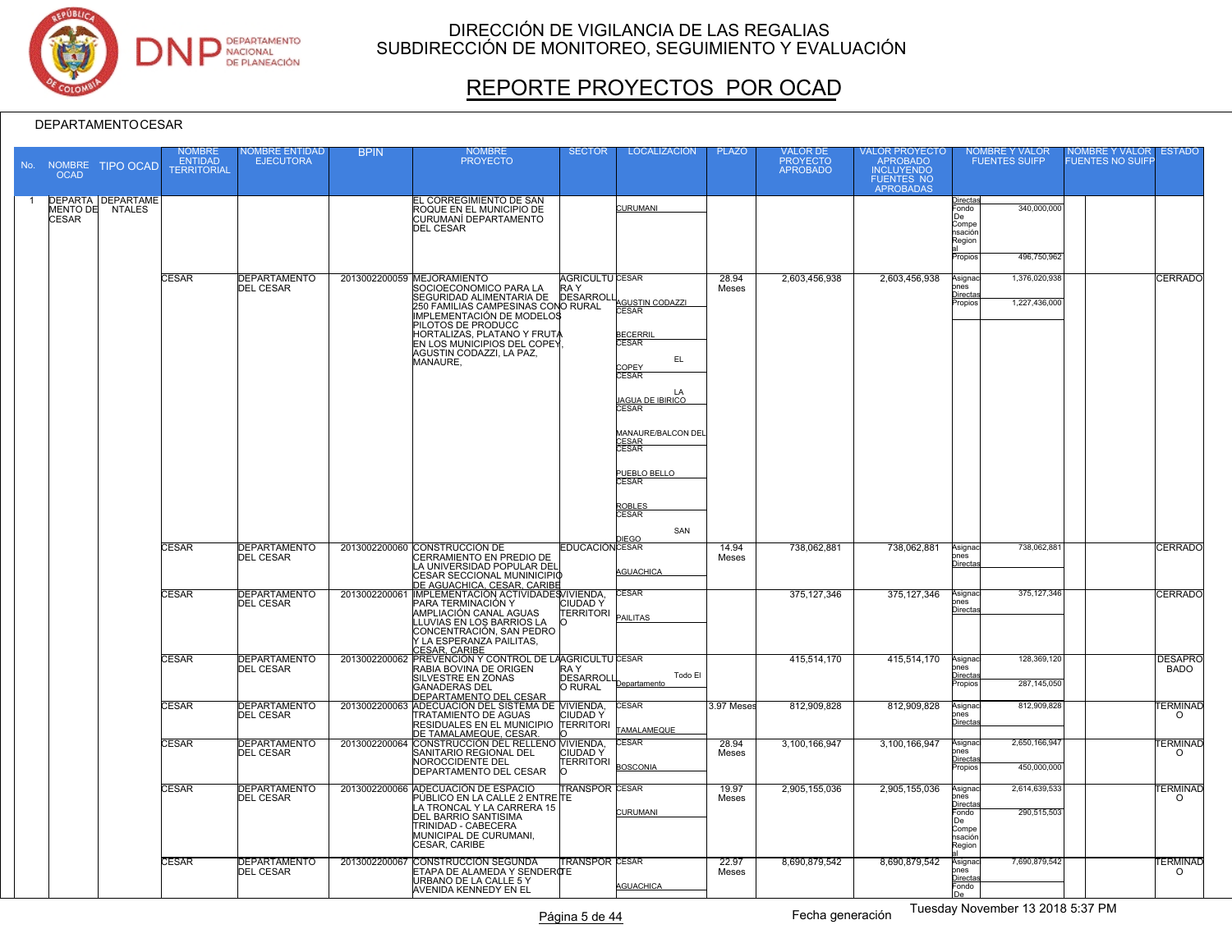DIRECCIÓN DE VIGILANCIA DE LAS REGALIAS
SUBDIRECCIÓN DE MONITOREO, SEGUIMIENTO Y EVALUACIÓN

# REPORTE PROYECTOS POR OCAD

DEPARTAMENTO CESAR

| No. | NOMBRE OCAD | TIPO OCAD | NOMBRE ENTIDAD TERRITORIAL | NOMBRE ENTIDAD EJECUTORA | BPIN | NOMBRE PROYECTO | SECTOR | LOCALIZACIÓN | PLAZO | VALOR DE PROYECTO APROBADO | VALOR PROYECTO APROBADO INCLUYENDO FUENTES NO APROBADAS | NOMBRE Y VALOR FUENTES SUIFP | | NOMBRE Y VALOR FUENTES NO SUIFP | ESTADO |
|---|---|---|---|---|---|---|---|---|---|---|---|---|---|---|---|
| 1 | DEPARTAMENTO DE CESAR | DEPARTAMENTALES | | | | EL CORREGIMIENTO DE SAN ROQUE EN EL MUNICIPIO DE CURUMANÍ DEPARTAMENTO DEL CESAR | | CURUMANI | | | | Directas Fondo De Compensación Regional / Propios | 340,000,000 / 496,750,962 | | |
| | | | CESAR | DEPARTAMENTO DEL CESAR | 2013002200059 | MEJORAMIENTO SOCIOECONOMICO PARA LA SEGURIDAD ALIMENTARIA DE 250 FAMILIAS CAMPESINAS CON IMPLEMENTACIÓN DE MODELOS PILOTOS DE PRODUCC HORTALIZAS, PLATANO Y FRUTA EN LOS MUNICIPIOS DEL COPEY, AGUSTIN CODAZZI, LA PAZ, MANAURE, | AGRICULTURA Y DESARROLLO RURAL | CESAR AGUSTIN CODAZZI; CESAR BECERRIL; CESAR EL COPEY; CESAR LA JAGUA DE IBIRICO; CESAR MANAURE/BALCON DEL CESAR; CESAR PUEBLO BELLO; CESAR ROBLES; CESAR SAN DIEGO | 28.94 Meses | 2,603,456,938 | 2,603,456,938 | Asignaciones Directas / Propios | 1,376,020,938 / 1,227,436,000 | | CERRADO |
| | | | CESAR | DEPARTAMENTO DEL CESAR | 2013002200060 | CONSTRUCCIÓN DE CERRAMIENTO EN PREDIO DE LA UNIVERSIDAD POPULAR DEL CESAR SECCIONAL MUNINICIPIO DE AGUACHICA, CESAR, CARIBE | EDUCACIÓN | CESAR AGUACHICA | 14.94 Meses | 738,062,881 | 738,062,881 | Asignaciones Directas | 738,062,881 | | CERRADO |
| | | | CESAR | DEPARTAMENTO DEL CESAR | 2013002200061 | IMPLEMENTACIÓN ACTIVIDADES PARA TERMINACIÓN Y AMPLIACIÓN CANAL AGUAS LLUVIAS EN LOS BARRIOS LA CONCENTRACIÓN, SAN PEDRO Y LA ESPERANZA PAILITAS, CESAR, CARIBE | VIVIENDA, CIUDAD Y TERRITORIO | CESAR PAILITAS | | 375,127,346 | 375,127,346 | Asignaciones Directas | 375,127,346 | | CERRADO |
| | | | CESAR | DEPARTAMENTO DEL CESAR | 2013002200062 | PREVENCIÓN Y CONTROL DE LA RABIA BOVINA DE ORIGEN SILVESTRE EN ZONAS GANADERAS DEL DEPARTAMENTO DEL CESAR | AGRICULTURA Y DESARROLLO RURAL | CESAR Todo El Departamento | | 415,514,170 | 415,514,170 | Asignaciones Directas / Propios | 128,369,120 / 287,145,050 | | DESAPROBADO |
| | | | CESAR | DEPARTAMENTO DEL CESAR | 2013002200063 | ADECUACIÓN DEL SISTEMA DE TRATAMIENTO DE AGUAS RESIDUALES EN EL MUNICIPIO DE TAMALAMEQUE, CESAR. | VIVIENDA, CIUDAD Y TERRITORIO | CESAR TAMALAMEQUE | 3.97 Meses | 812,909,828 | 812,909,828 | Asignaciones Directas | 812,909,828 | | TERMINADO |
| | | | CESAR | DEPARTAMENTO DEL CESAR | 2013002200064 | CONSTRUCCIÓN DEL RELLENO SANITARIO REGIONAL DEL NOROCCIDENTE DEL DEPARTAMENTO DEL CESAR | VIVIENDA, CIUDAD Y TERRITORIO | CESAR BOSCONIA | 28.94 Meses | 3,100,166,947 | 3,100,166,947 | Asignaciones Directas / Propios | 2,650,166,947 / 450,000,000 | | TERMINADO |
| | | | CESAR | DEPARTAMENTO DEL CESAR | 2013002200066 | ADECUACIÓN DE ESPACIO PÚBLICO EN LA CALLE 2 ENTRE LA TRONCAL Y LA CARRERA 15 DEL BARRIO SANTISIMA TRINIDAD - CABECERA MUNICIPAL DE CURUMANI, CESAR, CARIBE | TRANSPORTE | CESAR CURUMANI | 19.97 Meses | 2,905,155,036 | 2,905,155,036 | Asignaciones Directas / Fondo De Compensación Regional | 2,614,639,533 / 290,515,503 | | TERMINADO |
| | | | CESAR | DEPARTAMENTO DEL CESAR | 2013002200067 | CONSTRUCCIÓN SEGUNDA ETAPA DE ALAMEDA Y SENDERO URBANO DE LA CALLE 5 Y AVENIDA KENNEDY EN EL | TRANSPORTE | CESAR AGUACHICA | 22.97 Meses | 8,690,879,542 | 8,690,879,542 | Asignaciones Directas / Fondo De | 7,690,879,542 | | TERMINADO |

Fecha generación Tuesday November 13 2018 5:37 PM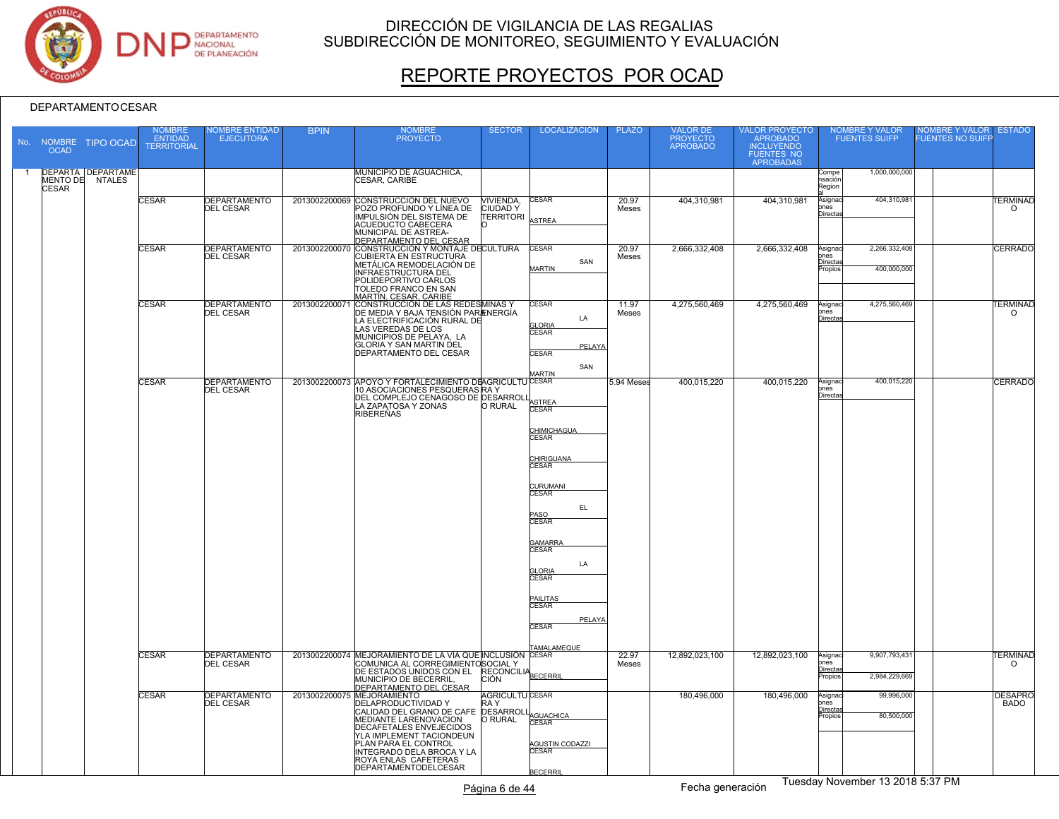# DIRECCIÓN DE VIGILANCIA DE LAS REGALIAS
## SUBDIRECCIÓN DE MONITOREO, SEGUIMIENTO Y EVALUACIÓN

# REPORTE PROYECTOS POR OCAD

DEPARTAMENTO CESAR

| No. | NOMBRE OCAD | TIPO OCAD | NOMBRE ENTIDAD TERRITORIAL | NOMBRE ENTIDAD EJECUTORA | BPIN | NOMBRE PROYECTO | SECTOR | LOCALIZACIÓN | PLAZO | VALOR DE PROYECTO APROBADO | VALOR PROYECTO APROBADO INCLUYENDO FUENTES NO APROBADAS | NOMBRE Y VALOR FUENTES SUIFP | | NOMBRE Y VALOR FUENTES NO SUIFP | ESTADO |
|---|---|---|---|---|---|---|---|---|---|---|---|---|---|---|---|
| 1 | DEPARTAMENTO DE CESAR | DEPARTAMENTALES | | | | MUNICIPIO DE AGUACHICA, CESAR, CARIBE | | | | | | Compensación Regional | 1,000,000,000 | | |
| | | | CESAR | DEPARTAMENTO DEL CESAR | 2013002200069 | CONSTRUCCIÓN DEL NUEVO POZO PROFUNDO Y LÍNEA DE IMPULSIÓN DEL SISTEMA DE ACUEDUCTO CABECERA MUNICIPAL DE ASTREA-DEPARTAMENTO DEL CESAR | VIVIENDA, CIUDAD Y TERRITORIO | CESAR ASTREA | 20.97 Meses | 404,310,981 | 404,310,981 | Asignaciones Directas | 404,310,981 | | TERMINADO |
| | | | CESAR | DEPARTAMENTO DEL CESAR | 2013002200070 | CONSTRUCCIÓN Y MONTAJE DE CUBIERTA EN ESTRUCTURA METÁLICA REMODELACIÓN DE INFRAESTRUCTURA DEL POLIDEPORTIVO CARLOS TOLEDO FRANCO EN SAN MARTÍN, CESAR, CARIBE | CULTURA | CESAR SAN MARTIN | 20.97 Meses | 2,666,332,408 | 2,666,332,408 | Asignaciones Directas<br>Propios | 2,266,332,408<br>400,000,000 | | CERRADO |
| | | | CESAR | DEPARTAMENTO DEL CESAR | 2013002200071 | CONSTRUCCIÓN DE LAS REDES DE MEDIA Y BAJA TENSIÓN PARA LA ELECTRIFICACIÓN RURAL DE LAS VEREDAS DE LOS MUNICIPIOS DE PELAYA, LA GLORIA Y SAN MARTIN DEL DEPARTAMENTO DEL CESAR | MINAS Y ENERGÍA | CESAR LA GLORIA<br>CESAR PELAYA<br>CESAR SAN MARTIN | 11.97 Meses | 4,275,560,469 | 4,275,560,469 | Asignaciones Directas | 4,275,560,469 | | TERMINADO |
| | | | CESAR | DEPARTAMENTO DEL CESAR | 2013002200073 | APOYO Y FORTALECIMIENTO DE 10 ASOCIACIONES PESQUERAS DEL COMPLEJO CENAGOSO DE LA ZAPATOSA Y ZONAS RIBEREÑAS | AGRICULTURA Y DESARROLLO RURAL | CESAR ASTREA<br>CESAR CHIMICHAGUA<br>CESAR CHIRIGUANA<br>CESAR CURUMANI<br>CESAR EL PASO<br>CESAR GAMARRA<br>CESAR LA GLORIA<br>CESAR PAILITAS<br>CESAR PELAYA<br>CESAR TAMALAMEQUE | 5.94 Meses | 400,015,220 | 400,015,220 | Asignaciones Directas | 400,015,220 | | CERRADO |
| | | | CESAR | DEPARTAMENTO DEL CESAR | 2013002200074 | MEJORAMIENTO DE LA VIA QUE COMUNICA AL CORREGIMIENTO DE ESTADOS UNIDOS CON EL MUNICIPIO DE BECERRIL, DEPARTAMENTO DEL CESAR | INCLUSIÓN SOCIAL Y RECONCILIACIÓN | CESAR BECERRIL | 22.97 Meses | 12,892,023,100 | 12,892,023,100 | Asignaciones Directas<br>Propios | 9,907,793,431<br>2,984,229,669 | | TERMINADO |
| | | | CESAR | DEPARTAMENTO DEL CESAR | 2013002200075 | MEJORAMIENTO DELAPRODUCTIVIDAD Y CALIDAD DEL GRANO DE CAFE MEDIANTE LARENOVACION DECAFETALES ENVEJECIDOS YLA IMPLEMENT TACIONDEUN PLAN PARA EL CONTROL INTEGRADO DELA BROCA Y LA ROYA ENLAS CAFETERAS DEPARTAMENTODELCESAR | AGRICULTURA Y DESARROLLO RURAL | CESAR AGUACHICA<br>CESAR AGUSTIN CODAZZI<br>CESAR BECERRIL | | 180,496,000 | 180,496,000 | Asignaciones Directas<br>Propios | 99,996,000<br>80,500,000 | | DESAPROBADO |

Fecha generación Tuesday November 13 2018 5:37 PM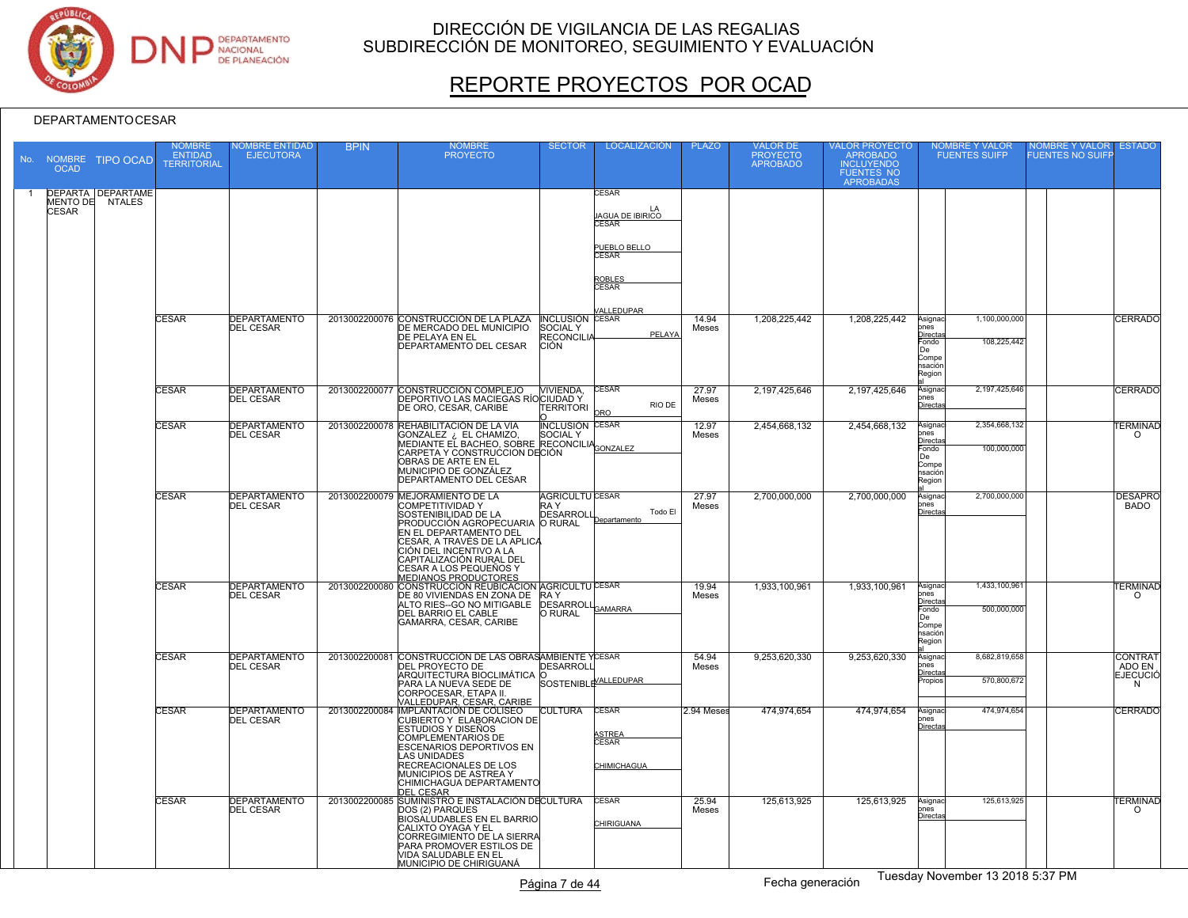# DIRECCIÓN DE VIGILANCIA DE LAS REGALIAS
## SUBDIRECCIÓN DE MONITOREO, SEGUIMIENTO Y EVALUACIÓN

# REPORTE PROYECTOS POR OCAD

DEPARTAMENTO CESAR

| No. | NOMBRE OCAD | TIPO OCAD | NOMBRE ENTIDAD TERRITORIAL | NOMBRE ENTIDAD EJECUTORA | BPIN | NOMBRE PROYECTO | SECTOR | LOCALIZACIÓN | PLAZO | VALOR DE PROYECTO APROBADO | VALOR PROYECTO APROBADO INCLUYENDO FUENTES NO APROBADAS | NOMBRE Y VALOR FUENTES SUIFP | | NOMBRE Y VALOR FUENTES NO SUIFP | | ESTADO |
|---|---|---|---|---|---|---|---|---|---|---|---|---|---|---|---|---|
| 1 | DEPARTAMENTO DE CESAR | DEPARTAMENTALES | | | | | | CESAR LA JAGUA DE IBIRICO; CESAR PUEBLO BELLO; CESAR ROBLES; CESAR VALLEDUPAR | | | | | | | | |
| | | | CESAR | DEPARTAMENTO DEL CESAR | 2013002200076 | CONSTRUCCIÓN DE LA PLAZA DE MERCADO DEL MUNICIPIO DE PELAYA EN EL DEPARTAMENTO DEL CESAR | INCLUSION SOCIAL Y RECONCILIACIÓN | CESAR PELAYA | 14.94 Meses | 1,208,225,442 | 1,208,225,442 | Asignaciones Directas; Fondo De Compensación Regional | 1,100,000,000; 108,225,442 | | | CERRADO |
| | | | CESAR | DEPARTAMENTO DEL CESAR | 2013002200077 | CONSTRUCCIÓN COMPLEJO DEPORTIVO LAS MACIEGAS RÍO DE ORO, CESAR, CARIBE | VIVIENDA, CIUDAD Y TERRITORIO | CESAR RIO DE ORO | 27.97 Meses | 2,197,425,646 | 2,197,425,646 | Asignaciones Directas | 2,197,425,646 | | | CERRADO |
| | | | CESAR | DEPARTAMENTO DEL CESAR | 2013002200078 | REHABILITACIÓN DE LA VIA GONZALEZ ¿ EL CHAMIZO, MEDIANTE EL BACHEO, SOBRE CARPETA Y CONSTRUCCION DE OBRAS DE ARTE EN EL MUNICIPIO DE GONZÁLEZ DEPARTAMENTO DEL CESAR | INCLUSION SOCIAL Y RECONCILIACIÓN | CESAR GONZALEZ | 12.97 Meses | 2,454,668,132 | 2,454,668,132 | Asignaciones Directas; Fondo De Compensación Regional | 2,354,668,132; 100,000,000 | | | TERMINADO |
| | | | CESAR | DEPARTAMENTO DEL CESAR | 2013002200079 | MEJORAMIENTO DE LA COMPETITIVIDAD Y SOSTENIBILIDAD DE LA PRODUCCIÓN AGROPECUARIA EN EL DEPARTAMENTO DEL CESAR, A TRAVÉS DE LA APLICACIÓN DEL INCENTIVO A LA CAPITALIZACIÓN RURAL DEL CESAR A LOS PEQUEÑOS Y MEDIANOS PRODUCTORES | AGRICULTURA Y DESARROLLO RURAL | CESAR Todo El Departamento | 27.97 Meses | 2,700,000,000 | 2,700,000,000 | Asignaciones Directas | 2,700,000,000 | | | DESAPROBADO |
| | | | CESAR | DEPARTAMENTO DEL CESAR | 2013002200080 | CONSTRUCCIÓN REUBICACION DE 80 VIVIENDAS EN ZONA DE ALTO RIES--GO NO MITIGABLE DEL BARRIO EL CABLE GAMARRA, CESAR, CARIBE | AGRICULTURA Y DESARROLLO RURAL | CESAR GAMARRA | 19.94 Meses | 1,933,100,961 | 1,933,100,961 | Asignaciones Directas; Fondo De Compensación Regional | 1,433,100,961; 500,000,000 | | | TERMINADO |
| | | | CESAR | DEPARTAMENTO DEL CESAR | 2013002200081 | CONSTRUCCIÓN DE LAS OBRAS DEL PROYECTO DE ARQUITECTURA BIOCLIMÁTICA PARA LA NUEVA SEDE DE CORPOCESAR, ETAPA II. VALLEDUPAR, CESAR, CARIBE | AMBIENTE Y DESARROLLO SOSTENIBLE | CESAR VALLEDUPAR | 54.94 Meses | 9,253,620,330 | 9,253,620,330 | Asignaciones Directas; Propios | 8,682,819,658; 570,800,672 | | | CONTRATADO EN EJECUCIÓN |
| | | | CESAR | DEPARTAMENTO DEL CESAR | 2013002200084 | IMPLANTACIÓN DE COLISEO CUBIERTO Y ELABORACION DE ESTUDIOS Y DISEÑOS COMPLEMENTARIOS DE ESCENARIOS DEPORTIVOS EN LAS UNIDADES RECREACIONALES DE LOS MUNICIPIOS DE ASTREA Y CHIMICHAGUA DEPARTAMENTO DEL CESAR | CULTURA | CESAR ASTREA; CESAR CHIMICHAGUA | 2.94 Meses | 474,974,654 | 474,974,654 | Asignaciones Directas | 474,974,654 | | | CERRADO |
| | | | CESAR | DEPARTAMENTO DEL CESAR | 2013002200085 | SUMINISTRO E INSTALACIÓN DE DOS (2) PARQUES BIOSALUDABLES EN EL BARRIO CALIXTO OYAGA Y EL CORREGIMIENTO DE LA SIERRA PARA PROMOVER ESTILOS DE VIDA SALUDABLE EN EL MUNICIPIO DE CHIRIGUANÁ | CULTURA | CESAR CHIRIGUANA | 25.94 Meses | 125,613,925 | 125,613,925 | Asignaciones Directas | 125,613,925 | | | TERMINADO |

Fecha generación Tuesday November 13 2018 5:37 PM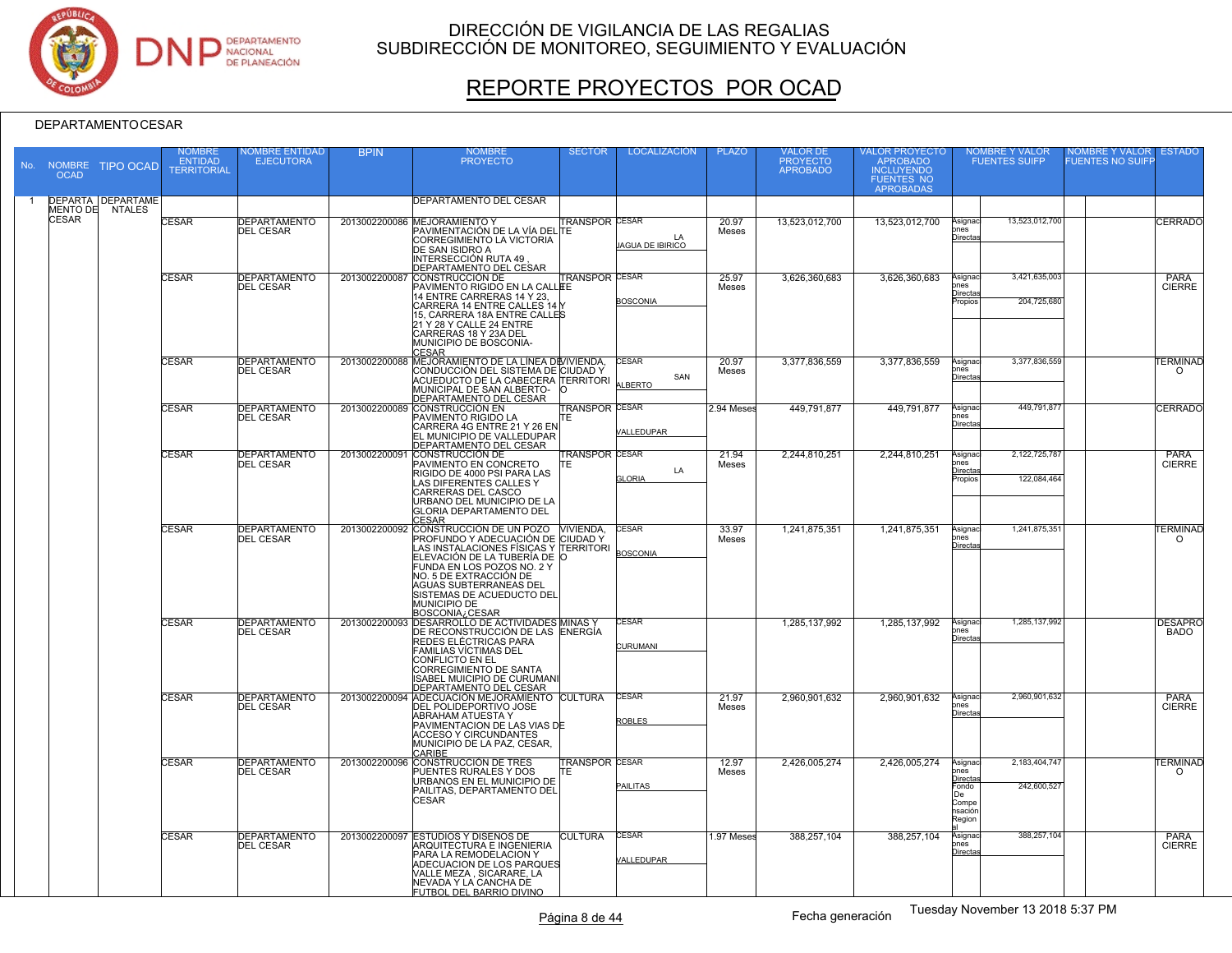# DIRECCIÓN DE VIGILANCIA DE LAS REGALIAS
## SUBDIRECCIÓN DE MONITOREO, SEGUIMIENTO Y EVALUACIÓN

# REPORTE PROYECTOS POR OCAD

DEPARTAMENTO CESAR

| No. | NOMBRE OCAD | TIPO OCAD | NOMBRE ENTIDAD TERRITORIAL | NOMBRE ENTIDAD EJECUTORA | BPIN | NOMBRE PROYECTO | SECTOR | LOCALIZACIÓN | PLAZO | VALOR DE PROYECTO APROBADO | VALOR PROYECTO APROBADO INCLUYENDO FUENTES NO APROBADAS | NOMBRE Y VALOR FUENTES SUIFP | | NOMBRE Y VALOR FUENTES NO SUIFP | | ESTADO |
|---|---|---|---|---|---|---|---|---|---|---|---|---|---|---|---|---|
| 1 | DEPARTAMENTO DE CESAR | DEPARTAMENTALES | | | | DEPARTAMENTO DEL CESAR | | | | | | | | | | |
| | | | CESAR | DEPARTAMENTO DEL CESAR | 2013002200086 | MEJORAMIENTO Y PAVIMENTACIÓN DE LA VÍA DEL CORREGIMIENTO LA VICTORIA DE SAN ISIDRO A INTERSECCIÓN RUTA 49 , DEPARTAMENTO DEL CESAR | TRANSPORTE | CESAR LA JAGUA DE IBIRICO | 20.97 Meses | 13,523,012,700 | 13,523,012,700 | Asignaciones Directas | 13,523,012,700 | | | CERRADO |
| | | | CESAR | DEPARTAMENTO DEL CESAR | 2013002200087 | CONSTRUCCION DE PAVIMENTO RIGIDO EN LA CALLE 14 ENTRE CARRERAS 14 Y 23, CARRERA 14 ENTRE CALLES 14 Y 15, CARRERA 18A ENTRE CALLES 21 Y 28 Y CALLE 24 ENTRE CARRERAS 18 Y 23A DEL MUNICIPIO DE BOSCONIA-CESAR | TRANSPORTE | CESAR BOSCONIA | 25.97 Meses | 3,626,360,683 | 3,626,360,683 | Asignaciones Directas<br>Propios | 3,421,635,003<br>204,725,680 | | | PARA CIERRE |
| | | | CESAR | DEPARTAMENTO DEL CESAR | 2013002200088 | MEJORAMIENTO DE LA LINEA DE CONDUCCIÓN DEL SISTEMA DE ACUEDUCTO DE LA CABECERA MUNICIPAL DE SAN ALBERTO-DEPARTAMENTO DEL CESAR | VIVIENDA, CIUDAD Y TERRITORIO | CESAR SAN ALBERTO | 20.97 Meses | 3,377,836,559 | 3,377,836,559 | Asignaciones Directas | 3,377,836,559 | | | TERMINADO |
| | | | CESAR | DEPARTAMENTO DEL CESAR | 2013002200089 | CONSTRUCCION EN PAVIMENTO RIGIDO LA CARRERA 4G ENTRE 21 Y 26 EN EL MUNICIPIO DE VALLEDUPAR DEPARTAMENTO DEL CESAR | TRANSPORTE | CESAR VALLEDUPAR | 2.94 Meses | 449,791,877 | 449,791,877 | Asignaciones Directas | 449,791,877 | | | CERRADO |
| | | | CESAR | DEPARTAMENTO DEL CESAR | 2013002200091 | CONSTRUCCIÓN DE PAVIMENTO EN CONCRETO RIGIDO DE 4000 PSI PARA LAS LAS DIFERENTES CALLES Y CARRERAS DEL CASCO URBANO DEL MUNICIPIO DE LA GLORIA DEPARTAMENTO DEL CESAR | TRANSPORTE | CESAR LA GLORIA | 21.94 Meses | 2,244,810,251 | 2,244,810,251 | Asignaciones Directas<br>Propios | 2,122,725,787<br>122,084,464 | | | PARA CIERRE |
| | | | CESAR | DEPARTAMENTO DEL CESAR | 2013002200092 | CONSTRUCCIÓN DE UN POZO PROFUNDO Y ADECUACIÓN DE LAS INSTALACIONES FÍSICAS Y ELEVACIÓN DE LA TUBERÍA DE FUNDA EN LOS POZOS NO. 2 Y NO. 5 DE EXTRACCIÓN DE AGUAS SUBTERRANEAS DEL SISTEMAS DE ACUEDUCTO DEL MUNICIPIO DE BOSCONIA¿CESAR | VIVIENDA, CIUDAD Y TERRITORIO | CESAR BOSCONIA | 33.97 Meses | 1,241,875,351 | 1,241,875,351 | Asignaciones Directas | 1,241,875,351 | | | TERMINADO |
| | | | CESAR | DEPARTAMENTO DEL CESAR | 2013002200093 | DESARROLLO DE ACTIVIDADES DE RECONSTRUCCIÓN DE LAS REDES ELÉCTRICAS PARA FAMILIAS VÍCTIMAS DEL CONFLICTO EN EL CORREGIMIENTO DE SANTA ISABEL MUICIPIO DE CURUMANI DEPARTAMENTO DEL CESAR | MINAS Y ENERGÍA | CESAR CURUMANI | | 1,285,137,992 | 1,285,137,992 | Asignaciones Directas | 1,285,137,992 | | | DESAPROBADO |
| | | | CESAR | DEPARTAMENTO DEL CESAR | 2013002200094 | ADECUACION MEJORAMIENTO DEL POLIDEPORTIVO JOSE ABRAHAM ATUESTA Y PAVIMENTACION DE LAS VIAS DE ACCESO Y CIRCUNDANTES MUNICIPIO DE LA PAZ, CESAR, CARIBE | CULTURA | CESAR ROBLES | 21.97 Meses | 2,960,901,632 | 2,960,901,632 | Asignaciones Directas | 2,960,901,632 | | | PARA CIERRE |
| | | | CESAR | DEPARTAMENTO DEL CESAR | 2013002200096 | CONSTRUCCION DE TRES PUENTES RURALES Y DOS URBANOS EN EL MUNICIPIO DE PAILITAS, DEPARTAMENTO DEL CESAR | TRANSPORTE | CESAR PAILITAS | 12.97 Meses | 2,426,005,274 | 2,426,005,274 | Asignaciones Directas<br>Fondo De Compensación Regional | 2,183,404,747<br>242,600,527 | | | TERMINADO |
| | | | CESAR | DEPARTAMENTO DEL CESAR | 2013002200097 | ESTUDIOS Y DISEÑOS DE ARQUITECTURA E INGENIERIA PARA LA REMODELACION Y ADECUACION DE LOS PARQUES VALLE MEZA , SICARARE, LA NEVADA Y LA CANCHA DE FUTBOL DEL BARRIO DIVINO | CULTURA | CESAR VALLEDUPAR | 1.97 Meses | 388,257,104 | 388,257,104 | Asignaciones Directas | 388,257,104 | | | PARA CIERRE |

Fecha generación Tuesday November 13 2018 5:37 PM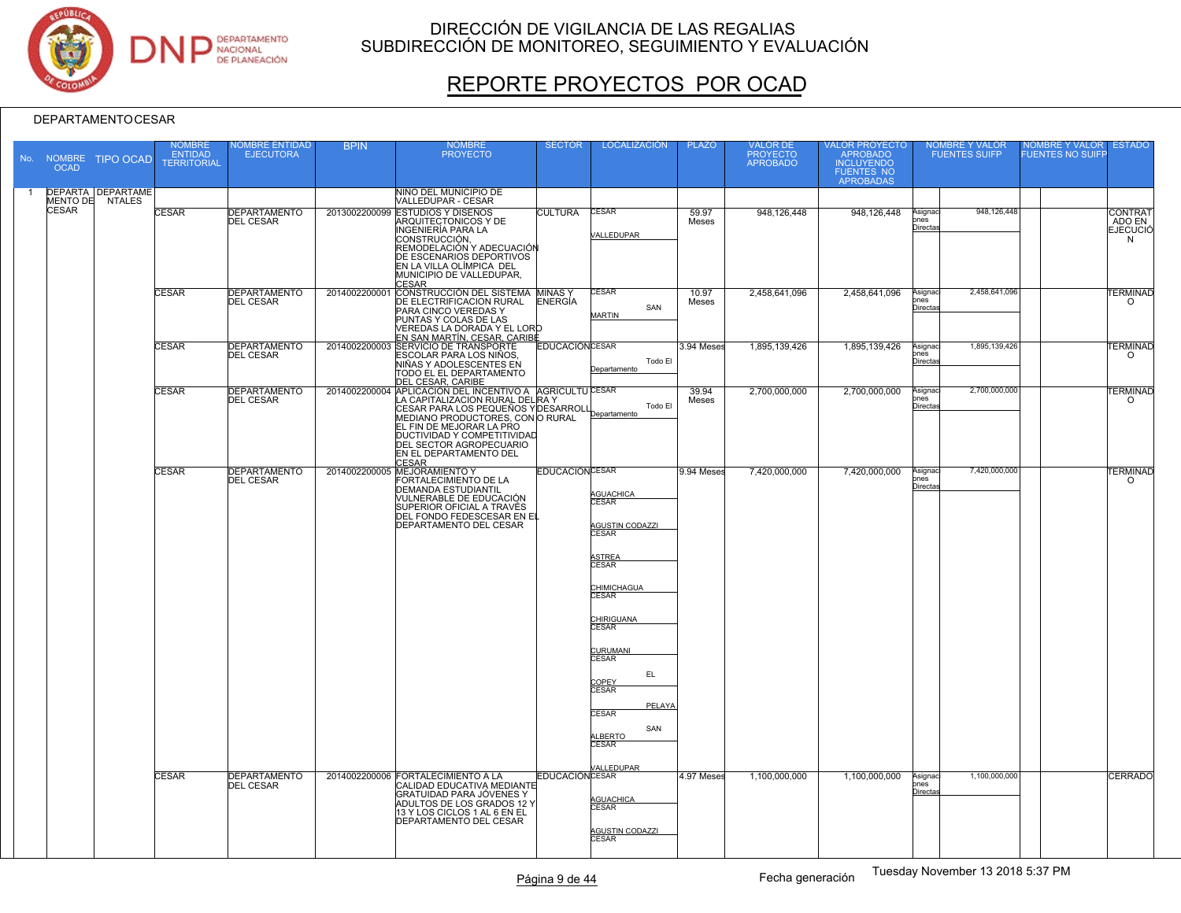DIRECCIÓN DE VIGILANCIA DE LAS REGALIAS
SUBDIRECCIÓN DE MONITOREO, SEGUIMIENTO Y EVALUACIÓN

# REPORTE PROYECTOS POR OCAD

DEPARTAMENTO CESAR

| No. | NOMBRE OCAD | TIPO OCAD | NOMBRE ENTIDAD TERRITORIAL | NOMBRE ENTIDAD EJECUTORA | BPIN | NOMBRE PROYECTO | SECTOR | LOCALIZACIÓN | PLAZO | VALOR DE PROYECTO APROBADO | VALOR PROYECTO APROBADO INCLUYENDO FUENTES NO APROBADAS | NOMBRE Y VALOR FUENTES SUIFP | | NOMBRE Y VALOR FUENTES NO SUIFP | | ESTADO |
|---|---|---|---|---|---|---|---|---|---|---|---|---|---|---|---|---|
| 1 | DEPARTAMENTO DE CESAR | DEPARTAMENTALES | | | | NIÑO DEL MUNICIPIO DE VALLEDUPAR - CESAR | | | | | | | | | | |
| | | | CESAR | DEPARTAMENTO DEL CESAR | 2013002200099 | ESTUDIOS Y DISEÑOS ARQUITECTÓNICOS Y DE INGENIERÍA PARA LA CONSTRUCCIÓN, REMODELACIÓN Y ADECUACIÓN DE ESCENARIOS DEPORTIVOS EN LA VILLA OLÍMPICA DEL MUNICIPIO DE VALLEDUPAR, CESAR | CULTURA | CESAR VALLEDUPAR | 59.97 Meses | 948,126,448 | 948,126,448 | Asignaciones Directas | 948,126,448 | | | CONTRATADO EN EJECUCIÓN |
| | | | CESAR | DEPARTAMENTO DEL CESAR | 2014002200001 | CONSTRUCCIÓN DEL SISTEMA DE ELECTRIFICACION RURAL PARA CINCO VEREDAS Y PUNTAS Y COLAS DE LAS VEREDAS LA DORADA Y EL LORO EN SAN MARTÍN, CESAR, CARIBE | MINAS Y ENERGÍA | CESAR SAN MARTIN | 10.97 Meses | 2,458,641,096 | 2,458,641,096 | Asignaciones Directas | 2,458,641,096 | | | TERMINADO |
| | | | CESAR | DEPARTAMENTO DEL CESAR | 2014002200003 | SERVICIO DE TRANSPORTE ESCOLAR PARA LOS NIÑOS, NIÑAS Y ADOLESCENTES EN TODO EL EL DEPARTAMENTO DEL CESAR, CARIBE | EDUCACIÓN | CESAR Todo El Departamento | 3.94 Meses | 1,895,139,426 | 1,895,139,426 | Asignaciones Directas | 1,895,139,426 | | | TERMINADO |
| | | | CESAR | DEPARTAMENTO DEL CESAR | 2014002200004 | APLICACIÓN DEL INCENTIVO A LA CAPITALIZACION RURAL DEL CESAR PARA LOS PEQUEÑOS Y MEDIANO PRODUCTORES, CON EL FIN DE MEJORAR LA PRODUCTIVIDAD Y COMPETITIVIDAD DEL SECTOR AGROPECUARIO EN EL DEPARTAMENTO DEL CESAR | AGRICULTURA Y DESARROLLO RURAL | CESAR Todo El Departamento | 39.94 Meses | 2,700,000,000 | 2,700,000,000 | Asignaciones Directas | 2,700,000,000 | | | TERMINADO |
| | | | CESAR | DEPARTAMENTO DEL CESAR | 2014002200005 | MEJORAMIENTO Y FORTALECIMIENTO DE LA DEMANDA ESTUDIANTIL VULNERABLE DE EDUCACIÓN SUPERIOR OFICIAL A TRAVÉS DEL FONDO FEDESCESAR EN EL DEPARTAMENTO DEL CESAR | EDUCACIÓN | CESAR AGUACHICA; CESAR AGUSTIN CODAZZI; CESAR ASTREA; CESAR CHIMICHAGUA; CESAR CHIRIGUANA; CESAR CURUMANI; CESAR EL COPEY; CESAR PELAYA; CESAR SAN ALBERTO; CESAR VALLEDUPAR | 9.94 Meses | 7,420,000,000 | 7,420,000,000 | Asignaciones Directas | 7,420,000,000 | | | TERMINADO |
| | | | CESAR | DEPARTAMENTO DEL CESAR | 2014002200006 | FORTALECIMIENTO A LA CALIDAD EDUCATIVA MEDIANTE GRATUIDAD PARA JÓVENES Y ADULTOS DE LOS GRADOS 12 Y 13 Y LOS CICLOS 1 AL 6 EN EL DEPARTAMENTO DEL CESAR | EDUCACIÓN | CESAR AGUACHICA; CESAR AGUSTIN CODAZZI; CESAR | 4.97 Meses | 1,100,000,000 | 1,100,000,000 | Asignaciones Directas | 1,100,000,000 | | | CERRADO |

Fecha generación Tuesday November 13 2018 5:37 PM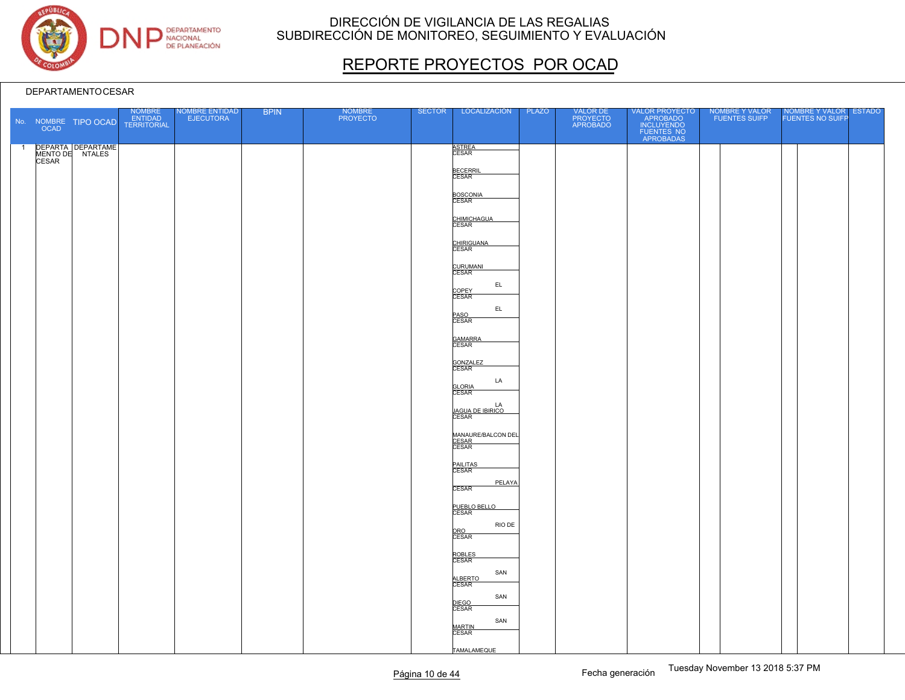# DIRECCIÓN DE VIGILANCIA DE LAS REGALIAS
## SUBDIRECCIÓN DE MONITOREO, SEGUIMIENTO Y EVALUACIÓN

## REPORTE PROYECTOS POR OCAD

DEPARTAMENTO CESAR

| No. | NOMBRE OCAD | TIPO OCAD | NOMBRE ENTIDAD TERRITORIAL | NOMBRE ENTIDAD EJECUTORA | BPIN | NOMBRE PROYECTO | SECTOR | LOCALIZACIÓN | PLAZO | VALOR DE PROYECTO APROBADO | VALOR PROYECTO APROBADO INCLUYENDO FUENTES NO APROBADAS | NOMBRE Y VALOR FUENTES SUIFP | NOMBRE Y VALOR FUENTES NO SUIFP | ESTADO |
|---|---|---|---|---|---|---|---|---|---|---|---|---|---|---|
| 1 | DEPARTAMENTO DE CESAR | DEPARTAMENTALES | | | | | | ASTREA CESAR<br>BECERRIL CESAR<br>BOSCONIA CESAR<br>CHIMICHAGUA CESAR<br>CHIRIGUANA CESAR<br>CURUMANI CESAR<br>EL COPEY CESAR<br>EL PASO CESAR<br>GAMARRA CESAR<br>GONZALEZ CESAR<br>LA GLORIA CESAR<br>LA JAGUA DE IBIRICO CESAR<br>MANAURE/BALCON DEL CESAR CESAR<br>PAILITAS CESAR<br>PELAYA CESAR<br>PUEBLO BELLO CESAR<br>RIO DE ORO CESAR<br>ROBLES CESAR<br>SAN ALBERTO CESAR<br>SAN DIEGO CESAR<br>SAN MARTIN CESAR<br>TAMALAMEQUE | | | | | | |

Fecha generación Tuesday November 13 2018 5:37 PM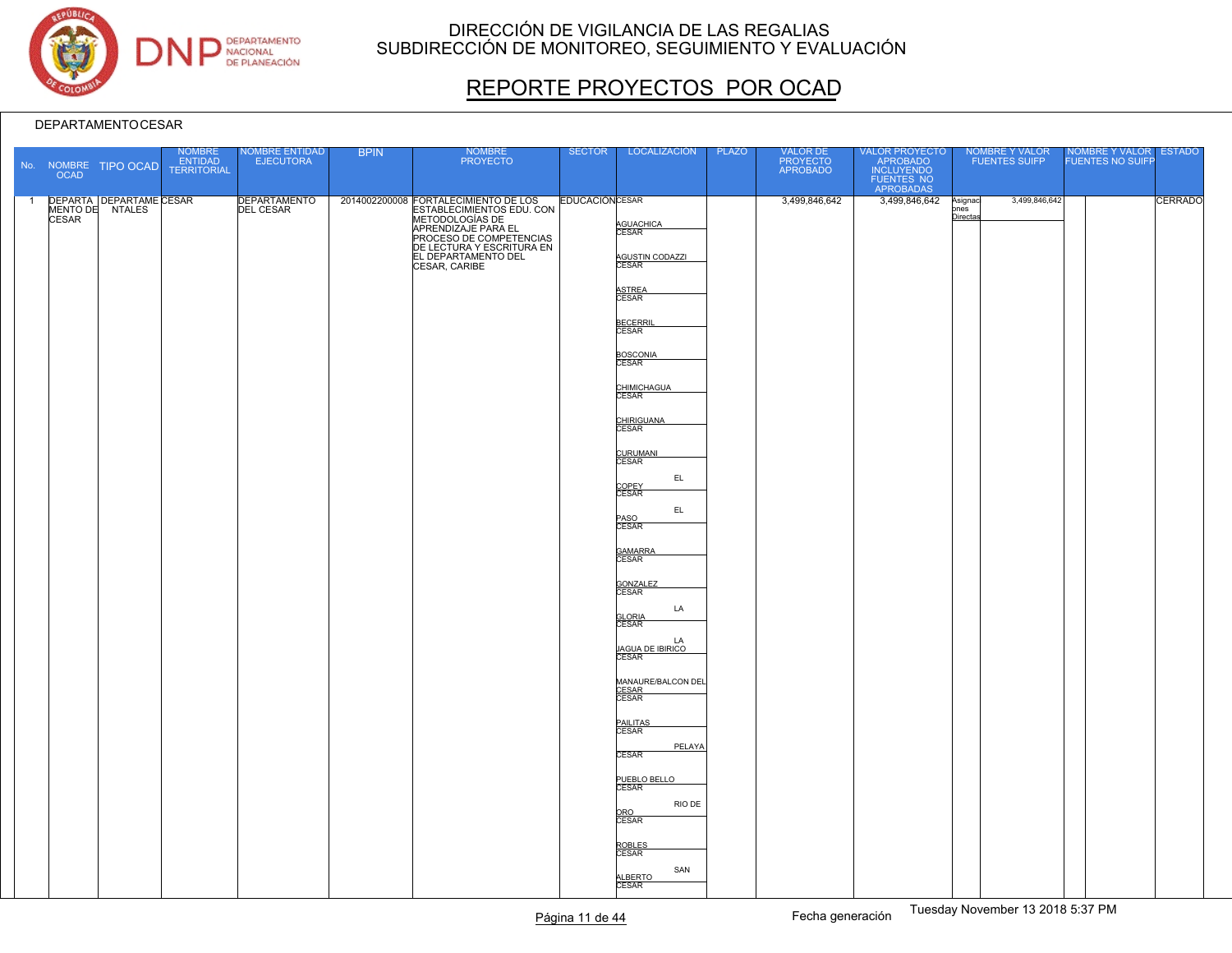# DIRECCIÓN DE VIGILANCIA DE LAS REGALIAS
## SUBDIRECCIÓN DE MONITOREO, SEGUIMIENTO Y EVALUACIÓN

# REPORTE PROYECTOS POR OCAD

DEPARTAMENTO CESAR

| No. | NOMBRE OCAD | TIPO OCAD | NOMBRE ENTIDAD TERRITORIAL | NOMBRE ENTIDAD EJECUTORA | BPIN | NOMBRE PROYECTO | SECTOR | LOCALIZACIÓN | PLAZO | VALOR DE PROYECTO APROBADO | VALOR PROYECTO APROBADO INCLUYENDO FUENTES NO APROBADAS | NOMBRE Y VALOR FUENTES SUIFP | | NOMBRE Y VALOR FUENTES NO SUIFP | | ESTADO |
|---|---|---|---|---|---|---|---|---|---|---|---|---|---|---|---|---|
| 1 | DEPARTAMENTO DE CESAR | DEPARTAMENTALES | CESAR | DEPARTAMENTO DEL CESAR | 2014002200008 | FORTALECIMIENTOS DE LOS ESTABLECIMIENTOS EDU. CON METODOLOGÍAS DE APRENDIZAJE PARA EL PROCESO DE COMPETENCIAS DE LECTURA Y ESCRITURA EN EL DEPARTAMENTO DEL CESAR, CARIBE | EDUCACIÓN | CESAR<br>AGUACHICA CESAR<br>AGUSTIN CODAZZI CESAR<br>ASTREA CESAR<br>BECERRIL CESAR<br>BOSCONIA CESAR<br>CHIMICHAGUA CESAR<br>CHIRIGUANA CESAR<br>CURUMANI CESAR<br>EL COPEY CESAR<br>EL PASO CESAR<br>GAMARRA CESAR<br>GONZALEZ CESAR<br>LA GLORIA CESAR<br>LA JAGUA DE IBIRICO CESAR<br>MANAURE/BALCON DEL CESAR CESAR<br>PAILITAS CESAR<br>PELAYA CESAR<br>PUEBLO BELLO CESAR<br>RIO DE ORO CESAR<br>ROBLES CESAR<br>SAN ALBERTO CESAR | | 3,499,846,642 | 3,499,846,642 | Asignaciones Directas | 3,499,846,642 | | | CERRADO |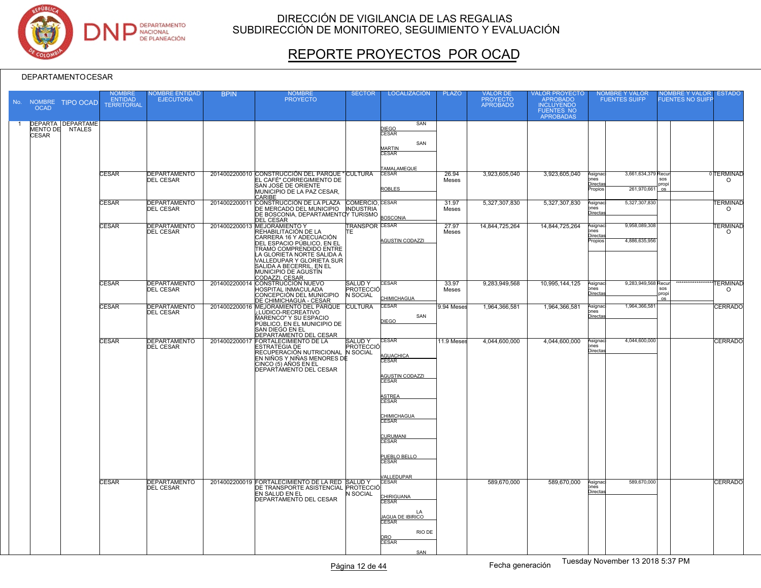# DIRECCIÓN DE VIGILANCIA DE LAS REGALIAS
# SUBDIRECCIÓN DE MONITOREO, SEGUIMIENTO Y EVALUACIÓN

## REPORTE PROYECTOS POR OCAD

DEPARTAMENTO CESAR

| No. | NOMBRE OCAD | TIPO OCAD | NOMBRE ENTIDAD TERRITORIAL | NOMBRE ENTIDAD EJECUTORA | BPIN | NOMBRE PROYECTO | SECTOR | LOCALIZACIÓN | PLAZO | VALOR DE PROYECTO APROBADO | VALOR PROYECTO APROBADO INCLUYENDO FUENTES NO APROBADAS | NOMBRE Y VALOR FUENTES SUIFP | | NOMBRE Y VALOR FUENTES NO SUIFP | | ESTADO |
|---|---|---|---|---|---|---|---|---|---|---|---|---|---|---|---|---|
| 1 | DEPARTAMENTO DE CESAR | DEPARTAMENTALES | | | | | | SAN DIEGO CESAR; SAN MARTIN CESAR; TAMALAMEQUE | | | | | | | | |
| | | | CESAR | DEPARTAMENTO DEL CESAR | 2014002200010 | CONSTRUCCIÓN DEL PARQUE " EL CAFÉ" CORREGIMIENTO DE SAN JOSÉ DE ORIENTE MUNICIPIO DE LA PAZ CESAR, CARIBE | CULTURA | CESAR ROBLES | 26.94 Meses | 3,923,605,040 | 3,923,605,040 | Asignaciones Directas; Propios | 3,661,634,379; 261,970,661 | Recursos propios | 0 | TERMINADO |
| | | | CESAR | DEPARTAMENTO DEL CESAR | 2014002200011 | CONSTRUCCIÓN DE LA PLAZA DE MERCADO DEL MUNICIPIO DE BOSCONIA, DEPARTAMENTO DEL CESAR | COMERCIO, INDUSTRIA Y TURISMO | CESAR BOSCONIA | 31.97 Meses | 5,327,307,830 | 5,327,307,830 | Asignaciones Directas | 5,327,307,830 | | | TERMINADO |
| | | | CESAR | DEPARTAMENTO DEL CESAR | 2014002200013 | MEJORAMIENTO Y REHABILITACIÓN DE LA CARRERA 16 Y ADECUACIÓN DEL ESPACIO PÚBLICO, EN EL TRAMO COMPRENDIDO ENTRE LA GLORIETA NORTE SALIDA A VALLEDUPAR Y GLORIETA SUR SALIDA A BECERRIL, EN EL MUNICIPIO DE AGUSTÍN CODAZZI, CESAR. | TRANSPORTE | CESAR AGUSTIN CODAZZI | 27.97 Meses | 14,844,725,264 | 14,844,725,264 | Asignaciones Directas; Propios | 9,958,089,308; 4,886,635,956 | | | TERMINADO |
| | | | CESAR | DEPARTAMENTO DEL CESAR | 2014002200014 | CONSTRUCCIÓN NUEVO HOSPITAL INMACULADA CONCEPCIÓN DEL MUNICIPIO DE CHIMICHAGUA - CESAR | SALUD Y PROTECCIÓN SOCIAL | CESAR CHIMICHAGUA | 33.97 Meses | 9,283,949,568 | 10,995,144,125 | Asignaciones Directas | 9,283,949,568 | Recursos propios | ******************* | TERMINADO |
| | | | CESAR | DEPARTAMENTO DEL CESAR | 2014002200016 | MEJORAMIENTO DEL PARQUE ¿LÚDICO-RECREATIVO MARENCO" Y SU ESPACIO PÚBLICO, EN EL MUNICIPIO DE SAN DIEGO EN EL DEPARTAMENTO DEL CESAR | CULTURA | CESAR SAN DIEGO | 9.94 Meses | 1,964,366,581 | 1,964,366,581 | Asignaciones Directas | 1,964,366,581 | | | CERRADO |
| | | | CESAR | DEPARTAMENTO DEL CESAR | 2014002200017 | FORTALECIMIENTO DE LA ESTRATEGIA DE RECUPERACIÓN NUTRICIONAL EN NIÑOS Y NIÑAS MENORES DE CINCO (5) AÑOS EN EL DEPARTAMENTO DEL CESAR | SALUD Y PROTECCIÓN SOCIAL | CESAR AGUACHICA; CESAR AGUSTIN CODAZZI; CESAR ASTREA; CESAR CHIMICHAGUA; CESAR CURUMANI; CESAR PUEBLO BELLO; CESAR VALLEDUPAR | 11.9 Meses | 4,044,600,000 | 4,044,600,000 | Asignaciones Directas | 4,044,600,000 | | | CERRADO |
| | | | CESAR | DEPARTAMENTO DEL CESAR | 2014002200019 | FORTALECIMIENTO DE LA RED DE TRANSPORTE ASISTENCIAL EN SALUD EN EL DEPARTAMENTO DEL CESAR | SALUD Y PROTECCIÓN SOCIAL | CESAR CHIRIGUANA; CESAR LA JAGUA DE IBIRICO; CESAR RIO DE ORO; CESAR SAN | | 589,670,000 | 589,670,000 | Asignaciones Directas | 589,670,000 | | | CERRADO |

Fecha generación Tuesday November 13 2018 5:37 PM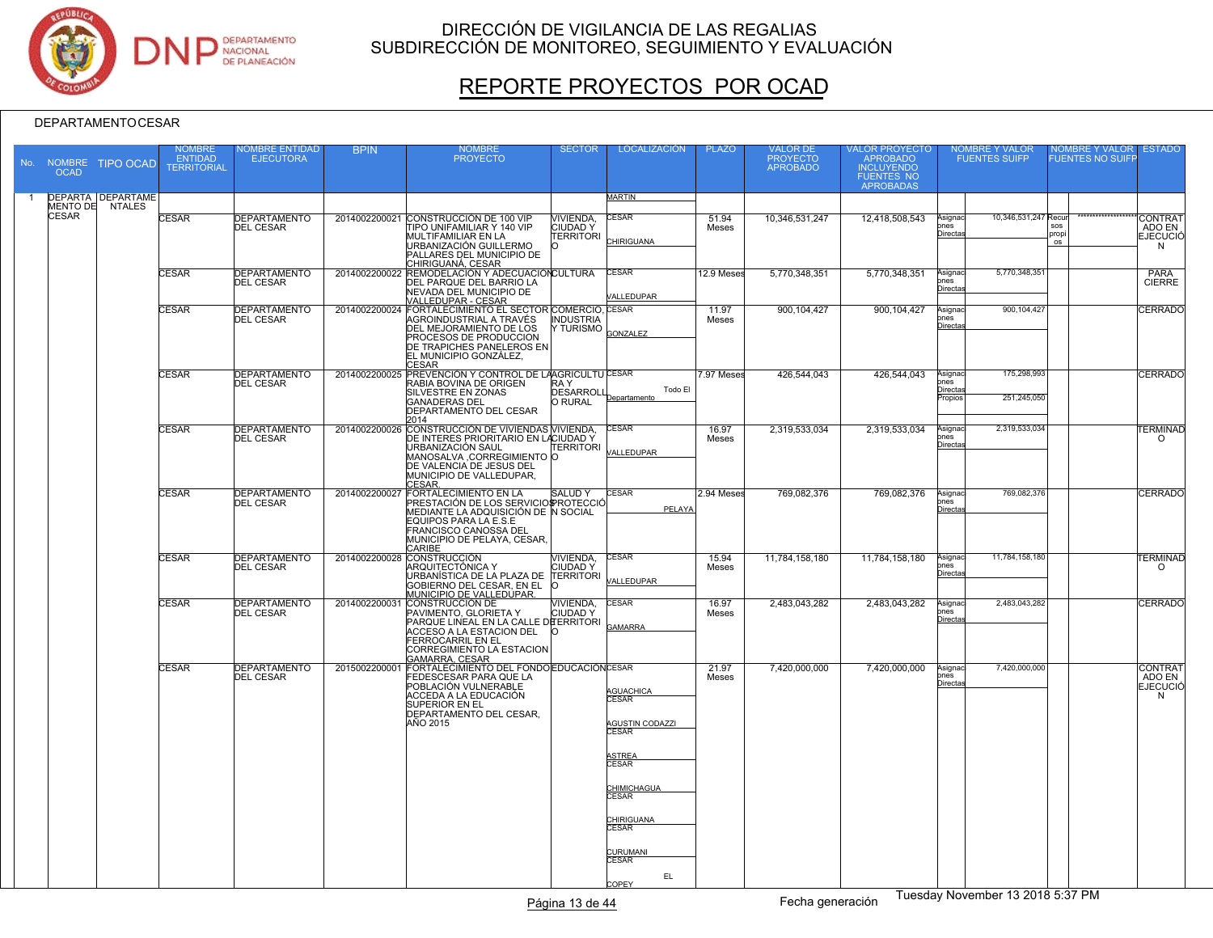# DIRECCIÓN DE VIGILANCIA DE LAS REGALIAS
## SUBDIRECCIÓN DE MONITOREO, SEGUIMIENTO Y EVALUACIÓN

# REPORTE PROYECTOS POR OCAD

DEPARTAMENTO CESAR

| No. | NOMBRE OCAD | TIPO OCAD | NOMBRE ENTIDAD TERRITORIAL | NOMBRE ENTIDAD EJECUTORA | BPIN | NOMBRE PROYECTO | SECTOR | LOCALIZACIÓN | PLAZO | VALOR DE PROYECTO APROBADO | VALOR PROYECTO APROBADO INCLUYENDO FUENTES NO APROBADAS | NOMBRE Y VALOR FUENTES SUIFP | | NOMBRE Y VALOR FUENTES NO SUIFP | | ESTADO |
|---|---|---|---|---|---|---|---|---|---|---|---|---|---|---|---|---|
| 1 | DEPARTAMENTO DE CESAR | DEPARTAMENTALES | | | | | | MARTIN | | | | | | | | |
| | | | CESAR | DEPARTAMENTO DEL CESAR | 2014002200021 | CONSTRUCCIÓN DE 100 VIP TIPO UNIFAMILIAR Y 140 VIP MULTIFAMILIAR EN LA URBANIZACIÓN GUILLERMO PALLARES DEL MUNICIPIO DE CHIRIGUANÁ, CESAR | VIVIENDA, CIUDAD Y TERRITORIO | CESAR CHIRIGUANA | 51.94 Meses | 10,346,531,247 | 12,418,508,543 | Asignaciones Directas | 10,346,531,247 | Recursos propios | ******************** | CONTRATADO EN EJECUCIÓN |
| | | | CESAR | DEPARTAMENTO DEL CESAR | 2014002200022 | REMODELACIÓN Y ADECUACIÓN DEL PARQUE DEL BARRIO LA NEVADA DEL MUNICIPIO DE VALLEDUPAR - CESAR | CULTURA | CESAR VALLEDUPAR | 12.9 Meses | 5,770,348,351 | 5,770,348,351 | Asignaciones Directas | 5,770,348,351 | | | PARA CIERRE |
| | | | CESAR | DEPARTAMENTO DEL CESAR | 2014002200024 | FORTALECIMIENTO EL SECTOR AGROINDUSTRIAL A TRAVÉS DEL MEJORAMIENTO DE LOS PROCESOS DE PRODUCCION DE TRAPICHES PANELEROS EN EL MUNICIPIO GONZÁLEZ, CESAR | COMERCIO, INDUSTRIA Y TURISMO | CESAR GONZALEZ | 11.97 Meses | 900,104,427 | 900,104,427 | Asignaciones Directas | 900,104,427 | | | CERRADO |
| | | | CESAR | DEPARTAMENTO DEL CESAR | 2014002200025 | PREVENCIÓN Y CONTROL DE LA RABIA BOVINA DE ORIGEN SILVESTRE EN ZONAS GANADERAS DEL DEPARTAMENTO DEL CESAR 2014 | AGRICULTURA Y DESARROLLO RURAL | CESAR Todo El Departamento | 7.97 Meses | 426,544,043 | 426,544,043 | Asignaciones Directas<br>Propios | 175,298,993<br>251,245,050 | | | CERRADO |
| | | | CESAR | DEPARTAMENTO DEL CESAR | 2014002200026 | CONSTRUCCIÓN DE VIVIENDAS DE INTERES PRIORITARIO EN LA URBANIZACIÓN SAUL MANOSALVA ,CORREGIMIENTO DE VALENCIA DE JESUS DEL MUNICIPIO DE VALLEDUPAR, CESAR. | VIVIENDA, CIUDAD Y TERRITORIO | CESAR VALLEDUPAR | 16.97 Meses | 2,319,533,034 | 2,319,533,034 | Asignaciones Directas | 2,319,533,034 | | | TERMINADO |
| | | | CESAR | DEPARTAMENTO DEL CESAR | 2014002200027 | FORTALECIMIENTO EN LA PRESTACIÓN DE LOS SERVICIOS MEDIANTE LA ADQUISICIÓN DE EQUIPOS PARA LA E.S.E FRANCISCO CANOSSA DEL MUNICIPIO DE PELAYA, CESAR, CARIBE | SALUD Y PROTECCIÓN SOCIAL | CESAR PELAYA | 2.94 Meses | 769,082,376 | 769,082,376 | Asignaciones Directas | 769,082,376 | | | CERRADO |
| | | | CESAR | DEPARTAMENTO DEL CESAR | 2014002200028 | CONSTRUCCIÓN ARQUITECTÓNICA Y URBANÍSTICA DE LA PLAZA DE GOBIERNO DEL CESAR, EN EL MUNICIPIO DE VALLEDUPAR. | VIVIENDA, CIUDAD Y TERRITORIO | CESAR VALLEDUPAR | 15.94 Meses | 11,784,158,180 | 11,784,158,180 | Asignaciones Directas | 11,784,158,180 | | | TERMINADO |
| | | | CESAR | DEPARTAMENTO DEL CESAR | 2014002200031 | CONSTRUCCIÓN DE PAVIMENTO, GLORIETA Y PARQUE LINEAL EN LA CALLE DE ACCESO A LA ESTACION DEL FERROCARRIL EN EL CORREGIMIENTO LA ESTACION GAMARRA, CESAR | VIVIENDA, CIUDAD Y TERRITORIO | CESAR GAMARRA | 16.97 Meses | 2,483,043,282 | 2,483,043,282 | Asignaciones Directas | 2,483,043,282 | | | CERRADO |
| | | | CESAR | DEPARTAMENTO DEL CESAR | 2015002200001 | FORTALECIMIENTO DEL FONDO FEDESCESAR PARA QUE LA POBLACIÓN VULNERABLE ACCEDA A LA EDUCACIÓN SUPERIOR EN EL DEPARTAMENTO DEL CESAR, AÑO 2015 | EDUCACIÓN | CESAR AGUACHICA<br>CESAR AGUSTIN CODAZZI<br>CESAR ASTREA<br>CESAR CHIMICHAGUA<br>CESAR CHIRIGUANA<br>CESAR CURUMANI<br>CESAR EL COPEY | 21.97 Meses | 7,420,000,000 | 7,420,000,000 | Asignaciones Directas | 7,420,000,000 | | | CONTRATADO EN EJECUCIÓN |

Fecha generación Tuesday November 13 2018 5:37 PM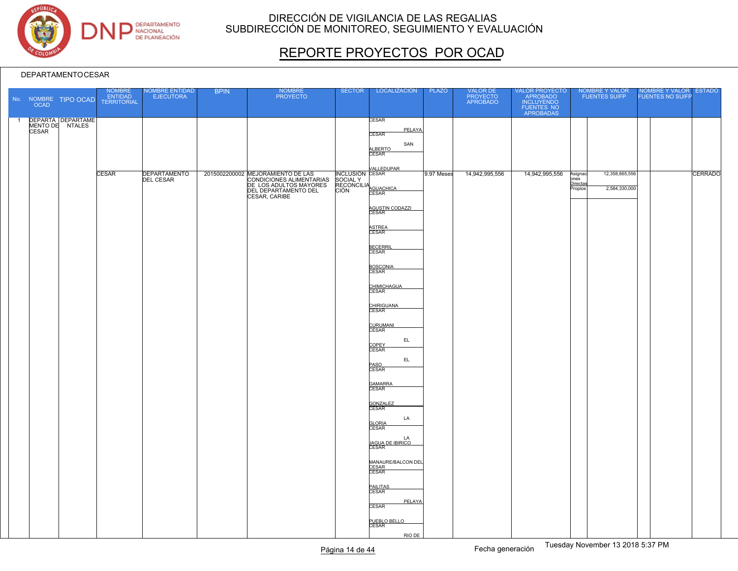# DIRECCIÓN DE VIGILANCIA DE LAS REGALIAS
## SUBDIRECCIÓN DE MONITOREO, SEGUIMIENTO Y EVALUACIÓN

## REPORTE PROYECTOS POR OCAD

DEPARTAMENTO CESAR

| No. | NOMBRE OCAD | TIPO OCAD | NOMBRE ENTIDAD TERRITORIAL | NOMBRE ENTIDAD EJECUTORA | BPIN | NOMBRE PROYECTO | SECTOR | LOCALIZACIÓN | PLAZO | VALOR DE PROYECTO APROBADO | VALOR PROYECTO APROBADO INCLUYENDO FUENTES NO APROBADAS | NOMBRE Y VALOR FUENTES SUIFP | | NOMBRE Y VALOR FUENTES NO SUIFP | | ESTADO |
|---|---|---|---|---|---|---|---|---|---|---|---|---|---|---|---|---|
| 1 | DEPARTAMENTO DE CESAR | DEPARTAMENTALES | | | | | | CESAR PELAYA | | | | | | | | |
| | | | | | | | | CESAR SAN ALBERTO | | | | | | | | |
| | | | | | | | | CESAR VALLEDUPAR | | | | | | | | |
| | | | CESAR | DEPARTAMENTO DEL CESAR | 2015002200002 | MEJORAMIENTO DE LAS CONDICIONES ALIMENTARIAS DE LOS ADULTOS MAYORES DEL DEPARTAMENTO DEL CESAR, CARIBE | INCLUSIÓN SOCIAL Y RECONCILIACIÓN | CESAR AGUACHICA | 9.97 Meses | 14,942,995,556 | 14,942,995,556 | Asignaciones Directas | 12,358,665,556 | | | CERRADO |
| | | | | | | | | CESAR AGUSTIN CODAZZI | | | | Propios | 2,584,330,000 | | | |
| | | | | | | | | CESAR ASTREA | | | | | | | | |
| | | | | | | | | CESAR BECERRIL | | | | | | | | |
| | | | | | | | | CESAR BOSCONIA | | | | | | | | |
| | | | | | | | | CESAR CHIMICHAGUA | | | | | | | | |
| | | | | | | | | CESAR CHIRIGUANA | | | | | | | | |
| | | | | | | | | CESAR CURUMANI | | | | | | | | |
| | | | | | | | | CESAR EL COPEY | | | | | | | | |
| | | | | | | | | CESAR EL PASO | | | | | | | | |
| | | | | | | | | CESAR GAMARRA | | | | | | | | |
| | | | | | | | | CESAR GONZALEZ | | | | | | | | |
| | | | | | | | | CESAR LA GLORIA | | | | | | | | |
| | | | | | | | | CESAR LA JAGUA DE IBIRICO | | | | | | | | |
| | | | | | | | | CESAR MANAURE/BALCON DEL CESAR | | | | | | | | |
| | | | | | | | | CESAR PAILITAS | | | | | | | | |
| | | | | | | | | CESAR PELAYA | | | | | | | | |
| | | | | | | | | CESAR PUEBLO BELLO | | | | | | | | |
| | | | | | | | | CESAR RIO DE | | | | | | | | |

Fecha generación Tuesday November 13 2018 5:37 PM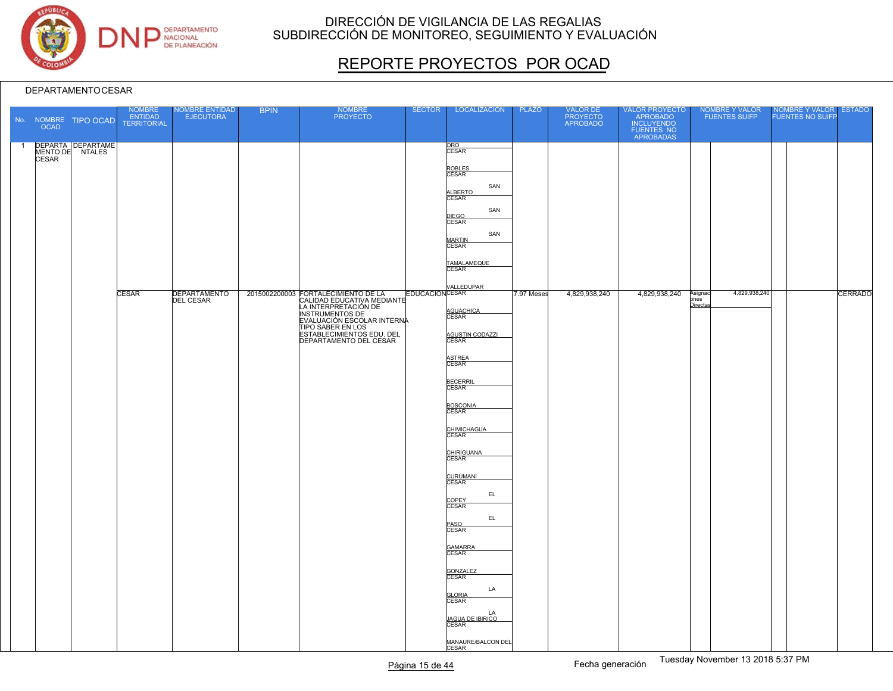# DIRECCIÓN DE VIGILANCIA DE LAS REGALIAS
## SUBDIRECCIÓN DE MONITOREO, SEGUIMIENTO Y EVALUACIÓN

# REPORTE PROYECTOS POR OCAD

DEPARTAMENTO CESAR

| No. | NOMBRE OCAD | TIPO OCAD | NOMBRE ENTIDAD TERRITORIAL | NOMBRE ENTIDAD EJECUTORA | BPIN | NOMBRE PROYECTO | SECTOR | LOCALIZACIÓN | PLAZO | VALOR DE PROYECTO APROBADO | VALOR PROYECTO APROBADO INCLUYENDO FUENTES NO APROBADAS | NOMBRE Y VALOR FUENTES SUIFP | | NOMBRE Y VALOR FUENTES NO SUIFP | | ESTADO |
|---|---|---|---|---|---|---|---|---|---|---|---|---|---|---|---|---|
| 1 | DEPARTAMENTO DE CESAR | DEPARTAMENTALES | | | | | | ORO CESAR<br>ROBLES CESAR<br>SAN ALBERTO CESAR<br>SAN DIEGO CESAR<br>SAN MARTIN CESAR<br>TAMALAMEQUE CESAR<br>VALLEDUPAR | | | | | | | | |
| | | | CESAR | DEPARTAMENTO DEL CESAR | 2015002200003 | FORTALECIMIENTO DE LA CALIDAD EDUCATIVA MEDIANTE LA INTERPRETACIÓN DE INSTRUMENTOS DE EVALUACIÓN ESCOLAR INTERNA TIPO SABER EN LOS ESTABLECIMIENTOS EDU. DEL DEPARTAMENTO DEL CESAR | EDUCACION | CESAR<br>AGUACHICA CESAR<br>AGUSTIN CODAZZI CESAR<br>ASTREA CESAR<br>BECERRIL CESAR<br>BOSCONIA CESAR<br>CHIMICHAGUA CESAR<br>CHIRIGUANA CESAR<br>CURUMANI CESAR<br>EL COPEY CESAR<br>EL PASO CESAR<br>GAMARRA CESAR<br>GONZALEZ CESAR<br>LA GLORIA CESAR<br>LA JAGUA DE IBIRICO CESAR<br>MANAURE/BALCON DEL CESAR | 7.97 Meses | 4,829,938,240 | 4,829,938,240 | Asignaciones Directas | 4,829,938,240 | | | CERRADO |

Fecha generación Tuesday November 13 2018 5:37 PM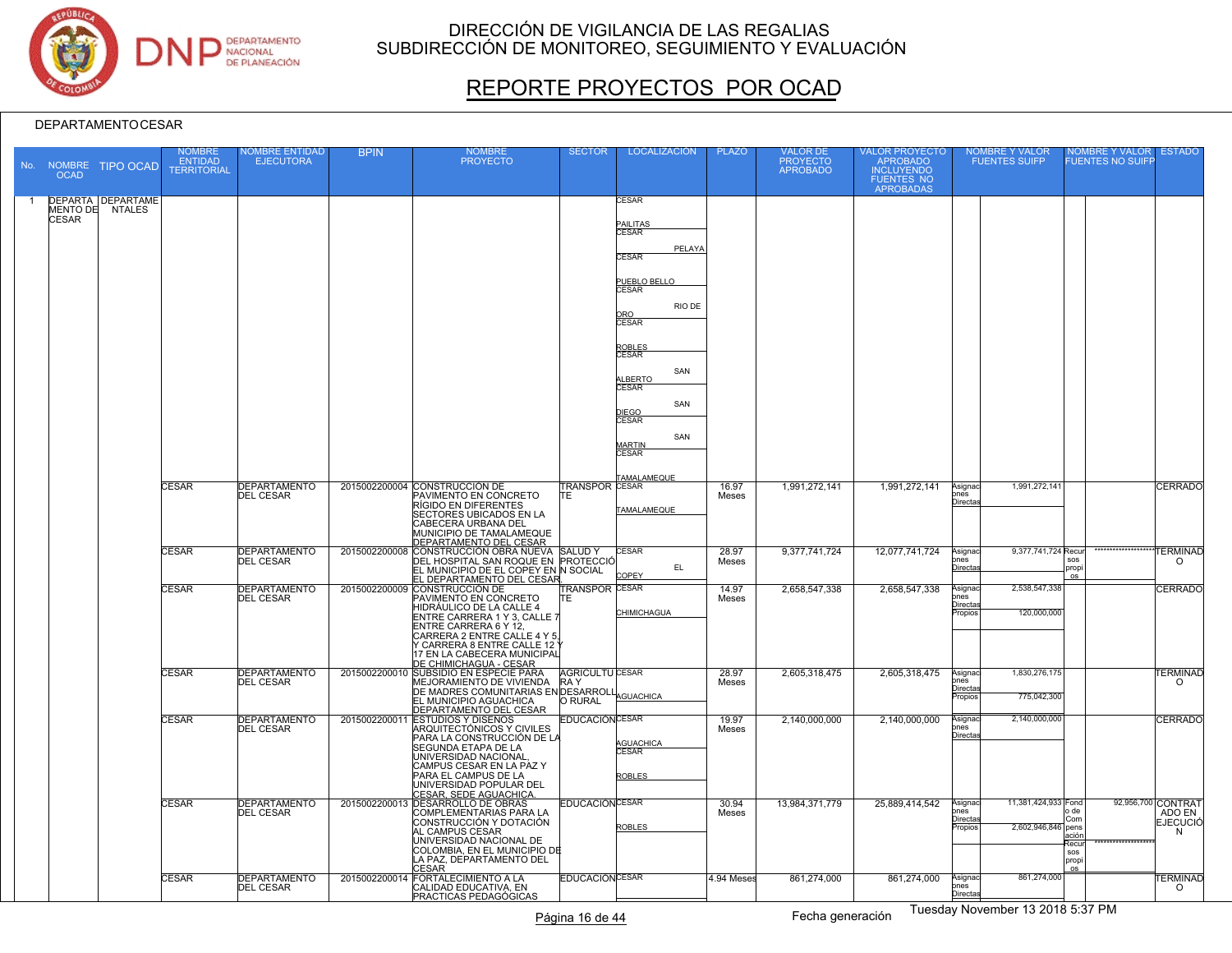# DIRECCIÓN DE VIGILANCIA DE LAS REGALIAS
## SUBDIRECCIÓN DE MONITOREO, SEGUIMIENTO Y EVALUACIÓN

# REPORTE PROYECTOS POR OCAD

DEPARTAMENTO CESAR

| No. | NOMBRE OCAD | TIPO OCAD | NOMBRE ENTIDAD TERRITORIAL | NOMBRE ENTIDAD EJECUTORA | BPIN | NOMBRE PROYECTO | SECTOR | LOCALIZACIÓN | PLAZO | VALOR DE PROYECTO APROBADO | VALOR PROYECTO APROBADO INCLUYENDO FUENTES NO APROBADAS | NOMBRE Y VALOR FUENTES SUIFP | | NOMBRE Y VALOR FUENTES NO SUIFP | | ESTADO |
|---|---|---|---|---|---|---|---|---|---|---|---|---|---|---|---|---|
| 1 | DEPARTAMENTO DE CESAR | DEPARTAMENTALES | | | | | | CESAR PAILITAS<br>CESAR PELAYA<br>CESAR PUEBLO BELLO<br>CESAR RIO DE ORO<br>CESAR ROBLES<br>CESAR SAN ALBERTO<br>CESAR SAN DIEGO<br>CESAR SAN MARTIN<br>CESAR TAMALAMEQUE | | | | | | | | |
| | | | CESAR | DEPARTAMENTO DEL CESAR | 2015002200004 | CONSTRUCCIÓN DE PAVIMENTO EN CONCRETO RÍGIDO EN DIFERENTES SECTORES UBICADOS EN LA CABECERA URBANA DEL MUNICIPIO DE TAMALAMEQUE DEPARTAMENTO DEL CESAR | TRANSPORTE | CESAR TAMALAMEQUE | 16.97 Meses | 1,991,272,141 | 1,991,272,141 | Asignaciones Directas | 1,991,272,141 | | | CERRADO |
| | | | CESAR | DEPARTAMENTO DEL CESAR | 2015002200008 | CONSTRUCCIÓN OBRA NUEVA DEL HOSPITAL SAN ROQUE EN EL MUNICIPIO DE EL COPEY EN EL DEPARTAMENTO DEL CESAR | SALUD Y PROTECCIÓN SOCIAL | CESAR EL COPEY | 28.97 Meses | 9,377,741,724 | 12,077,741,724 | Asignaciones Directas | 9,377,741,724 | Recursos propios | ****************** | TERMINADO |
| | | | CESAR | DEPARTAMENTO DEL CESAR | 2015002200009 | CONSTRUCCIÓN DE PAVIMENTO EN CONCRETO HIDRÁULICO DE LA CALLE 4 ENTRE CARRERA 1 Y 3, CALLE 7 ENTRE CARRERA 6 Y 12, CARRERA 2 ENTRE CALLE 4 Y 5, Y CARRERA 8 ENTRE CALLE 12 Y 17 EN LA CABECERA MUNICIPAL DE CHIMICHAGUA - CESAR | TRANSPORTE | CESAR CHIMICHAGUA | 14.97 Meses | 2,658,547,338 | 2,658,547,338 | Asignaciones Directas<br>Propios | 2,538,547,338<br>120,000,000 | | | CERRADO |
| | | | CESAR | DEPARTAMENTO DEL CESAR | 2015002200010 | SUBSIDIO EN ESPECIE PARA MEJORAMIENTO DE VIVIENDA DE MADRES COMUNITARIAS EN EL MUNICIPIO AGUACHICA DEPARTAMENTO DEL CESAR | AGRICULTURA Y DESARROLLO RURAL | CESAR AGUACHICA | 28.97 Meses | 2,605,318,475 | 2,605,318,475 | Asignaciones Directas<br>Propios | 1,830,276,175<br>775,042,300 | | | TERMINADO |
| | | | CESAR | DEPARTAMENTO DEL CESAR | 2015002200011 | ESTUDIOS Y DISEÑOS ARQUITECTÓNICOS Y CIVILES PARA LA CONSTRUCCIÓN DE LA SEGUNDA ETAPA DE LA UNIVERSIDAD NACIONAL, CAMPUS CESAR EN LA PAZ Y PARA EL CAMPUS DE LA UNIVERSIDAD POPULAR DEL CESAR, SEDE AGUACHICA. | EDUCACIÓN | CESAR AGUACHICA<br>CESAR ROBLES | 19.97 Meses | 2,140,000,000 | 2,140,000,000 | Asignaciones Directas | 2,140,000,000 | | | CERRADO |
| | | | CESAR | DEPARTAMENTO DEL CESAR | 2015002200013 | DESARROLLO DE OBRAS COMPLEMENTARIAS PARA LA CONSTRUCCIÓN Y DOTACIÓN AL CAMPUS CESAR UNIVERSIDAD NACIONAL DE COLOMBIA, EN EL MUNICIPIO DE LA PAZ, DEPARTAMENTO DEL CESAR | EDUCACIÓN | CESAR ROBLES | 30.94 Meses | 13,984,371,779 | 25,889,414,542 | Asignaciones Directas<br>Propios | 11,381,424,933<br>2,602,946,846 | Fondo de Compensación<br>Recursos propios | 92,956,700<br>****************** | CONTRATADO EN EJECUCIÓN |
| | | | CESAR | DEPARTAMENTO DEL CESAR | 2015002200014 | FORTALECIMIENTO A LA CALIDAD EDUCATIVA, EN PRACTICAS PEDAGÓGICAS | EDUCACIÓN | CESAR | 4.94 Meses | 861,274,000 | 861,274,000 | Asignaciones Directas | 861,274,000 | | | TERMINADO |

Fecha generación Tuesday November 13 2018 5:37 PM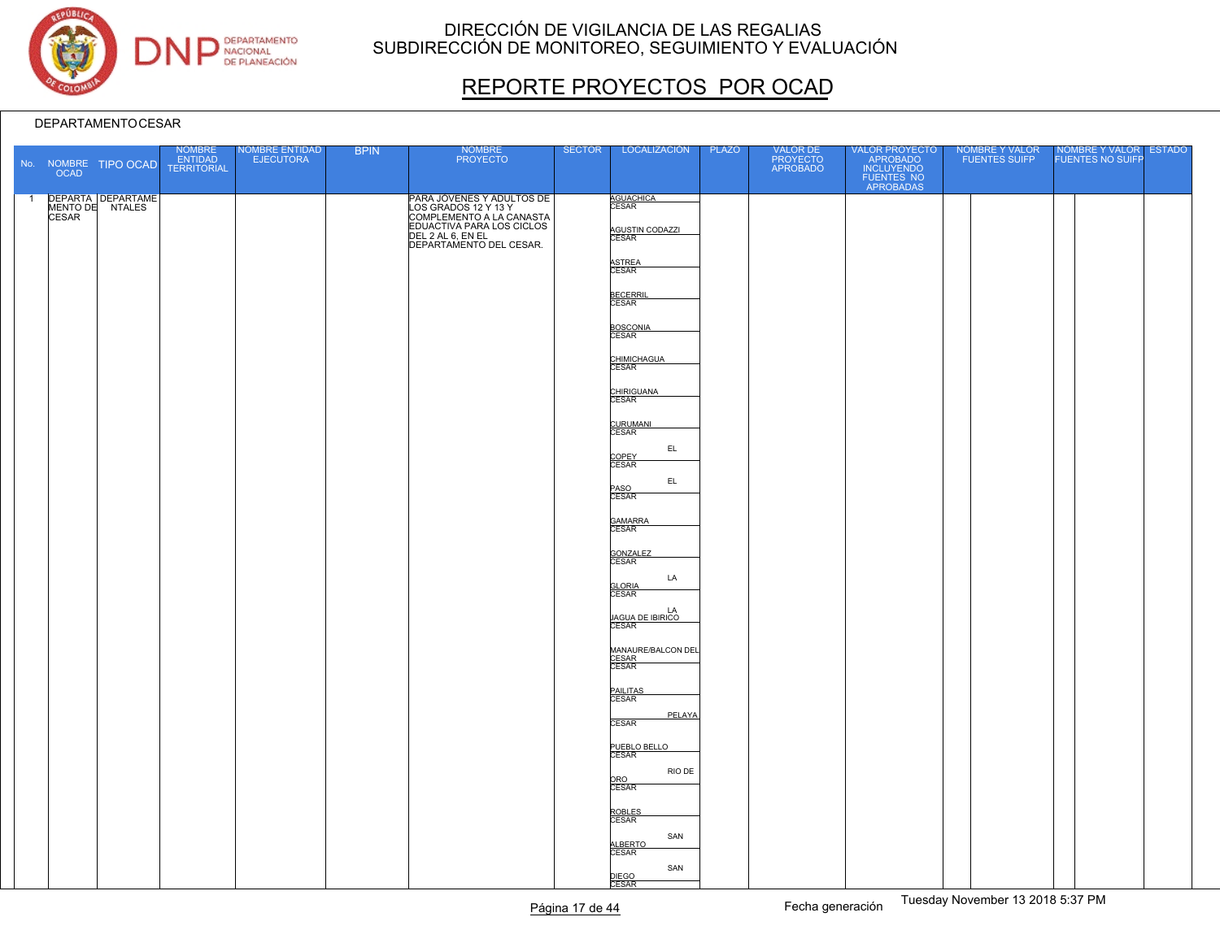DIRECCIÓN DE VIGILANCIA DE LAS REGALIAS
SUBDIRECCIÓN DE MONITOREO, SEGUIMIENTO Y EVALUACIÓN

# REPORTE PROYECTOS POR OCAD

DEPARTAMENTO CESAR

| No. | NOMBRE OCAD | TIPO OCAD | NOMBRE ENTIDAD TERRITORIAL | NOMBRE ENTIDAD EJECUTORA | BPIN | NOMBRE PROYECTO | SECTOR | LOCALIZACIÓN | PLAZO | VALOR DE PROYECTO APROBADO | VALOR PROYECTO APROBADO INCLUYENDO FUENTES NO APROBADAS | NOMBRE Y VALOR FUENTES SUIFP | NOMBRE Y VALOR FUENTES NO SUIFP | ESTADO |
|---|---|---|---|---|---|---|---|---|---|---|---|---|---|---|
| 1 | DEPARTAMENTO DE CESAR | DEPARTAMENTALES | | | | PARA JOVENES Y ADULTOS DE LOS GRADOS 12 Y 13 Y COMPLEMENTO A LA CANASTA EDUACTIVA PARA LOS CICLOS DEL 2 AL 6, EN EL DEPARTAMENTO DEL CESAR. | | AGUACHICA CESAR<br>AGUSTIN CODAZZI CESAR<br>ASTREA CESAR<br>BECERRIL CESAR<br>BOSCONIA CESAR<br>CHIMICHAGUA CESAR<br>CHIRIGUANA CESAR<br>CURUMANI CESAR<br>EL COPEY CESAR<br>EL PASO CESAR<br>GAMARRA CESAR<br>GONZALEZ CESAR<br>LA GLORIA CESAR<br>LA JAGUA DE IBIRICO CESAR<br>MANAURE/BALCON DEL CESAR CESAR<br>PAILITAS CESAR<br>PELAYA CESAR<br>PUEBLO BELLO CESAR<br>RIO DE ORO CESAR<br>ROBLES CESAR<br>SAN ALBERTO CESAR<br>SAN DIEGO CESAR | | | | | | |

Fecha generación Tuesday November 13 2018 5:37 PM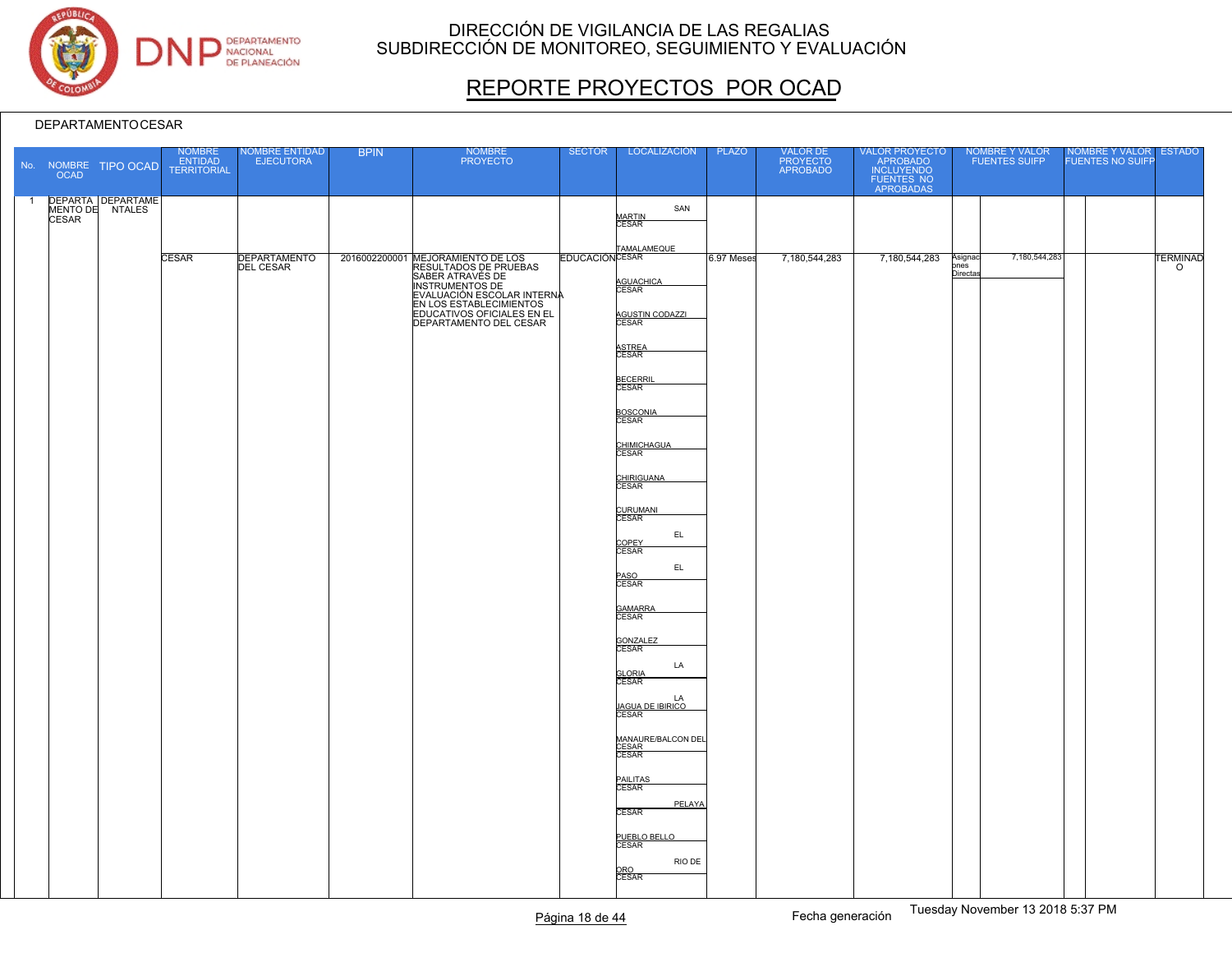# DIRECCIÓN DE VIGILANCIA DE LAS REGALIAS
## SUBDIRECCIÓN DE MONITOREO, SEGUIMIENTO Y EVALUACIÓN

# REPORTE PROYECTOS POR OCAD

DEPARTAMENTO CESAR

| No. | NOMBRE OCAD | TIPO OCAD | NOMBRE ENTIDAD TERRITORIAL | NOMBRE ENTIDAD EJECUTORA | BPIN | NOMBRE PROYECTO | SECTOR | LOCALIZACIÓN | PLAZO | VALOR DE PROYECTO APROBADO | VALOR PROYECTO APROBADO INCLUYENDO FUENTES NO APROBADAS | NOMBRE Y VALOR FUENTES SUIFP | | NOMBRE Y VALOR FUENTES NO SUIFP | | ESTADO |
|---|---|---|---|---|---|---|---|---|---|---|---|---|---|---|---|---|
| 1 | DEPARTAMENTO DE CESAR | DEPARTAMENTALES | | | | | | SAN MARTIN CESAR | | | | | | | | |
| | | | | | | | | TAMALAMEQUE | | | | | | | | |
| | | | CESAR | DEPARTAMENTO DEL CESAR | 2016002200001 | MEJORAMIENTO DE LOS RESULTADOS DE PRUEBAS SABER ATRAVÉS DE INSTRUMENTOS DE EVALUACIÓN ESCOLAR INTERNA EN LOS ESTABLECIMIENTOS EDUCATIVOS OFICIALES EN EL DEPARTAMENTO DEL CESAR | EDUCACION | CESAR | 6.97 Meses | 7,180,544,283 | 7,180,544,283 | Asignaciones Directas | 7,180,544,283 | | | TERMINADO |
| | | | | | | | | AGUACHICA CESAR | | | | | | | | |
| | | | | | | | | AGUSTIN CODAZZI CESAR | | | | | | | | |
| | | | | | | | | ASTREA CESAR | | | | | | | | |
| | | | | | | | | BECERRIL CESAR | | | | | | | | |
| | | | | | | | | BOSCONIA CESAR | | | | | | | | |
| | | | | | | | | CHIMICHAGUA CESAR | | | | | | | | |
| | | | | | | | | CHIRIGUANA CESAR | | | | | | | | |
| | | | | | | | | CURUMANI CESAR | | | | | | | | |
| | | | | | | | | EL COPEY CESAR | | | | | | | | |
| | | | | | | | | EL PASO CESAR | | | | | | | | |
| | | | | | | | | GAMARRA CESAR | | | | | | | | |
| | | | | | | | | GONZALEZ CESAR | | | | | | | | |
| | | | | | | | | LA GLORIA CESAR | | | | | | | | |
| | | | | | | | | LA JAGUA DE IBIRICO CESAR | | | | | | | | |
| | | | | | | | | MANAURE/BALCON DEL CESAR CESAR | | | | | | | | |
| | | | | | | | | PAILITAS CESAR | | | | | | | | |
| | | | | | | | | PELAYA CESAR | | | | | | | | |
| | | | | | | | | PUEBLO BELLO CESAR | | | | | | | | |
| | | | | | | | | RIO DE ORO CESAR | | | | | | | | |

Fecha generación Tuesday November 13 2018 5:37 PM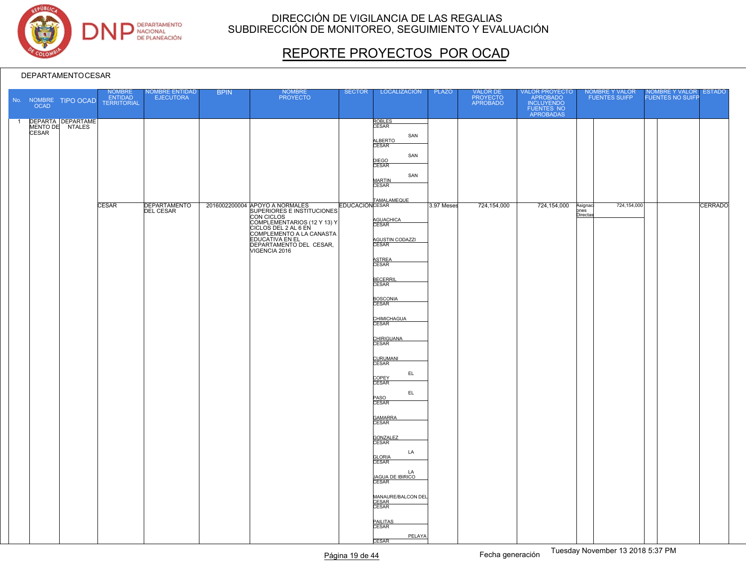# DIRECCIÓN DE VIGILANCIA DE LAS REGALIAS
## SUBDIRECCIÓN DE MONITOREO, SEGUIMIENTO Y EVALUACIÓN

# REPORTE PROYECTOS POR OCAD

DEPARTAMENTO CESAR

| No. | NOMBRE OCAD | TIPO OCAD | NOMBRE ENTIDAD TERRITORIAL | NOMBRE ENTIDAD EJECUTORA | BPIN | NOMBRE PROYECTO | SECTOR | LOCALIZACIÓN | PLAZO | VALOR DE PROYECTO APROBADO | VALOR PROYECTO APROBADO INCLUYENDO FUENTES NO APROBADAS | NOMBRE Y VALOR FUENTES SUIFP | | NOMBRE Y VALOR FUENTES NO SUIFP | | ESTADO |
|---|---|---|---|---|---|---|---|---|---|---|---|---|---|---|---|---|
| 1 | DEPARTAMENTO DE CESAR | DEPARTAMENTALES | | | | | | ROBLES CESAR<br>SAN ALBERTO CESAR<br>SAN DIEGO CESAR<br>SAN MARTIN CESAR<br>TAMALAMEQUE | | | | | | | | |
| | | | CESAR | DEPARTAMENTO DEL CESAR | 2016002200004 | APOYO A NORMALES SUPERIORES E INSTITUCIONES CON CICLOS COMPLEMENTARIOS (12 Y 13) Y CICLOS DEL 2 AL 6 EN COMPLEMENTO A LA CANASTA EDUCATIVA EN EL DEPARTAMENTO DEL CESAR, VIGENCIA 2016 | EDUCACIÓN | CESAR<br>AGUACHICA CESAR<br>AGUSTIN CODAZZI CESAR<br>ASTREA CESAR<br>BECERRIL CESAR<br>BOSCONIA CESAR<br>CHIMICHAGUA CESAR<br>CHIRIGUANA CESAR<br>CURUMANI CESAR<br>EL COPEY CESAR<br>EL PASO CESAR<br>GAMARRA CESAR<br>GONZALEZ CESAR<br>LA GLORIA CESAR<br>LA JAGUA DE IBIRICO CESAR<br>MANAURE/BALCON DEL CESAR CESAR<br>PAILITAS CESAR<br>PELAYA CESAR | 3.97 Meses | 724,154,000 | 724,154,000 | Asignaciones Directas | 724,154,000 | | | CERRADO |

Fecha generación Tuesday November 13 2018 5:37 PM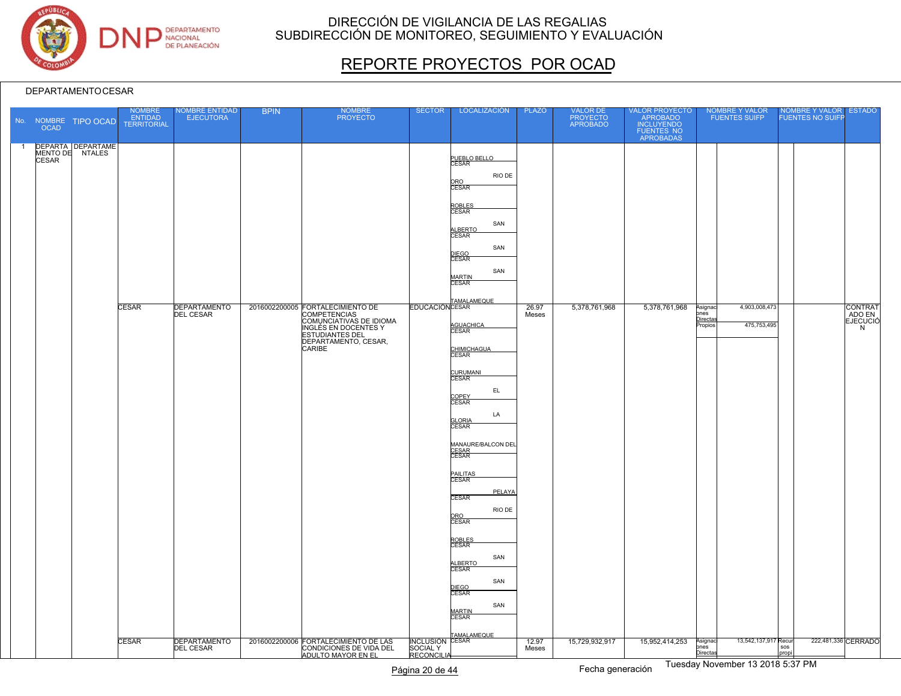# DIRECCIÓN DE VIGILANCIA DE LAS REGALIAS
## SUBDIRECCIÓN DE MONITOREO, SEGUIMIENTO Y EVALUACIÓN

## REPORTE PROYECTOS POR OCAD

DEPARTAMENTO CESAR

| No. | NOMBRE OCAD | TIPO OCAD | NOMBRE ENTIDAD TERRITORIAL | NOMBRE ENTIDAD EJECUTORA | BPIN | NOMBRE PROYECTO | SECTOR | LOCALIZACIÓN | PLAZO | VALOR DE PROYECTO APROBADO | VALOR PROYECTO APROBADO INCLUYENDO FUENTES NO APROBADAS | NOMBRE Y VALOR FUENTES SUIFP | | NOMBRE Y VALOR FUENTES NO SUIFP | | ESTADO |
|---|---|---|---|---|---|---|---|---|---|---|---|---|---|---|---|---|
| 1 | DEPARTAMENTO DE CESAR | DEPARTAMENTALES | | | | | | PUEBLO BELLO CESAR<br>RIO DE ORO CESAR<br>ROBLES CESAR<br>SAN ALBERTO CESAR<br>SAN DIEGO CESAR<br>SAN MARTIN CESAR<br>TAMALAMEQUE | | | | | | | | |
| | | | CESAR | DEPARTAMENTO DEL CESAR | 2016002200005 | FORTALECIMIENTO DE COMPETENCIAS COMUNICATIVAS DE IDIOMA INGLÉS EN DOCENTES Y ESTUDIANTES DEL DEPARTAMENTO, CESAR, CARIBE | EDUCACIÓN | CESAR<br>AGUACHICA CESAR<br>CHIMICHAGUA CESAR<br>CURUMANI CESAR<br>EL COPEY CESAR<br>LA GLORIA CESAR<br>MANAURE/BALCON DEL CESAR CESAR<br>PAILITAS CESAR<br>PELAYA CESAR<br>RIO DE ORO CESAR<br>ROBLES CESAR<br>SAN ALBERTO CESAR<br>SAN DIEGO CESAR<br>SAN MARTIN CESAR<br>TAMALAMEQUE | 26.97 Meses | 5,378,761,968 | 5,378,761,968 | Asignaciones Directas<br>Propios | 4,903,008,473<br>475,753,495 | | | CONTRATADO EN EJECUCIÓN |
| | | | CESAR | DEPARTAMENTO DEL CESAR | 2016002200006 | FORTALECIMIENTO DE LAS CONDICIONES DE VIDA DEL ADULTO MAYOR EN EL | INCLUSION SOCIAL Y RECONCILIA | CESAR | 12.97 Meses | 15,729,932,917 | 15,952,414,253 | Asignaciones Directas | 13,542,137,917 | Recursos propi | 222,481,336 | CERRADO |

Fecha generación Tuesday November 13 2018 5:37 PM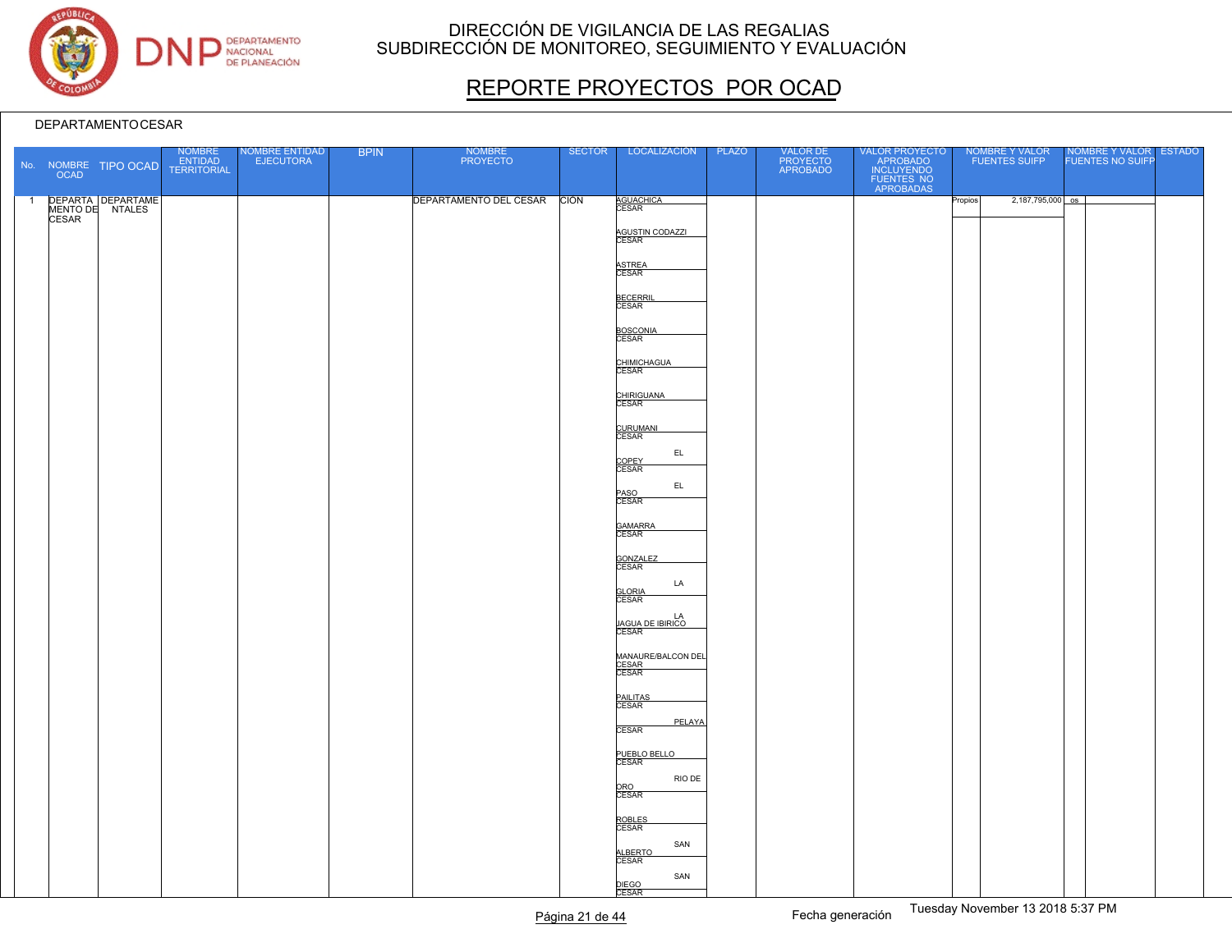# DIRECCIÓN DE VIGILANCIA DE LAS REGALIAS
## SUBDIRECCIÓN DE MONITOREO, SEGUIMIENTO Y EVALUACIÓN

# REPORTE PROYECTOS POR OCAD

DEPARTAMENTO CESAR

| No. | NOMBRE OCAD | TIPO OCAD | NOMBRE ENTIDAD TERRITORIAL | NOMBRE ENTIDAD EJECUTORA | BPIN | NOMBRE PROYECTO | SECTOR | LOCALIZACIÓN | PLAZO | VALOR DE PROYECTO APROBADO | VALOR PROYECTO APROBADO INCLUYENDO FUENTES NO APROBADAS | NOMBRE Y VALOR FUENTES SUIFP | | NOMBRE Y VALOR FUENTES NO SUIFP | | ESTADO |
|---|---|---|---|---|---|---|---|---|---|---|---|---|---|---|---|---|
| 1 | DEPARTAMENTO DE CESAR | DEPARTAMENTALES | | | | DEPARTAMENTO DEL CESAR | CIÓN | AGUACHICA CESAR<br>AGUSTIN CODAZZI CESAR<br>ASTREA CESAR<br>BECERRIL CESAR<br>BOSCONIA CESAR<br>CHIMICHAGUA CESAR<br>CHIRIGUANA CESAR<br>CURUMANI CESAR<br>EL COPEY CESAR<br>EL PASO CESAR<br>GAMARRA CESAR<br>GONZALEZ CESAR<br>LA GLORIA CESAR<br>LA JAGUA DE IBIRICO CESAR<br>MANAURE/BALCON DEL CESAR CESAR<br>PAILITAS CESAR<br>PELAYA CESAR<br>PUEBLO BELLO CESAR<br>RIO DE ORO CESAR<br>ROBLES CESAR<br>SAN ALBERTO CESAR<br>SAN DIEGO CESAR | | | | Propios | 2,187,795,000 | os | | |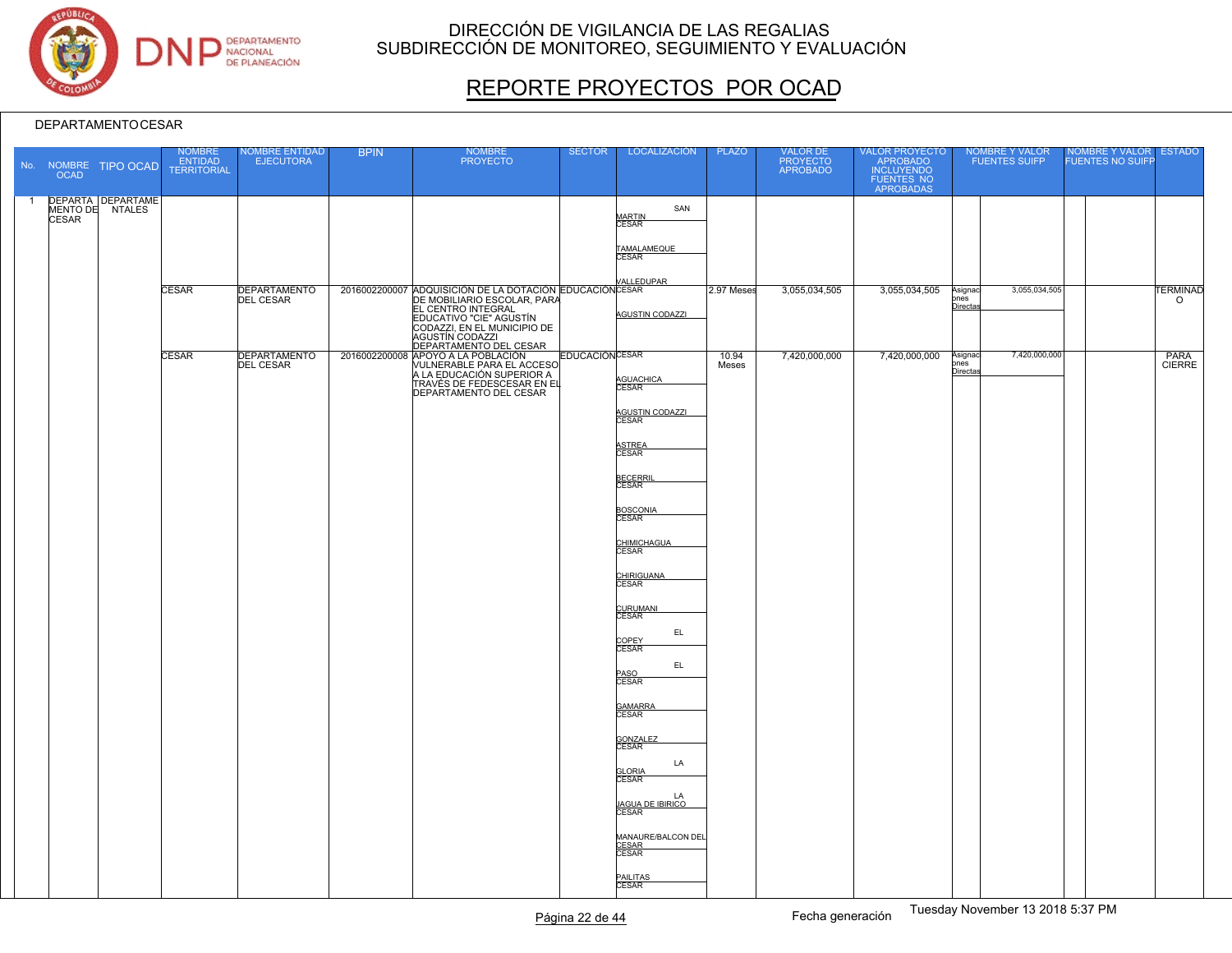# DIRECCIÓN DE VIGILANCIA DE LAS REGALIAS
## SUBDIRECCIÓN DE MONITOREO, SEGUIMIENTO Y EVALUACIÓN

# REPORTE PROYECTOS POR OCAD

DEPARTAMENTO CESAR

| No. | NOMBRE OCAD | TIPO OCAD | NOMBRE ENTIDAD TERRITORIAL | NOMBRE ENTIDAD EJECUTORA | BPIN | NOMBRE PROYECTO | SECTOR | LOCALIZACIÓN | PLAZO | VALOR DE PROYECTO APROBADO | VALOR PROYECTO APROBADO INCLUYENDO FUENTES NO APROBADAS | NOMBRE Y VALOR FUENTES SUIFP | | NOMBRE Y VALOR FUENTES NO SUIFP | | ESTADO |
|---|---|---|---|---|---|---|---|---|---|---|---|---|---|---|---|---|
| 1 | DEPARTAMENTO DE CESAR | DEPARTAMENTALES | | | | | | SAN MARTIN CESAR<br>TAMALAMEQUE CESAR<br>VALLEDUPAR | | | | | | | | |
| | | | CESAR | DEPARTAMENTO DEL CESAR | 2016002200007 | ADQUISICION DE LA DOTACION DE MOBILIARIO ESCOLAR, PARA EL CENTRO INTEGRAL EDUCATIVO "CIE" AGUSTÍN CODAZZI, EN EL MUNICIPIO DE AGUSTÍN CODAZZI DEPARTAMENTO DEL CESAR | EDUCACION | CESAR<br>AGUSTIN CODAZZI | 2.97 Meses | 3,055,034,505 | 3,055,034,505 | Asignaciones Directas | 3,055,034,505 | | | TERMINADO |
| | | | CESAR | DEPARTAMENTO DEL CESAR | 2016002200008 | APOYO A LA POBLACIÓN VULNERABLE PARA EL ACCESO A LA EDUCACIÓN SUPERIOR A TRAVÉS DE FEDESCESAR EN EL DEPARTAMENTO DEL CESAR | EDUCACION | CESAR<br>AGUACHICA CESAR<br>AGUSTIN CODAZZI CESAR<br>ASTREA CESAR<br>BECERRIL CESAR<br>BOSCONIA CESAR<br>CHIMICHAGUA CESAR<br>CHIRIGUANA CESAR<br>CURUMANI CESAR<br>EL COPEY CESAR<br>EL PASO CESAR<br>GAMARRA CESAR<br>GONZALEZ CESAR<br>LA GLORIA CESAR<br>LA JAGUA DE IBIRICO CESAR<br>MANAURE/BALCON DEL CESAR CESAR<br>PAILITAS CESAR | 10.94 Meses | 7,420,000,000 | 7,420,000,000 | Asignaciones Directas | 7,420,000,000 | | | PARA CIERRE |

Fecha generación Tuesday November 13 2018 5:37 PM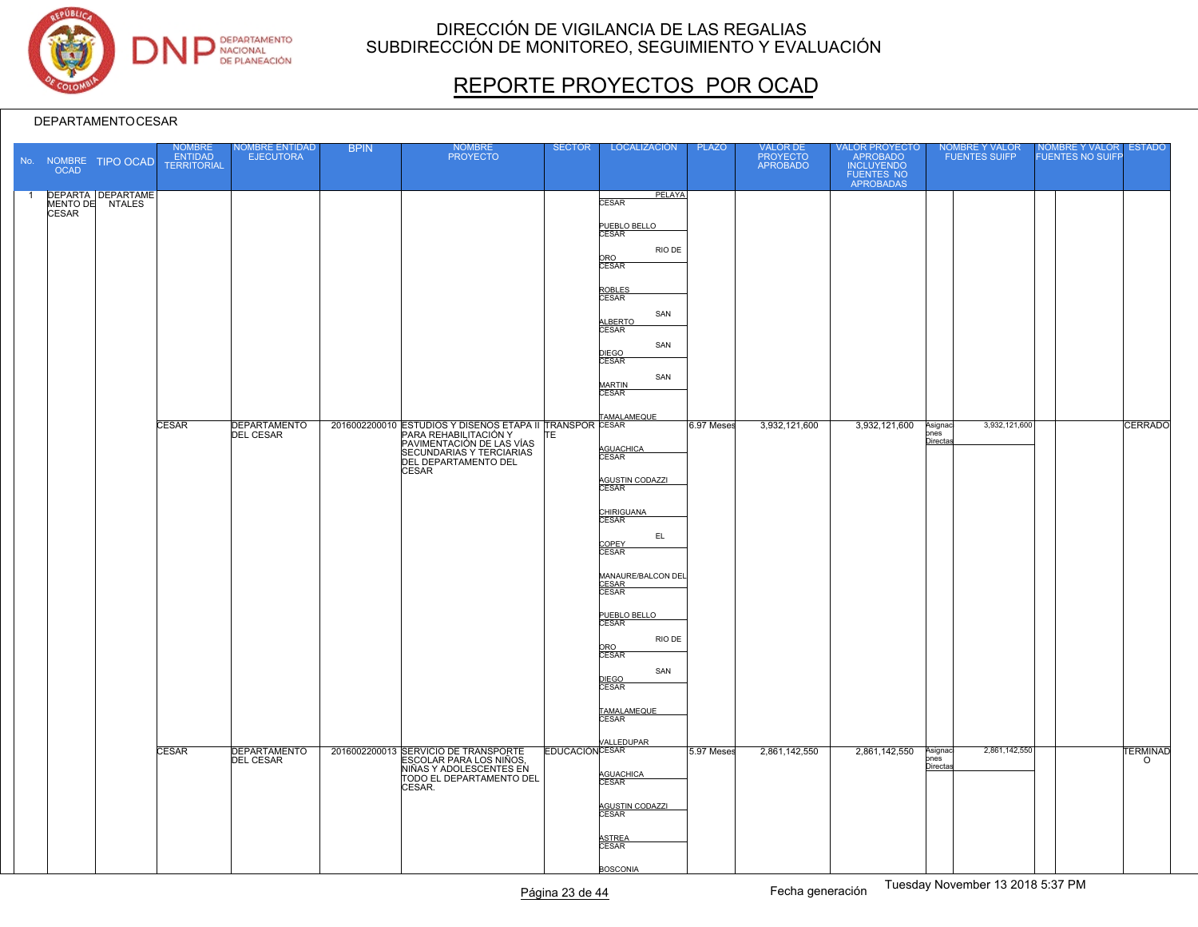DIRECCIÓN DE VIGILANCIA DE LAS REGALIAS
SUBDIRECCIÓN DE MONITOREO, SEGUIMIENTO Y EVALUACIÓN

# REPORTE PROYECTOS POR OCAD

DEPARTAMENTO CESAR

| No. | NOMBRE OCAD | TIPO OCAD | NOMBRE ENTIDAD TERRITORIAL | NOMBRE ENTIDAD EJECUTORA | BPIN | NOMBRE PROYECTO | SECTOR | LOCALIZACIÓN | PLAZO | VALOR DE PROYECTO APROBADO | VALOR PROYECTO APROBADO INCLUYENDO FUENTES NO APROBADAS | NOMBRE Y VALOR FUENTES SUIFP | | NOMBRE Y VALOR FUENTES NO SUIFP | | ESTADO |
|---|---|---|---|---|---|---|---|---|---|---|---|---|---|---|---|---|
| 1 | DEPARTAMENTO DE CESAR | DEPARTAMENTALES | | | | | | PELAYA CESAR<br>PUEBLO BELLO CESAR<br>RIO DE ORO CESAR<br>ROBLES CESAR<br>SAN ALBERTO CESAR<br>SAN DIEGO CESAR<br>SAN MARTIN CESAR<br>TAMALAMEQUE | | | | | | | | |
| | | | CESAR | DEPARTAMENTO DEL CESAR | 2016002200010 | ESTUDIOS Y DISEÑOS ETAPA II PARA REHABILITACIÓN Y PAVIMENTACIÓN DE LAS VÍAS SECUNDARIAS Y TERCIARIAS DEL DEPARTAMENTO DEL CESAR | TRANSPORTE | CESAR<br>AGUACHICA CESAR<br>AGUSTIN CODAZZI CESAR<br>CHIRIGUANA CESAR<br>EL COPEY CESAR<br>MANAURE/BALCON DEL CESAR CESAR<br>PUEBLO BELLO CESAR<br>RIO DE ORO CESAR<br>SAN DIEGO CESAR<br>TAMALAMEQUE CESAR<br>VALLEDUPAR | 6.97 Meses | 3,932,121,600 | 3,932,121,600 | Asignaciones Directas | 3,932,121,600 | | | CERRADO |
| | | | CESAR | DEPARTAMENTO DEL CESAR | 2016002200013 | SERVICIO DE TRANSPORTE ESCOLAR PARA LOS NIÑOS, NIÑAS Y ADOLESCENTES EN TODO EL DEPARTAMENTO DEL CESAR. | EDUCACION | CESAR<br>AGUACHICA CESAR<br>AGUSTIN CODAZZI CESAR<br>ASTREA CESAR<br>BOSCONIA | 5.97 Meses | 2,861,142,550 | 2,861,142,550 | Asignaciones Directas | 2,861,142,550 | | | TERMINADO |

Fecha generación Tuesday November 13 2018 5:37 PM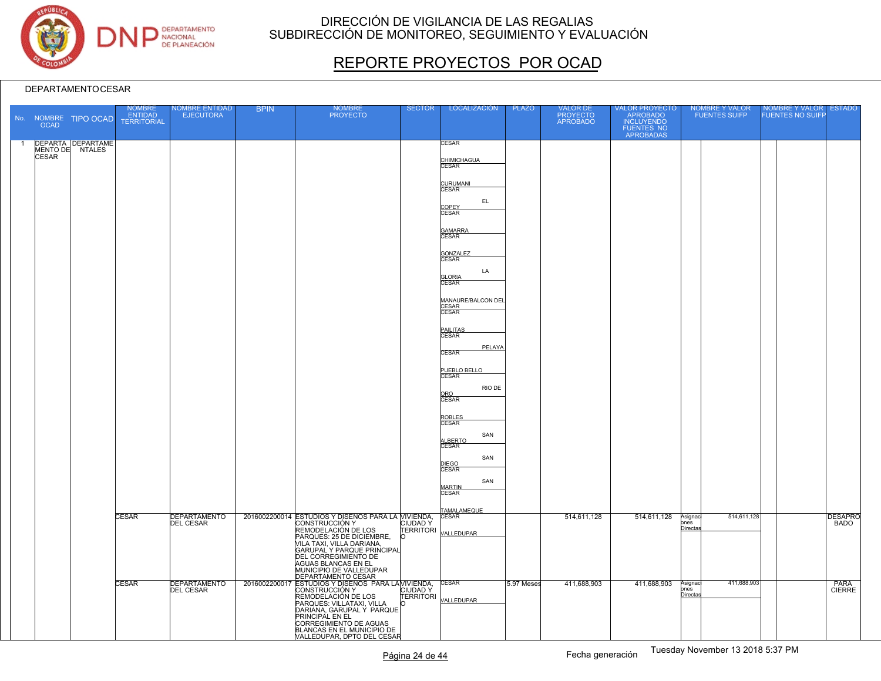# DIRECCIÓN DE VIGILANCIA DE LAS REGALIAS
## SUBDIRECCIÓN DE MONITOREO, SEGUIMIENTO Y EVALUACIÓN

## REPORTE PROYECTOS POR OCAD

DEPARTAMENTO CESAR

| No. | NOMBRE OCAD | TIPO OCAD | NOMBRE ENTIDAD TERRITORIAL | NOMBRE ENTIDAD EJECUTORA | BPIN | NOMBRE PROYECTO | SECTOR | LOCALIZACIÓN | PLAZO | VALOR DE PROYECTO APROBADO | VALOR PROYECTO APROBADO INCLUYENDO FUENTES NO APROBADAS | NOMBRE Y VALOR FUENTES SUIFP | | NOMBRE Y VALOR FUENTES NO SUIFP | | ESTADO |
|---|---|---|---|---|---|---|---|---|---|---|---|---|---|---|---|---|
| 1 | DEPARTAMENTO DE CESAR | DEPARTAMENTALES | | | | | | CESAR CHIMICHAGUA; CESAR CURUMANI; CESAR EL COPEY; CESAR GAMARRA; CESAR GONZALEZ; CESAR LA GLORIA; CESAR MANAURE/BALCON DEL CESAR; CESAR PAILITAS; CESAR PELAYA; CESAR PUEBLO BELLO; CESAR RIO DE ORO; CESAR ROBLES; CESAR SAN ALBERTO; CESAR SAN DIEGO; CESAR SAN MARTIN; CESAR TAMALAMEQUE | | | | | | | | |
| | | | CESAR | DEPARTAMENTO DEL CESAR | 2016002200014 | ESTUDIOS Y DISEÑOS PARA LA CONSTRUCCIÓN Y REMODELACIÓN DE LOS PARQUES: 25 DE DICIEMBRE, VILA TAXI, VILLA DARIANA, GARUPAL Y PARQUE PRINCIPAL DEL CORREGIMIENTO DE AGUAS BLANCAS EN EL MUNICIPIO DE VALLEDUPAR DEPARTAMENTO CESAR | VIVIENDA, CIUDAD Y TERRITORIO | CESAR VALLEDUPAR | | 514,611,128 | 514,611,128 | Asignaciones Directas | 514,611,128 | | | DESAPROBADO |
| | | | CESAR | DEPARTAMENTO DEL CESAR | 2016002200017 | ESTUDIOS Y DISEÑOS PARA LA CONSTRUCCIÓN Y REMODELACIÓN DE LOS PARQUES: VILLATAXI, VILLA DARIANA, GARUPAL Y PARQUE PRINCIPAL EN EL CORREGIMIENTO DE AGUAS BLANCAS EN EL MUNICIPIO DE VALLEDUPAR, DPTO DEL CESAR | VIVIENDA, CIUDAD Y TERRITORIO | CESAR VALLEDUPAR | 5.97 Meses | 411,688,903 | 411,688,903 | Asignaciones Directas | 411,688,903 | | | PARA CIERRE |

Fecha generación Tuesday November 13 2018 5:37 PM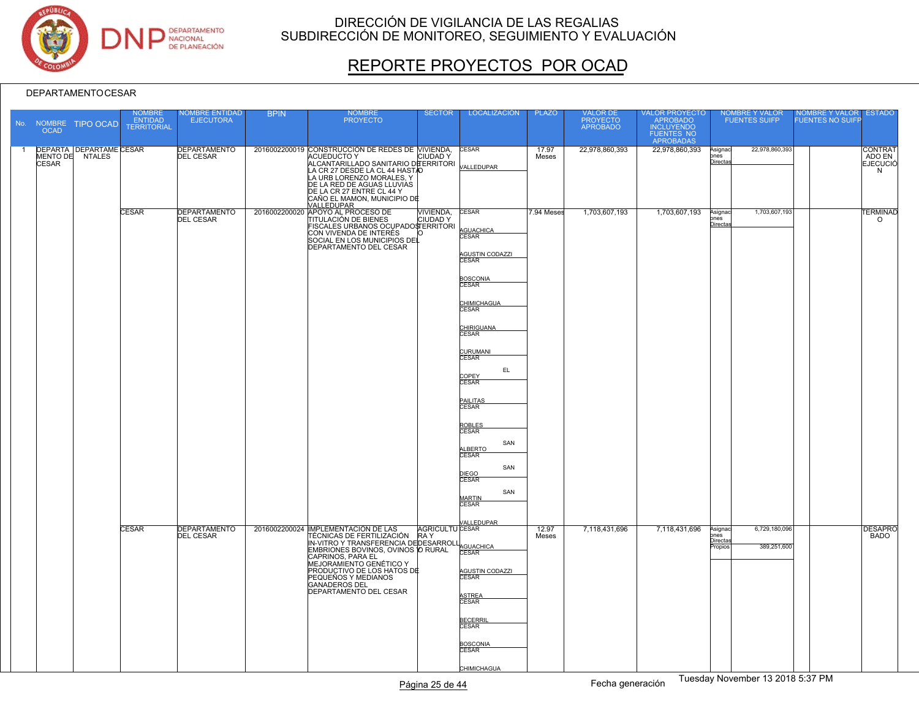# DIRECCIÓN DE VIGILANCIA DE LAS REGALIAS
## SUBDIRECCIÓN DE MONITOREO, SEGUIMIENTO Y EVALUACIÓN

# REPORTE PROYECTOS POR OCAD

DEPARTAMENTO CESAR

| No. | NOMBRE OCAD | TIPO OCAD | NOMBRE ENTIDAD TERRITORIAL | NOMBRE ENTIDAD EJECUTORA | BPIN | NOMBRE PROYECTO | SECTOR | LOCALIZACIÓN | PLAZO | VALOR DE PROYECTO APROBADO | VALOR PROYECTO APROBADO INCLUYENDO FUENTES NO APROBADAS | NOMBRE Y VALOR FUENTES SUIFP | | NOMBRE Y VALOR FUENTES NO SUIFP | | ESTADO |
|---|---|---|---|---|---|---|---|---|---|---|---|---|---|---|---|---|
| 1 | DEPARTAMENTO DE CESAR | DEPARTAMENTALES | CESAR | DEPARTAMENTO DEL CESAR | 2016002200019 | CONSTRUCCION DE REDES DE ACUEDUCTO Y ALCANTARILLADO SANITARIO DE LA CR 27 DESDE LA CL 44 HASTA LA URB LORENZO MORALES, Y DE LA RED DE AGUAS LLUVIAS DE LA CR 27 ENTRE CL 44 Y CAÑO EL MAMON, MUNICIPIO DE VALLEDUPAR | VIVIENDA, CIUDAD Y TERRITORIO | CESAR VALLEDUPAR | 17.97 Meses | 22,978,860,393 | 22,978,860,393 | Asignaciones Directas | 22,978,860,393 | | | CONTRATADO EN EJECUCIÓN |
| | | | CESAR | DEPARTAMENTO DEL CESAR | 2016002200020 | APOYO AL PROCESO DE TITULACIÓN DE BIENES FISCALES URBANOS OCUPADOS CON VIVENDA DE INTERÉS SOCIAL EN LOS MUNICIPIOS DEL DEPARTAMENTO DEL CESAR | VIVIENDA, CIUDAD Y TERRITORIO | CESAR AGUACHICA<br>CESAR AGUSTIN CODAZZI<br>CESAR BOSCONIA<br>CESAR CHIMICHAGUA<br>CESAR CHIRIGUANA<br>CESAR CURUMANI<br>CESAR EL COPEY<br>CESAR PAILITAS<br>CESAR ROBLES<br>CESAR SAN ALBERTO<br>CESAR SAN DIEGO<br>CESAR SAN MARTIN<br>CESAR VALLEDUPAR | 7.94 Meses | 1,703,607,193 | 1,703,607,193 | Asignaciones Directas | 1,703,607,193 | | | TERMINADO |
| | | | CESAR | DEPARTAMENTO DEL CESAR | 2016002200024 | IMPLEMENTACIÓN DE LAS TÉCNICAS DE FERTILIZACIÓN IN-VITRO Y TRANSFERENCIA DE EMBRIONES BOVINOS, OVINOS Y CAPRINOS, PARA EL MEJORAMIENTO GENÉTICO Y PRODUCTIVO DE LOS HATOS DE PEQUEÑOS Y MEDIANOS GANADEROS DEL DEPARTAMENTO DEL CESAR | AGRICULTURA Y DESARROLLO RURAL | CESAR AGUACHICA<br>CESAR AGUSTIN CODAZZI<br>CESAR ASTREA<br>CESAR BECERRIL<br>CESAR BOSCONIA<br>CESAR CHIMICHAGUA | 12.97 Meses | 7,118,431,696 | 7,118,431,696 | Asignaciones Directas<br>Propios | 6,729,180,096<br>389,251,600 | | | DESAPROBADO |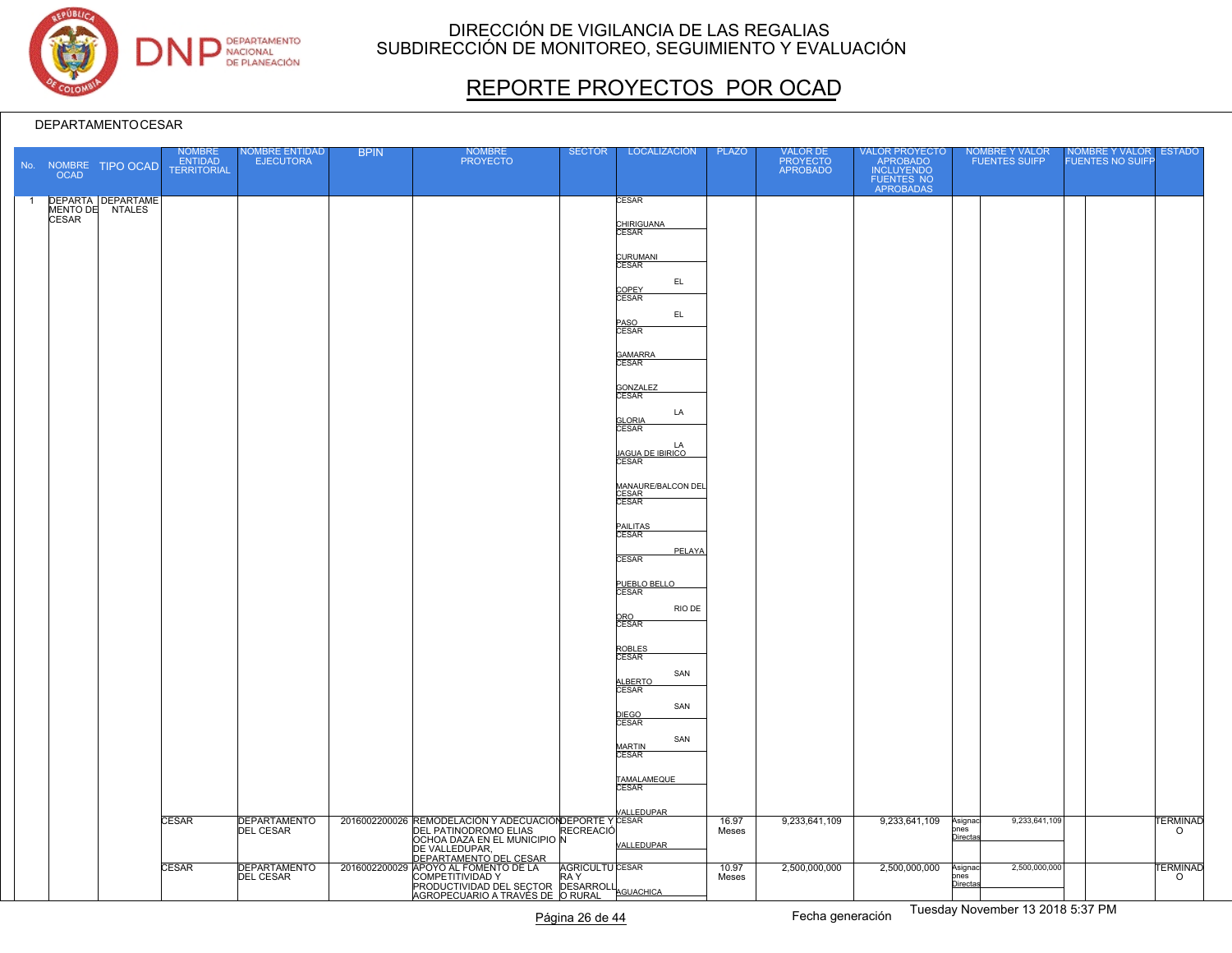# DIRECCIÓN DE VIGILANCIA DE LAS REGALIAS
## SUBDIRECCIÓN DE MONITOREO, SEGUIMIENTO Y EVALUACIÓN

# REPORTE PROYECTOS POR OCAD

DEPARTAMENTO CESAR

| No. | NOMBRE OCAD | TIPO OCAD | NOMBRE ENTIDAD TERRITORIAL | NOMBRE ENTIDAD EJECUTORA | BPIN | NOMBRE PROYECTO | SECTOR | LOCALIZACIÓN | PLAZO | VALOR DE PROYECTO APROBADO | VALOR PROYECTO APROBADO INCLUYENDO FUENTES NO APROBADAS | NOMBRE Y VALOR FUENTES SUIFP | | NOMBRE Y VALOR FUENTES NO SUIFP | | ESTADO |
|---|---|---|---|---|---|---|---|---|---|---|---|---|---|---|---|---|
| 1 | DEPARTAMENTO DE CESAR | DEPARTAMENTALES | | | | | | CESAR CHIRIGUANA<br>CESAR CURUMANI<br>CESAR EL COPEY<br>CESAR EL PASO<br>CESAR GAMARRA<br>CESAR GONZALEZ<br>CESAR LA GLORIA<br>CESAR LA JAGUA DE IBIRICO<br>CESAR MANAURE/BALCON DEL CESAR<br>CESAR PAILITAS<br>CESAR PELAYA<br>CESAR PUEBLO BELLO<br>CESAR RIO DE ORO<br>CESAR ROBLES<br>CESAR SAN ALBERTO<br>CESAR SAN DIEGO<br>CESAR SAN MARTIN<br>CESAR TAMALAMEQUE<br>CESAR VALLEDUPAR | | | | | | | | |
| | | | CESAR | DEPARTAMENTO DEL CESAR | 2016002200026 | REMODELACION Y ADECUACION DEL PATINODROMO ELIAS OCHOA DAZA EN EL MUNICIPIO DE VALLEDUPAR, DEPARTAMENTO DEL CESAR | DEPORTE Y RECREACIÓN | CESAR VALLEDUPAR | 16.97 Meses | 9,233,641,109 | 9,233,641,109 | Asignaciones Directas | 9,233,641,109 | | | TERMINADO |
| | | | CESAR | DEPARTAMENTO DEL CESAR | 2016002200029 | APOYO AL FOMENTO DE LA COMPETITIVIDAD Y PRODUCTIVIDAD DEL SECTOR AGROPECUARIO A TRAVÉS DE | AGRICULTURA Y DESARROLLO RURAL | CESAR AGUACHICA | 10.97 Meses | 2,500,000,000 | 2,500,000,000 | Asignaciones Directas | 2,500,000,000 | | | TERMINADO |

Fecha generación Tuesday November 13 2018 5:37 PM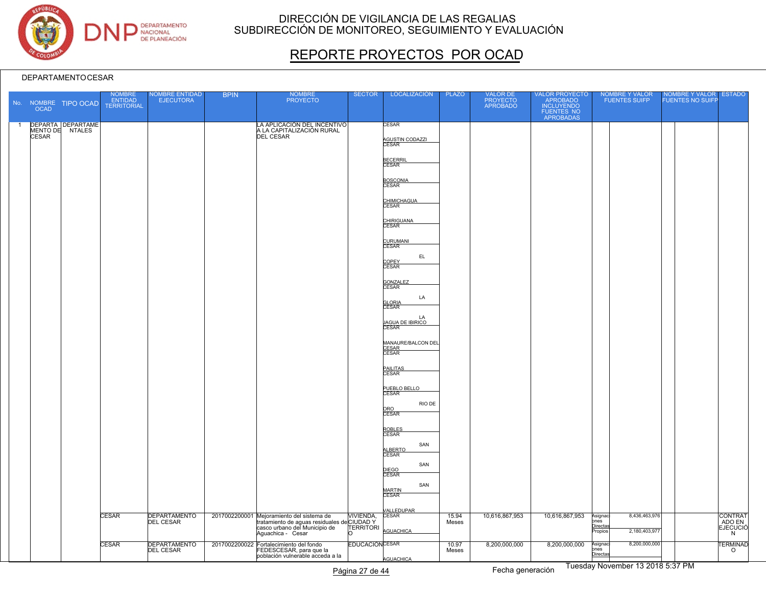# DIRECCIÓN DE VIGILANCIA DE LAS REGALIAS
## SUBDIRECCIÓN DE MONITOREO, SEGUIMIENTO Y EVALUACIÓN

# REPORTE PROYECTOS POR OCAD

DEPARTAMENTO CESAR

| No. | NOMBRE OCAD | TIPO OCAD | NOMBRE ENTIDAD TERRITORIAL | NOMBRE ENTIDAD EJECUTORA | BPIN | NOMBRE PROYECTO | SECTOR | LOCALIZACIÓN | PLAZO | VALOR DE PROYECTO APROBADO | VALOR PROYECTO APROBADO INCLUYENDO FUENTES NO APROBADAS | NOMBRE Y VALOR FUENTES SUIFP | | NOMBRE Y VALOR FUENTES NO SUIFP | | ESTADO |
|---|---|---|---|---|---|---|---|---|---|---|---|---|---|---|---|---|
| 1 | DEPARTAMENTO DE CESAR | DEPARTAMENTALES | | | | LA APLICACIÓN DEL INCENTIVO A LA CAPITALIZACIÓN RURAL DEL CESAR | | CESAR AGUSTIN CODAZZI; CESAR BECERRIL; CESAR BOSCONIA; CESAR CHIMICHAGUA; CESAR CHIRIGUANA; CESAR CURUMANI; CESAR EL COPEY; CESAR GONZALEZ; CESAR LA GLORIA; CESAR LA JAGUA DE IBIRICO; CESAR MANAURE/BALCON DEL CESAR; CESAR PAILITAS; CESAR PUEBLO BELLO; CESAR RIO DE ORO; CESAR ROBLES; CESAR SAN ALBERTO; CESAR SAN DIEGO; CESAR SAN MARTIN; CESAR VALLEDUPAR | | | | | | | | |
| | | | CESAR | DEPARTAMENTO DEL CESAR | 2017002200001 | Mejoramiento del sistema de tratamiento de aguas residuales del casco urbano del Municipio de Aguachica - Cesar | VIVIENDA, CIUDAD Y TERRITORIO | CESAR AGUACHICA | 15.94 Meses | 10,616,867,953 | 10,616,867,953 | Asignaciones Directas<br>Propios | 8,436,463,976<br>2,180,403,977 | | | CONTRATADO EN EJECUCIÓN |
| | | | CESAR | DEPARTAMENTO DEL CESAR | 2017002200022 | Fortalecimiento del fondo FEDESCESAR, para que la población vulnerable acceda a la | EDUCACION | CESAR AGUACHICA | 10.97 Meses | 8,200,000,000 | 8,200,000,000 | Asignaciones Directas | 8,200,000,000 | | | TERMINADO |

Fecha generación Tuesday November 13 2018 5:37 PM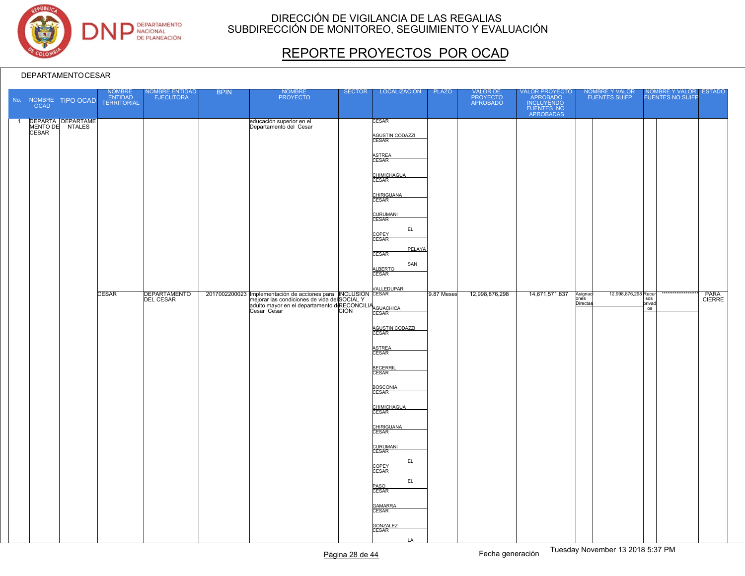# DIRECCIÓN DE VIGILANCIA DE LAS REGALIAS
## SUBDIRECCIÓN DE MONITOREO, SEGUIMIENTO Y EVALUACIÓN

# REPORTE PROYECTOS POR OCAD

DEPARTAMENTO CESAR

| No. | NOMBRE OCAD | TIPO OCAD | NOMBRE ENTIDAD TERRITORIAL | NOMBRE ENTIDAD EJECUTORA | BPIN | NOMBRE PROYECTO | SECTOR | LOCALIZACIÓN | PLAZO | VALOR DE PROYECTO APROBADO | VALOR PROYECTO APROBADO INCLUYENDO FUENTES NO APROBADAS | NOMBRE Y VALOR FUENTES SUIFP | | NOMBRE Y VALOR FUENTES NO SUIFP | | ESTADO |
|---|---|---|---|---|---|---|---|---|---|---|---|---|---|---|---|---|
| 1 | DEPARTAMENTO DE CESAR | DEPARTAMENTALES | | | | educación superior en el Departamento del Cesar | | CESAR AGUSTIN CODAZZI<br>CESAR ASTREA<br>CESAR CHIMICHAGUA<br>CESAR CHIRIGUANA<br>CESAR CURUMANI<br>CESAR EL COPEY<br>CESAR PELAYA<br>CESAR SAN ALBERTO<br>CESAR VALLEDUPAR | | | | | | | | |
| | | | CESAR | DEPARTAMENTO DEL CESAR | 2017002200023 | Implementación de acciones para mejorar las condiciones de vida del adulto mayor en el departamento del Cesar Cesar | INCLUSIÓN SOCIAL Y RECONCILIACIÓN | CESAR AGUACHICA<br>CESAR AGUSTIN CODAZZI<br>CESAR ASTREA<br>CESAR BECERRIL<br>CESAR BOSCONIA<br>CESAR CHIMICHAGUA<br>CESAR CHIRIGUANA<br>CESAR CURUMANI<br>CESAR EL COPEY<br>CESAR EL PASO<br>CESAR GAMARRA<br>CESAR GONZALEZ<br>CESAR LA | 9.87 Meses | 12,998,876,298 | 14,671,571,837 | Asignaciones Directas | 12,998,876,298 | Recursos privados | ******************* | PARA CIERRE |

Fecha generación Tuesday November 13 2018 5:37 PM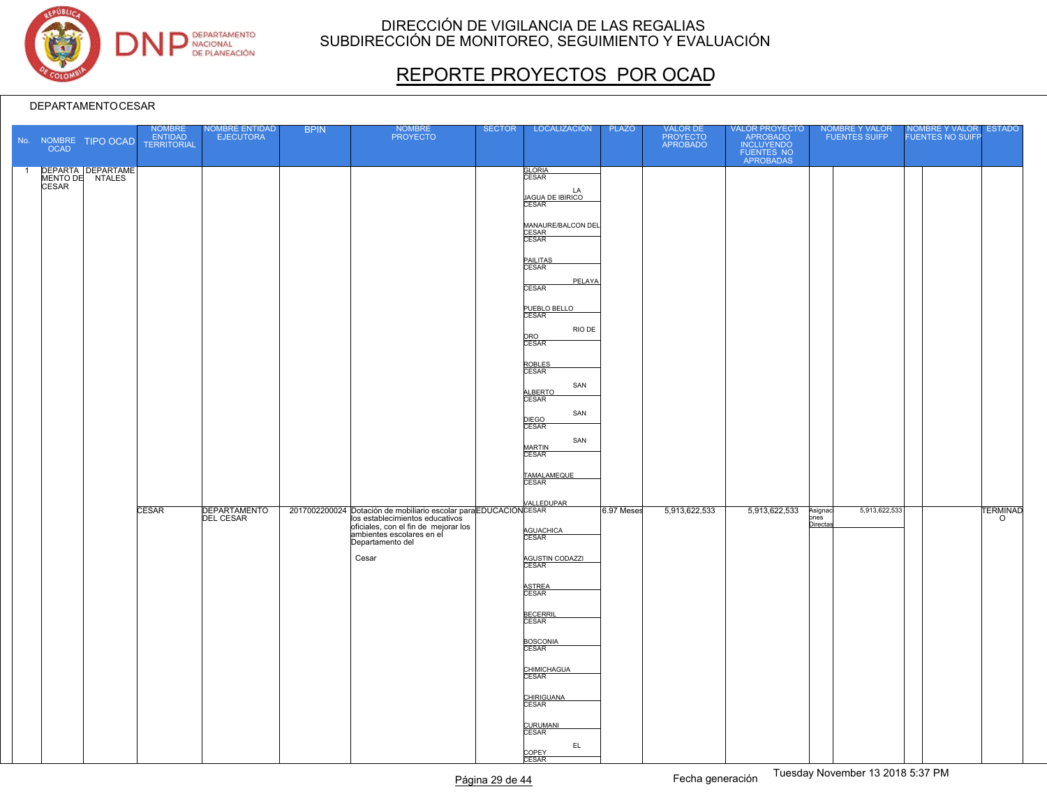# DIRECCIÓN DE VIGILANCIA DE LAS REGALIAS
## SUBDIRECCIÓN DE MONITOREO, SEGUIMIENTO Y EVALUACIÓN

# REPORTE PROYECTOS POR OCAD

DEPARTAMENTO CESAR

| No. | NOMBRE OCAD | TIPO OCAD | NOMBRE ENTIDAD TERRITORIAL | NOMBRE ENTIDAD EJECUTORA | BPIN | NOMBRE PROYECTO | SECTOR | LOCALIZACIÓN | PLAZO | VALOR DE PROYECTO APROBADO | VALOR PROYECTO APROBADO INCLUYENDO FUENTES NO APROBADAS | NOMBRE Y VALOR FUENTES SUIFP | | NOMBRE Y VALOR FUENTES NO SUIFP | | ESTADO |
|---|---|---|---|---|---|---|---|---|---|---|---|---|---|---|---|---|
| 1 | DEPARTAMENTO DE CESAR | DEPARTAMENTALES | | | | | | GLORIA CESAR<br>LA JAGUA DE IBIRICO CESAR<br>MANAURE/BALCON DEL CESAR CESAR<br>PAILITAS CESAR<br>PELAYA CESAR<br>PUEBLO BELLO CESAR<br>RIO DE ORO CESAR<br>ROBLES CESAR<br>SAN ALBERTO CESAR<br>SAN DIEGO CESAR<br>SAN MARTIN CESAR<br>TAMALAMEQUE CESAR<br>VALLEDUPAR | | | | | | | | |
| | | | CESAR | DEPARTAMENTO DEL CESAR | 2017002200024 | Dotación de mobiliario escolar para los establecimientos educativos oficiales, con el fin de mejorar los ambientes escolares en el Departamento del Cesar | EDUCACION | CESAR<br>AGUACHICA CESAR<br>AGUSTIN CODAZZI CESAR<br>ASTREA CESAR<br>BECERRIL CESAR<br>BOSCONIA CESAR<br>CHIMICHAGUA CESAR<br>CHIRIGUANA CESAR<br>CURUMANI CESAR<br>EL COPEY CESAR | 6.97 Meses | 5,913,622,533 | 5,913,622,533 | Asignaciones Directas | 5,913,622,533 | | | TERMINADO |

Fecha generación Tuesday November 13 2018 5:37 PM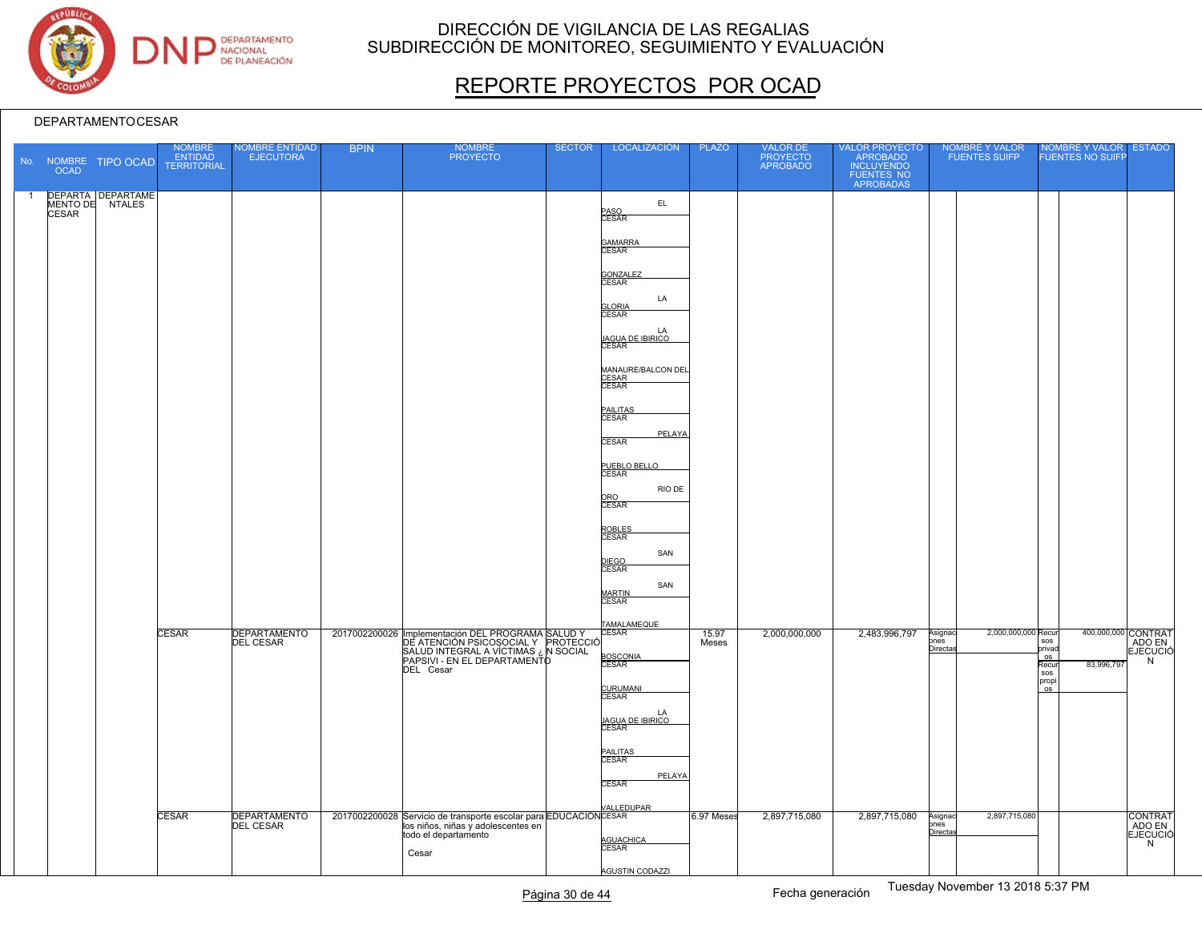# DIRECCIÓN DE VIGILANCIA DE LAS REGALIAS
## SUBDIRECCIÓN DE MONITOREO, SEGUIMIENTO Y EVALUACIÓN

# REPORTE PROYECTOS POR OCAD

DEPARTAMENTO CESAR

| No. | NOMBRE OCAD | TIPO OCAD | NOMBRE ENTIDAD TERRITORIAL | NOMBRE ENTIDAD EJECUTORA | BPIN | NOMBRE PROYECTO | SECTOR | LOCALIZACIÓN | PLAZO | VALOR DE PROYECTO APROBADO | VALOR PROYECTO APROBADO INCLUYENDO FUENTES NO APROBADAS | NOMBRE Y VALOR FUENTES SUIFP | | NOMBRE Y VALOR FUENTES NO SUIFP | | ESTADO |
|---|---|---|---|---|---|---|---|---|---|---|---|---|---|---|---|---|
| 1 | DEPARTAMENTO DE CESAR | DEPARTAMENTALES | | | | | | EL PASO CESAR<br>GAMARRA CESAR<br>GONZALEZ CESAR<br>LA GLORIA CESAR<br>LA JAGUA DE IBIRICO CESAR<br>MANAURE/BALCON DEL CESAR CESAR<br>PAILITAS CESAR<br>PELAYA CESAR<br>PUEBLO BELLO CESAR<br>RIO DE ORO CESAR<br>ROBLES CESAR<br>SAN DIEGO CESAR<br>SAN MARTIN CESAR<br>TAMALAMEQUE CESAR | | | | | | | | |
| | | | CESAR | DEPARTAMENTO DEL CESAR | 2017002200026 | Implementación DEL PROGRAMA DE ATENCIÓN PSICOSOCIAL Y SALUD INTEGRAL A VÍCTIMAS ¿ PAPSIVI - EN EL DEPARTAMENTO DEL Cesar | SALUD Y PROTECCIÓN SOCIAL | BOSCONIA CESAR<br>CURUMANI CESAR<br>LA JAGUA DE IBIRICO CESAR<br>PAILITAS CESAR<br>PELAYA CESAR<br>VALLEDUPAR CESAR | 15.97 Meses | 2,000,000,000 | 2,483,996,797 | Asignaciones Directas | 2,000,000,000 | Recursos privados<br>Recursos propios | 400,000,000<br>83,996,797 | CONTRATADO EN EJECUCIÓN |
| | | | CESAR | DEPARTAMENTO DEL CESAR | 2017002200028 | Servicio de transporte escolar para los niños, niñas y adolescentes en todo el departamento Cesar | EDUCACIÓN | CESAR<br>AGUACHICA CESAR<br>AGUSTIN CODAZZI | 6.97 Meses | 2,897,715,080 | 2,897,715,080 | Asignaciones Directas | 2,897,715,080 | | | CONTRATADO EN EJECUCIÓN |

Fecha generación Tuesday November 13 2018 5:37 PM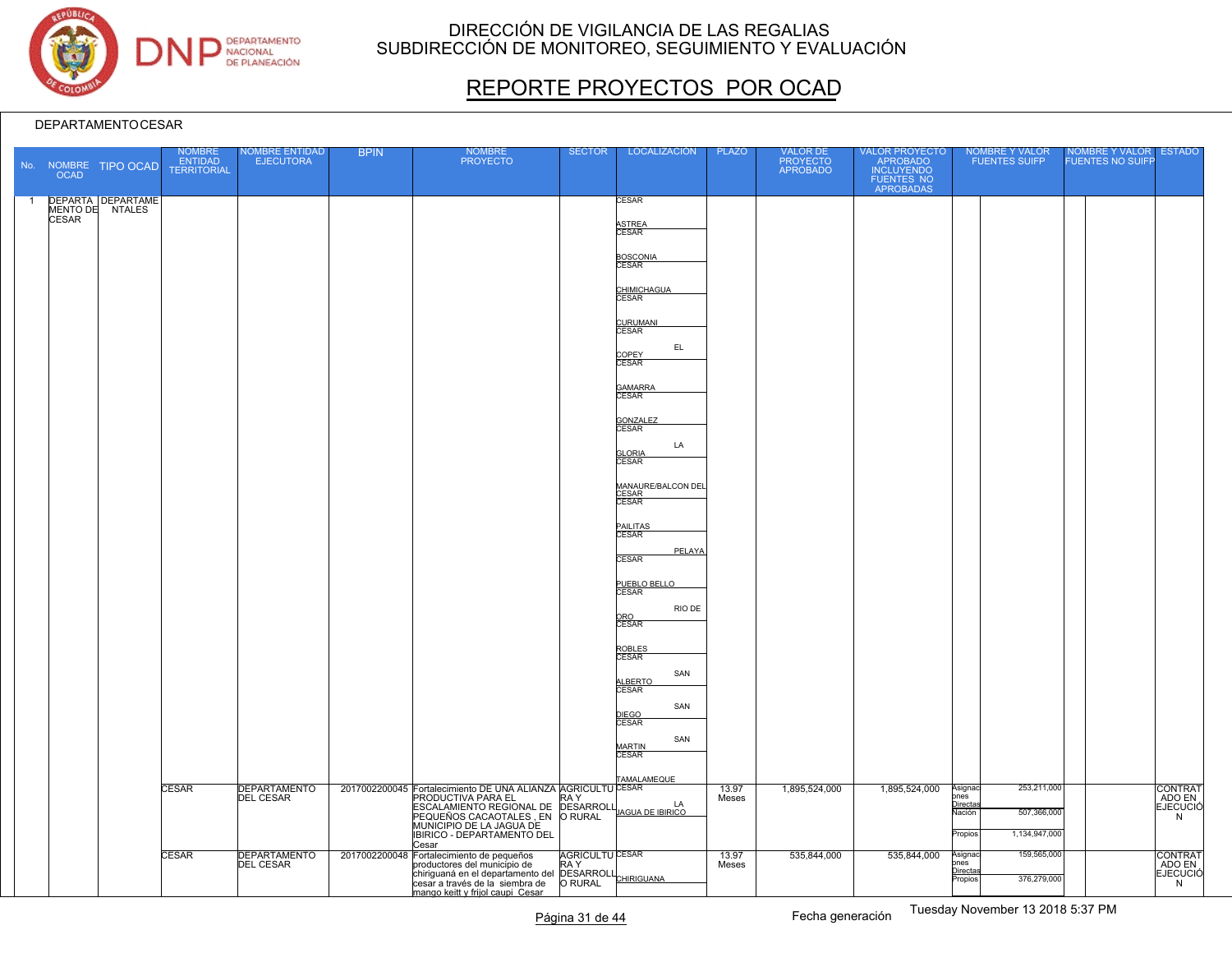# DIRECCIÓN DE VIGILANCIA DE LAS REGALIAS
## SUBDIRECCIÓN DE MONITOREO, SEGUIMIENTO Y EVALUACIÓN

# REPORTE PROYECTOS POR OCAD

DEPARTAMENTO CESAR

| No. | NOMBRE OCAD | TIPO OCAD | NOMBRE ENTIDAD TERRITORIAL | NOMBRE ENTIDAD EJECUTORA | BPIN | NOMBRE PROYECTO | SECTOR | LOCALIZACIÓN | PLAZO | VALOR DE PROYECTO APROBADO | VALOR PROYECTO APROBADO INCLUYENDO FUENTES NO APROBADAS | NOMBRE Y VALOR FUENTES SUIFP | | NOMBRE Y VALOR FUENTES NO SUIFP | | ESTADO |
|---|---|---|---|---|---|---|---|---|---|---|---|---|---|---|---|---|
| 1 | DEPARTAMENTO DE CESAR | DEPARTAMENTALES | | | | | | CESAR<br>ASTREA<br>CESAR<br>BOSCONIA<br>CESAR<br>CHIMICHAGUA<br>CESAR<br>CURUMANI<br>CESAR<br>EL COPEY<br>CESAR<br>GAMARRA<br>CESAR<br>GONZALEZ<br>CESAR<br>LA GLORIA<br>CESAR<br>MANAURE/BALCON DEL CESAR<br>CESAR<br>PAILITAS<br>CESAR<br>PELAYA<br>CESAR<br>PUEBLO BELLO<br>CESAR<br>RIO DE ORO<br>CESAR<br>ROBLES<br>CESAR<br>SAN ALBERTO<br>CESAR<br>SAN DIEGO<br>CESAR<br>SAN MARTIN<br>CESAR<br>TAMALAMEQUE | | | | | | | | |
| | | | CESAR | DEPARTAMENTO DEL CESAR | 2017002200045 | Fortalecimiento DE UNA ALIANZA PRODUCTIVA PARA EL ESCALAMIENTO REGIONAL DE PEQUEÑOS CACAOTALES , EN MUNICIPIO DE LA JAGUA DE IBIRICO - DEPARTAMENTO DEL Cesar | AGRICULTURA Y DESARROLLO RURAL | CESAR<br>LA JAGUA DE IBIRICO | 13.97 Meses | 1,895,524,000 | 1,895,524,000 | Asignaciones Directas<br>Nación<br>Propios | 253,211,000<br>507,366,000<br>1,134,947,000 | | | CONTRATADO EN EJECUCIÓN |
| | | | CESAR | DEPARTAMENTO DEL CESAR | 2017002200048 | Fortalecimiento de pequeños productores del municipio de chiriguaná en el departamento del cesar a través de la siembra de mango keitt y frijol caupi Cesar | AGRICULTURA Y DESARROLLO RURAL | CESAR<br>CHIRIGUANA | 13.97 Meses | 535,844,000 | 535,844,000 | Asignaciones Directas<br>Propios | 159,565,000<br>376,279,000 | | | CONTRATADO EN EJECUCIÓN |

Fecha generación Tuesday November 13 2018 5:37 PM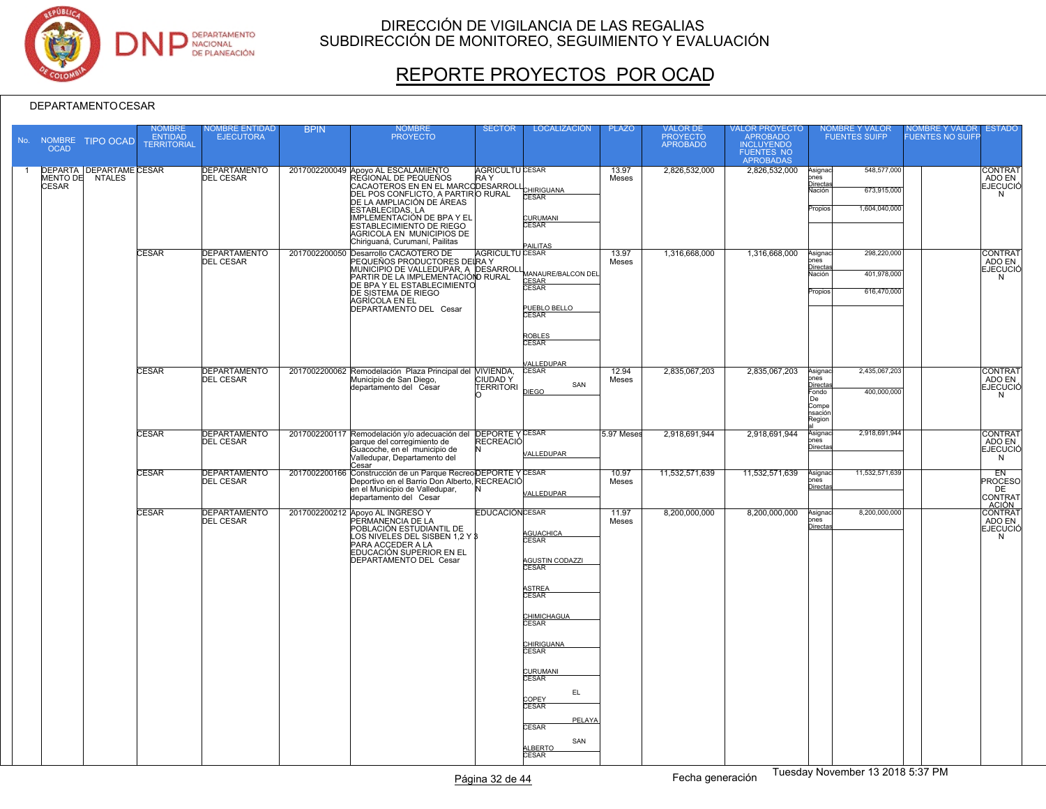# DIRECCIÓN DE VIGILANCIA DE LAS REGALIAS
## SUBDIRECCIÓN DE MONITOREO, SEGUIMIENTO Y EVALUACIÓN

# REPORTE PROYECTOS POR OCAD

DEPARTAMENTO CESAR

| No. | NOMBRE OCAD | TIPO OCAD | NOMBRE ENTIDAD TERRITORIAL | NOMBRE ENTIDAD EJECUTORA | BPIN | NOMBRE PROYECTO | SECTOR | LOCALIZACIÓN | PLAZO | VALOR DE PROYECTO APROBADO | VALOR PROYECTO APROBADO INCLUYENDO FUENTES NO APROBADAS | NOMBRE Y VALOR FUENTES SUIFP | | NOMBRE Y VALOR FUENTES NO SUIFP | | ESTADO |
|---|---|---|---|---|---|---|---|---|---|---|---|---|---|---|---|---|
| 1 | DEPARTAMENTO DE CESAR | DEPARTAMENTALES | CESAR | DEPARTAMENTO DEL CESAR | 2017002200049 | Apoyo AL ESCALAMIENTO REGIONAL DE PEQUEÑOS CACAOTEROS EN EN EL MARCO DEL POS CONFLICTO, A PARTIR DE LA AMPLIACIÓN DE ÁREAS ESTABLECIDAS, LA IMPLEMENTACIÓN DE BPA Y EL ESTABLECIMIENTO DE RIEGO AGRICOLA EN MUNICIPIOS DE Chiriguaná, Curumaní, Pailitas | AGRICULTURA Y DESARROLLO RURAL | CESAR CHIRIGUANA; CESAR CURUMANI; CESAR PAILITAS | 13.97 Meses | 2,826,532,000 | 2,826,532,000 | Asignaciones Directas; Nación; Propios | 548,577,000; 673,915,000; 1,604,040,000 | | | CONTRATADO EN EJECUCIÓN |
| | | | CESAR | DEPARTAMENTO DEL CESAR | 2017002200050 | Desarrollo CACAOTERO DE PEQUEÑOS PRODUCTORES DEL MUNICIPIO DE VALLEDUPAR, A PARTIR DE LA IMPLEMENTACIÓN DE BPA Y EL ESTABLECIMIENTO DE SISTEMA DE RIEGO AGRÍCOLA EN EL DEPARTAMENTO DEL Cesar | AGRICULTURA Y DESARROLLO RURAL | CESAR MANAURE/BALCON DEL CESAR; CESAR PUEBLO BELLO; CESAR ROBLES; CESAR VALLEDUPAR | 13.97 Meses | 1,316,668,000 | 1,316,668,000 | Asignaciones Directas; Nación; Propios | 298,220,000; 401,978,000; 616,470,000 | | | CONTRATADO EN EJECUCIÓN |
| | | | CESAR | DEPARTAMENTO DEL CESAR | 2017002200062 | Remodelación Plaza Principal del Municipio de San Diego, departamento del Cesar | VIVIENDA, CIUDAD Y TERRITORIO | CESAR SAN DIEGO | 12.94 Meses | 2,835,067,203 | 2,835,067,203 | Asignaciones Directas; Fondo De Compensación Regional | 2,435,067,203; 400,000,000 | | | CONTRATADO EN EJECUCIÓN |
| | | | CESAR | DEPARTAMENTO DEL CESAR | 2017002200117 | Remodelación y/o adecuación del parque del corregimiento de Guacoche, en el municipio de Valledupar, Departamento del Cesar | DEPORTE Y RECREACIÓN | CESAR VALLEDUPAR | 5.97 Meses | 2,918,691,944 | 2,918,691,944 | Asignaciones Directas | 2,918,691,944 | | | CONTRATADO EN EJECUCIÓN |
| | | | CESAR | DEPARTAMENTO DEL CESAR | 2017002200166 | Construcción de un Parque Recreo Deportivo en el Barrio Don Alberto, en el Municipio de Valledupar, departamento del Cesar | DEPORTE Y RECREACIÓN | CESAR VALLEDUPAR | 10.97 Meses | 11,532,571,639 | 11,532,571,639 | Asignaciones Directas | 11,532,571,639 | | | EN PROCESO DE CONTRATACIÓN |
| | | | CESAR | DEPARTAMENTO DEL CESAR | 2017002200212 | Apoyo AL INGRESO Y PERMANENCIA DE LA POBLACIÓN ESTUDIANTIL DE LOS NIVELES DEL SISBEN 1,2 Y 3 PARA ACCEDER A LA EDUCACIÓN SUPERIOR EN EL DEPARTAMENTO DEL Cesar | EDUCACIÓN | CESAR AGUACHICA; CESAR AGUSTIN CODAZZI; CESAR ASTREA; CESAR CHIMICHAGUA; CESAR CHIRIGUANA; CESAR CURUMANI; CESAR EL COPEY; CESAR PELAYA; CESAR SAN ALBERTO; CESAR | 11.97 Meses | 8,200,000,000 | 8,200,000,000 | Asignaciones Directas | 8,200,000,000 | | | CONTRATADO EN EJECUCIÓN |

Fecha generación Tuesday November 13 2018 5:37 PM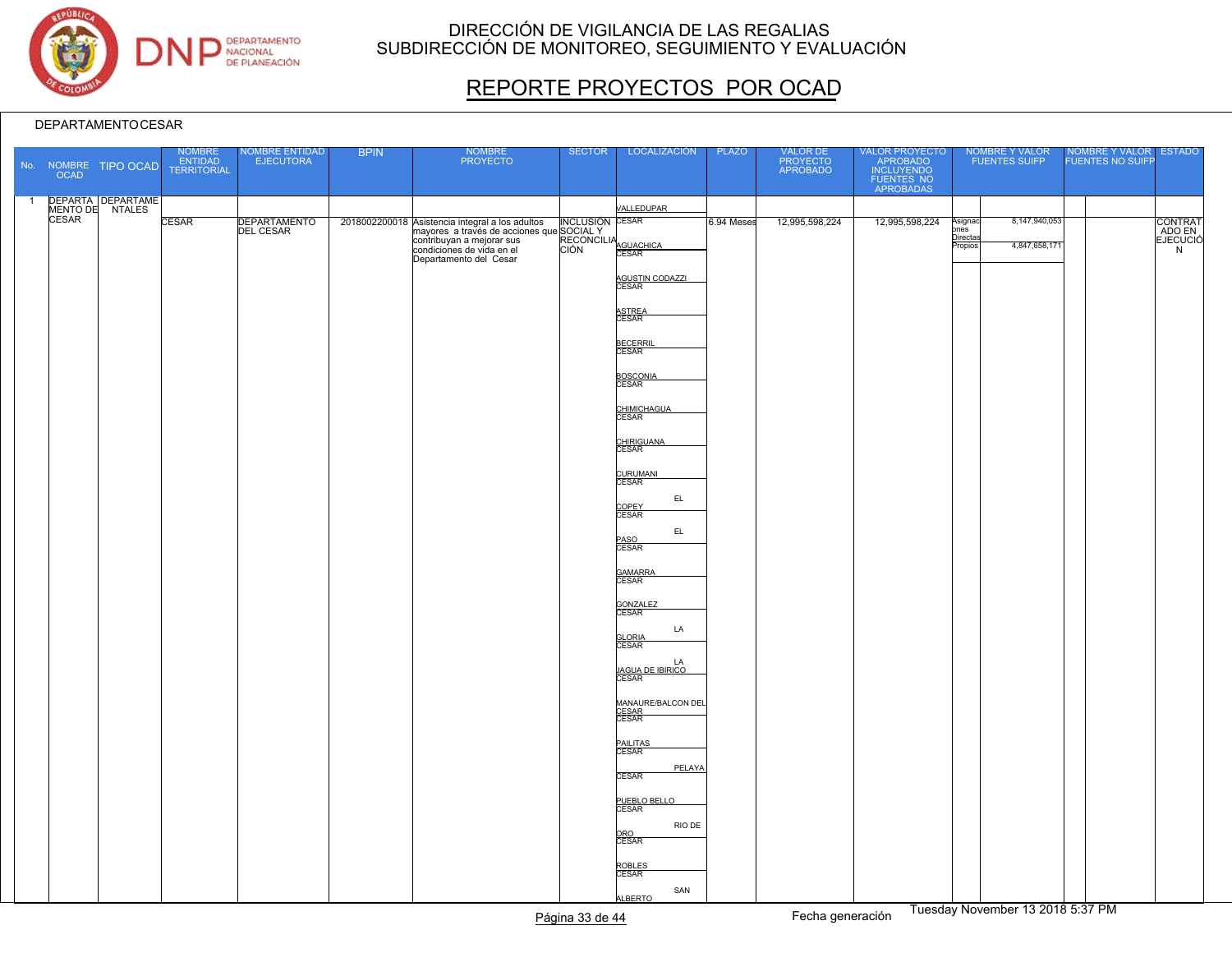# DIRECCIÓN DE VIGILANCIA DE LAS REGALIAS
## SUBDIRECCIÓN DE MONITOREO, SEGUIMIENTO Y EVALUACIÓN

# REPORTE PROYECTOS POR OCAD

DEPARTAMENTO CESAR

| No. | NOMBRE OCAD | TIPO OCAD | NOMBRE ENTIDAD TERRITORIAL | NOMBRE ENTIDAD EJECUTORA | BPIN | NOMBRE PROYECTO | SECTOR | LOCALIZACIÓN | PLAZO | VALOR DE PROYECTO APROBADO | VALOR PROYECTO APROBADO INCLUYENDO FUENTES NO APROBADAS | NOMBRE Y VALOR FUENTES SUIFP | | NOMBRE Y VALOR FUENTES NO SUIFP | | ESTADO |
|---|---|---|---|---|---|---|---|---|---|---|---|---|---|---|---|---|
| 1 | DEPARTAMENTO DE CESAR | DEPARTAMENTALES | | | | | | VALLEDUPAR | | | | | | | | |
| | | | CESAR | DEPARTAMENTO DEL CESAR | 2018002200018 | Asistencia integral a los adultos mayores a través de acciones que contribuyan a mejorar sus condiciones de vida en el Departamento del Cesar | INCLUSIÓN SOCIAL Y RECONCILIACIÓN | CESAR AGUACHICA | 6.94 Meses | 12,995,598,224 | 12,995,598,224 | Asignaciones Directas | 8,147,940,053 | | | CONTRATADO EN EJECUCIÓN |
| | | | | | | | | | | | | Propios | 4,847,658,171 | | | |
| | | | | | | | | CESAR AGUSTIN CODAZZI | | | | | | | | |
| | | | | | | | | CESAR ASTREA | | | | | | | | |
| | | | | | | | | CESAR BECERRIL | | | | | | | | |
| | | | | | | | | CESAR BOSCONIA | | | | | | | | |
| | | | | | | | | CESAR CHIMICHAGUA | | | | | | | | |
| | | | | | | | | CESAR CHIRIGUANA | | | | | | | | |
| | | | | | | | | CESAR CURUMANI | | | | | | | | |
| | | | | | | | | CESAR EL COPEY | | | | | | | | |
| | | | | | | | | CESAR EL PASO | | | | | | | | |
| | | | | | | | | CESAR GAMARRA | | | | | | | | |
| | | | | | | | | CESAR GONZALEZ | | | | | | | | |
| | | | | | | | | CESAR LA GLORIA | | | | | | | | |
| | | | | | | | | CESAR LA JAGUA DE IBIRICO | | | | | | | | |
| | | | | | | | | CESAR MANAURE/BALCON DEL CESAR | | | | | | | | |
| | | | | | | | | CESAR PAILITAS | | | | | | | | |
| | | | | | | | | CESAR PELAYA | | | | | | | | |
| | | | | | | | | CESAR PUEBLO BELLO | | | | | | | | |
| | | | | | | | | CESAR RIO DE ORO | | | | | | | | |
| | | | | | | | | CESAR ROBLES | | | | | | | | |
| | | | | | | | | CESAR SAN ALBERTO | | | | | | | | |

Fecha generación Tuesday November 13 2018 5:37 PM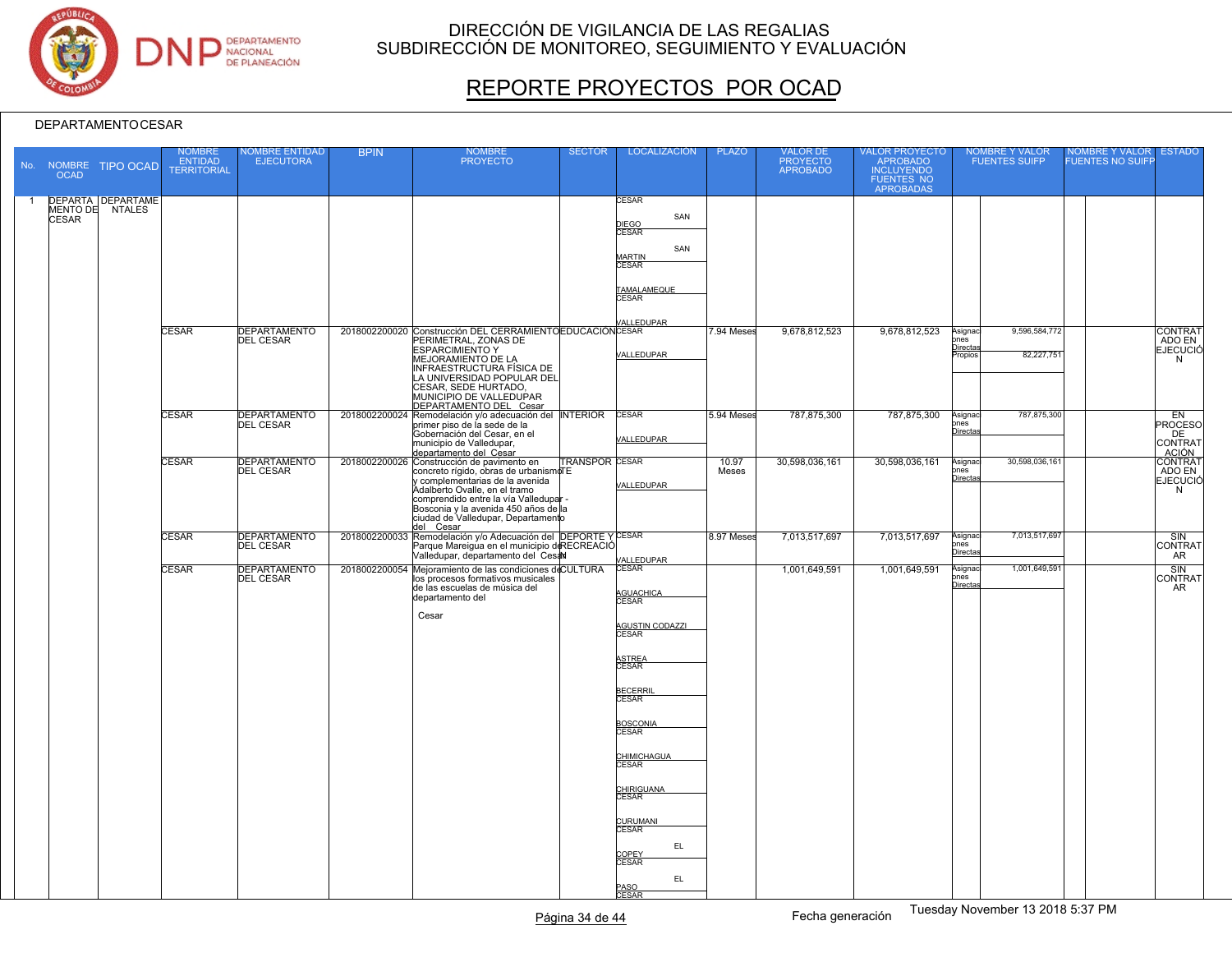# DIRECCIÓN DE VIGILANCIA DE LAS REGALIAS
## SUBDIRECCIÓN DE MONITOREO, SEGUIMIENTO Y EVALUACIÓN

# REPORTE PROYECTOS POR OCAD

DEPARTAMENTO CESAR

| No. | NOMBRE OCAD | TIPO OCAD | NOMBRE ENTIDAD TERRITORIAL | NOMBRE ENTIDAD EJECUTORA | BPIN | NOMBRE PROYECTO | SECTOR | LOCALIZACIÓN | PLAZO | VALOR DE PROYECTO APROBADO | VALOR PROYECTO APROBADO INCLUYENDO FUENTES NO APROBADAS | NOMBRE Y VALOR FUENTES SUIFP | | NOMBRE Y VALOR FUENTES NO SUIFP | | ESTADO |
|---|---|---|---|---|---|---|---|---|---|---|---|---|---|---|---|---|
| 1 | DEPARTAMENTO DE CESAR | DEPARTAMENTALES | | | | | | CESAR SAN DIEGO; CESAR SAN MARTIN; CESAR TAMALAMEQUE; CESAR VALLEDUPAR | | | | | | | | |
| | | | CESAR | DEPARTAMENTO DEL CESAR | 2018002200020 | Construcción DEL CERRAMIENTO PERIMETRAL, ZONAS DE ESPARCIMIENTO Y MEJORAMIENTO DE LA INFRAESTRUCTURA FÍSICA DE LA UNIVERSIDAD POPULAR DEL CESAR, SEDE HURTADO, MUNICIPIO DE VALLEDUPAR DEPARTAMENTO DEL Cesar | EDUCACIÓN | CESAR VALLEDUPAR | 7.94 Meses | 9,678,812,523 | 9,678,812,523 | Asignaciones Directas; Propios | 9,596,584,772; 82,227,751 | | | CONTRATADO EN EJECUCIÓN |
| | | | CESAR | DEPARTAMENTO DEL CESAR | 2018002200024 | Remodelación y/o adecuación del primer piso de la sede de la Gobernación del Cesar, en el municipio de Valledupar, departamento del Cesar | INTERIOR | CESAR VALLEDUPAR | 5.94 Meses | 787,875,300 | 787,875,300 | Asignaciones Directas | 787,875,300 | | | EN PROCESO DE CONTRATACIÓN |
| | | | CESAR | DEPARTAMENTO DEL CESAR | 2018002200026 | Construcción de pavimento en concreto rígido, obras de urbanismo y complementarias de la avenida Adalberto Ovalle, en el tramo comprendido entre la vía Valledupar - Bosconia y la avenida 450 años de la ciudad de Valledupar, Departamento del Cesar | TRANSPORTE | CESAR VALLEDUPAR | 10.97 Meses | 30,598,036,161 | 30,598,036,161 | Asignaciones Directas | 30,598,036,161 | | | CONTRATADO EN EJECUCIÓN |
| | | | CESAR | DEPARTAMENTO DEL CESAR | 2018002200033 | Remodelación y/o Adecuación del Parque Mareigua en el municipio de Valledupar, departamento del Cesar | DEPORTE Y RECREACIÓN | CESAR VALLEDUPAR | 8.97 Meses | 7,013,517,697 | 7,013,517,697 | Asignaciones Directas | 7,013,517,697 | | | SIN CONTRATAR |
| | | | CESAR | DEPARTAMENTO DEL CESAR | 2018002200054 | Mejoramiento de las condiciones de los procesos formativos musicales de las escuelas de música del departamento del Cesar | CULTURA | CESAR AGUACHICA; CESAR AGUSTIN CODAZZI; CESAR ASTREA; CESAR BECERRIL; CESAR BOSCONIA; CESAR CHIMICHAGUA; CESAR CHIRIGUANA; CESAR CURUMANI; CESAR EL COPEY; CESAR EL PASO; CESAR | | 1,001,649,591 | 1,001,649,591 | Asignaciones Directas | 1,001,649,591 | | | SIN CONTRATAR |

Fecha generación Tuesday November 13 2018 5:37 PM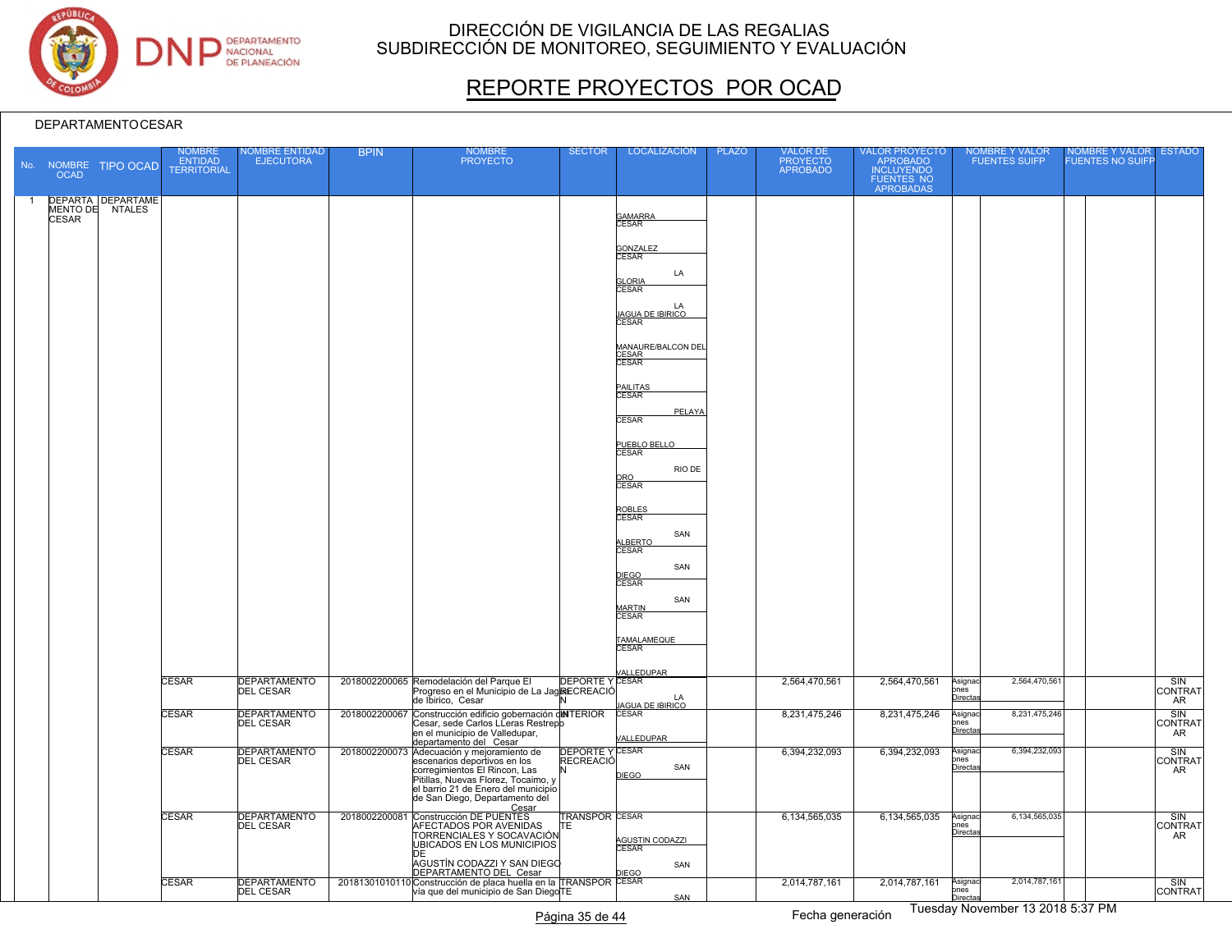# DIRECCIÓN DE VIGILANCIA DE LAS REGALIAS
## SUBDIRECCIÓN DE MONITOREO, SEGUIMIENTO Y EVALUACIÓN

# REPORTE PROYECTOS POR OCAD

DEPARTAMENTO CESAR

| No. | NOMBRE OCAD | TIPO OCAD | NOMBRE ENTIDAD TERRITORIAL | NOMBRE ENTIDAD EJECUTORA | BPIN | NOMBRE PROYECTO | SECTOR | LOCALIZACIÓN | PLAZO | VALOR DE PROYECTO APROBADO | VALOR PROYECTO APROBADO INCLUYENDO FUENTES NO APROBADAS | NOMBRE Y VALOR FUENTES SUIFP | | NOMBRE Y VALOR FUENTES NO SUIFP | | ESTADO |
|---|---|---|---|---|---|---|---|---|---|---|---|---|---|---|---|---|
| 1 | DEPARTAMENTO DE CESAR | DEPARTAMENTALES | | | | | | CESAR GAMARRA<br>CESAR GONZALEZ<br>CESAR LA GLORIA<br>CESAR LA JAGUA DE IBIRICO<br>CESAR MANAURE/BALCON DEL CESAR<br>CESAR PAILITAS<br>CESAR PELAYA<br>CESAR PUEBLO BELLO<br>CESAR RIO DE ORO<br>CESAR ROBLES<br>CESAR SAN ALBERTO<br>CESAR SAN DIEGO<br>CESAR SAN MARTIN<br>CESAR TAMALAMEQUE<br>CESAR VALLEDUPAR | | | | | | | | |
| | | | CESAR | DEPARTAMENTO DEL CESAR | 2018002200065 | Remodelación del Parque El Progreso en el Municipio de La Jagua de Ibirico, Cesar | DEPORTE Y RECREACIÓN | CESAR LA JAGUA DE IBIRICO | | 2,564,470,561 | 2,564,470,561 | Asignaciones Directas | 2,564,470,561 | | | SIN CONTRATAR |
| | | | CESAR | DEPARTAMENTO DEL CESAR | 2018002200067 | Construcción edificio gobernación del Cesar, sede Carlos LLeras Restrepo en el municipio de Valledupar, departamento del Cesar | INTERIOR | CESAR VALLEDUPAR | | 8,231,475,246 | 8,231,475,246 | Asignaciones Directas | 8,231,475,246 | | | SIN CONTRATAR |
| | | | CESAR | DEPARTAMENTO DEL CESAR | 2018002200073 | Adecuación y mejoramiento de escenarios deportivos en los corregimientos El Rincon, Las Pitillas, Nuevas Florez, Tocaimo, y el barrio 21 de Enero del municipio de San Diego, Departamento del Cesar | DEPORTE Y RECREACIÓN | CESAR SAN DIEGO | | 6,394,232,093 | 6,394,232,093 | Asignaciones Directas | 6,394,232,093 | | | SIN CONTRATAR |
| | | | CESAR | DEPARTAMENTO DEL CESAR | 2018002200081 | Construcción DE PUENTES AFECTADOS POR AVENIDAS TORRENCIALES Y SOCAVACIÓN UBICADOS EN LOS MUNICIPIOS DE AGUSTÍN CODAZZI Y SAN DIEGO DEPARTAMENTO DEL Cesar | TRANSPORTE | CESAR AGUSTIN CODAZZI<br>CESAR SAN DIEGO | | 6,134,565,035 | 6,134,565,035 | Asignaciones Directas | 6,134,565,035 | | | SIN CONTRATAR |
| | | | CESAR | DEPARTAMENTO DEL CESAR | 20181301010110 | Construcción de placa huella en la vía que del municipio de San Diego | TRANSPORTE | CESAR SAN | | 2,014,787,161 | 2,014,787,161 | Asignaciones Directas | 2,014,787,161 | | | SIN CONTRAT |

Fecha generación Tuesday November 13 2018 5:37 PM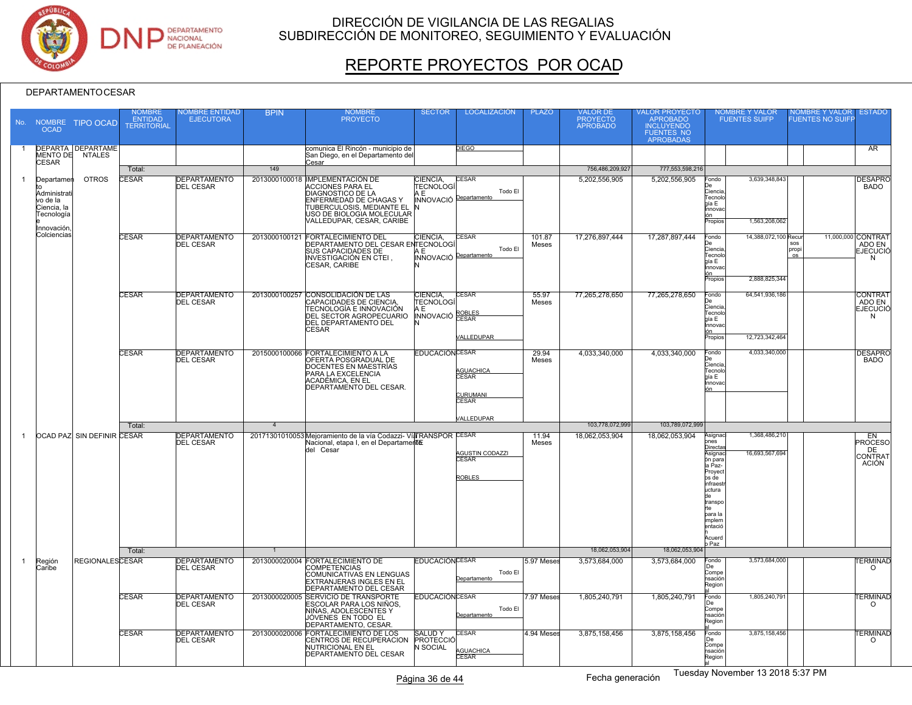# DIRECCIÓN DE VIGILANCIA DE LAS REGALIAS
## SUBDIRECCIÓN DE MONITOREO, SEGUIMIENTO Y EVALUACIÓN

# REPORTE PROYECTOS POR OCAD

DEPARTAMENTO CESAR

| No. | NOMBRE OCAD | TIPO OCAD | NOMBRE ENTIDAD TERRITORIAL | NOMBRE ENTIDAD EJECUTORA | BPIN | NOMBRE PROYECTO | SECTOR | LOCALIZACIÓN | PLAZO | VALOR DE PROYECTO APROBADO | VALOR PROYECTO APROBADO INCLUYENDO FUENTES NO APROBADAS | NOMBRE Y VALOR FUENTES SUIFP | | NOMBRE Y VALOR FUENTES NO SUIFP | | ESTADO |
|---|---|---|---|---|---|---|---|---|---|---|---|---|---|---|---|---|
| 1 | DEPARTAMENTO DE CESAR | DEPARTAMENTALES | | | | comunica El Rincón - municipio de San Diego, en el Departamento del Cesar | | DIEGO | | | | | | | | AR |
| | | | Total: | | 149 | | | | | 756,486,209,927 | 777,553,598,216 | | | | | |
| 1 | Departamento Administrativo de la Ciencia, la Tecnología e Innovación, Colciencias | OTROS | CESAR | DEPARTAMENTO DEL CESAR | 2013000100018 | IMPLEMENTACIÓN DE ACCIONES PARA EL DIAGNOSTICO DE LA ENFERMEDAD DE CHAGAS Y TUBERCULOSIS, MEDIANTE EL USO DE BIOLOGIA MOLECULAR VALLEDUPAR, CESAR, CARIBE | CIENCIA, TECNOLOGÍA E INNOVACIÓN | CESAR Todo El Departamento | | 5,202,556,905 | 5,202,556,905 | Fondo De Ciencia, Tecnología E Innovación | 3,639,348,843 | | | DESAPROBADO |
| | | | | | | | | | | | | Propios | 1,563,208,062 | | | |
| | | | CESAR | DEPARTAMENTO DEL CESAR | 2013000100121 | FORTALECIMIENTO DEL DEPARTAMENTO DEL CESAR EN SUS CAPACIDADES DE INVESTIGACIÓN EN CTEI , CESAR, CARIBE | CIENCIA, TECNOLOGÍA E INNOVACIÓN | CESAR Todo El Departamento | 101.87 Meses | 17,276,897,444 | 17,287,897,444 | Fondo De Ciencia, Tecnología E Innovación | 14,388,072,100 | Recursos propios | 11,000,000 | CONTRATADO EN EJECUCIÓN |
| | | | | | | | | | | | | Propios | 2,888,825,344 | | | |
| | | | CESAR | DEPARTAMENTO DEL CESAR | 2013000100257 | CONSOLIDACIÓN DE LAS CAPACIDADES DE CIENCIA, TECNOLOGÍA E INNOVACIÓN DEL SECTOR AGROPECUARIO DEL DEPARTAMENTO DEL CESAR | CIENCIA, TECNOLOGÍA E INNOVACIÓN | CESAR ROBLES; CESAR VALLEDUPAR | 55.97 Meses | 77,265,278,650 | 77,265,278,650 | Fondo De Ciencia, Tecnología E Innovación | 64,541,936,186 | | | CONTRATADO EN EJECUCIÓN |
| | | | | | | | | | | | | Propios | 12,723,342,464 | | | |
| | | | CESAR | DEPARTAMENTO DEL CESAR | 2015000100066 | FORTALECIMIENTO A LA OFERTA POSGRADUAL DE DOCENTES EN MAESTRÍAS PARA LA EXCELENCIA ACADÉMICA, EN EL DEPARTAMENTO DEL CESAR. | EDUCACIÓN | CESAR AGUACHICA; CESAR CURUMANI; CESAR VALLEDUPAR | 29.94 Meses | 4,033,340,000 | 4,033,340,000 | Fondo De Ciencia, Tecnología E Innovación | 4,033,340,000 | | | DESAPROBADO |
| | | | Total: | | 4 | | | | | 103,778,072,999 | 103,789,072,999 | | | | | |
| 1 | OCAD PAZ | SIN DEFINIR | CESAR | DEPARTAMENTO DEL CESAR | 20171301010053 | Mejoramiento de la vía Codazzi- Vía Nacional, etapa I, en el Departamento del Cesar | TRANSPORTE | CESAR AGUSTIN CODAZZI; CESAR ROBLES | 11.94 Meses | 18,062,053,904 | 18,062,053,904 | Asignaciones Directas | 1,368,486,210 | | | EN PROCESO DE CONTRATACIÓN |
| | | | | | | | | | | | | Asignacion para la Paz-Proyectos de infraestructura de transporte para la implementación Acuerdo Paz | 16,693,567,694 | | | |
| | | | Total: | | 1 | | | | | 18,062,053,904 | 18,062,053,904 | | | | | |
| 1 | Región Caribe | REGIONALES | CESAR | DEPARTAMENTO DEL CESAR | 2013000020004 | FORTALECIMIENTO DE COMPETENCIAS COMUNICATIVAS EN LENGUAS EXTRANJERAS INGLES EN EL DEPARTAMENTO DEL CESAR | EDUCACIÓN | CESAR Todo El Departamento | 5.97 Meses | 3,573,684,000 | 3,573,684,000 | Fondo De Compensación Regional | 3,573,684,000 | | | TERMINADO |
| | | | CESAR | DEPARTAMENTO DEL CESAR | 2013000020005 | SERVICIO DE TRANSPORTE ESCOLAR PARA LOS NIÑOS, NIÑAS, ADOLESCENTES Y JÓVENES EN TODO EL DEPARTAMENTO, CESAR. | EDUCACIÓN | CESAR Todo El Departamento | 7.97 Meses | 1,805,240,791 | 1,805,240,791 | Fondo De Compensación Regional | 1,805,240,791 | | | TERMINADO |
| | | | CESAR | DEPARTAMENTO DEL CESAR | 2013000020006 | FORTALECIMIENTO DE LOS CENTROS DE RECUPERACION NUTRICIONAL EN EL DEPARTAMENTO DEL CESAR | SALUD Y PROTECCIÓN SOCIAL | CESAR AGUACHICA; CESAR | 4.94 Meses | 3,875,158,456 | 3,875,158,456 | Fondo De Compensación Regional | 3,875,158,456 | | | TERMINADO |

Fecha generación Tuesday November 13 2018 5:37 PM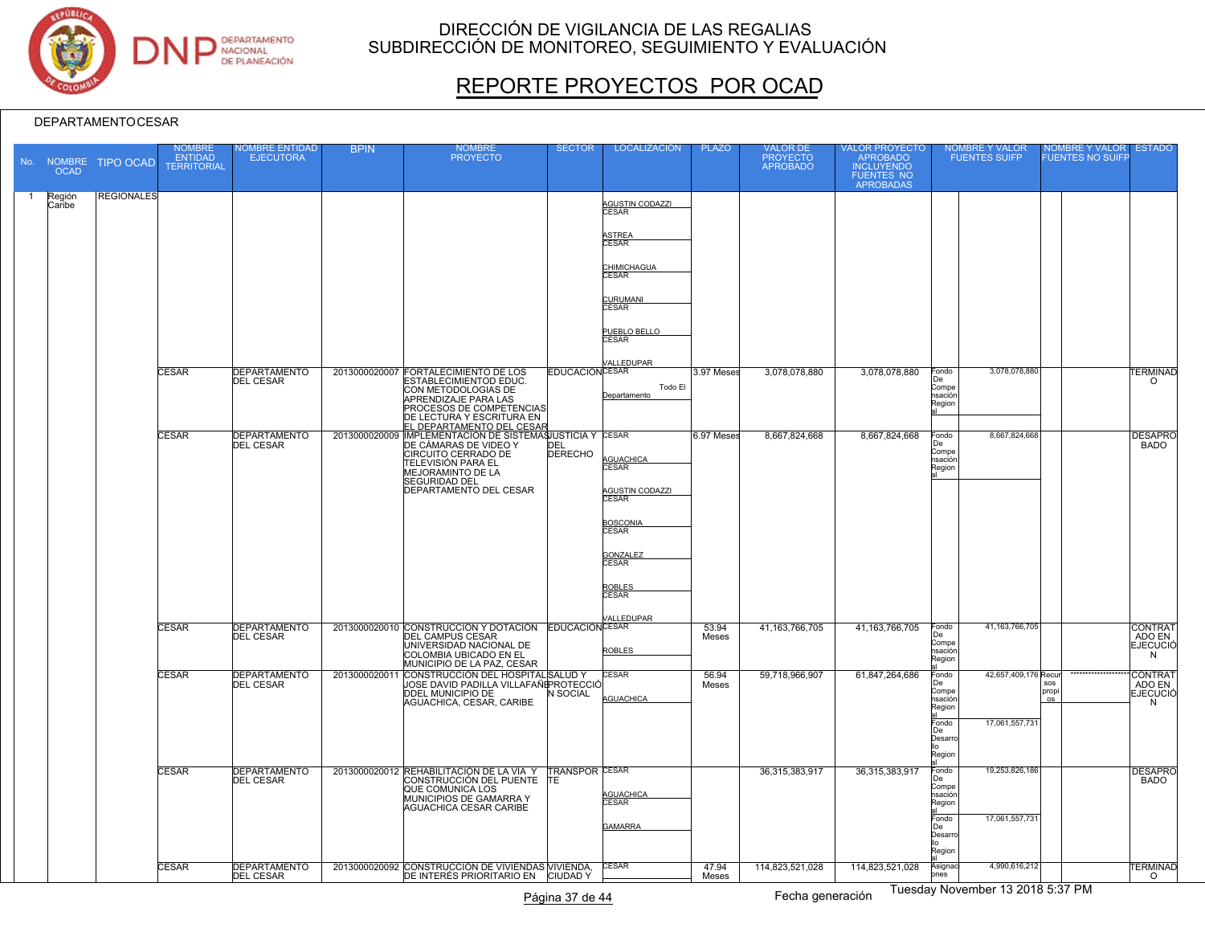# DIRECCIÓN DE VIGILANCIA DE LAS REGALIAS
## SUBDIRECCIÓN DE MONITOREO, SEGUIMIENTO Y EVALUACIÓN

# REPORTE PROYECTOS POR OCAD

DEPARTAMENTO CESAR

| No. | NOMBRE OCAD | TIPO OCAD | NOMBRE ENTIDAD TERRITORIAL | NOMBRE ENTIDAD EJECUTORA | BPIN | NOMBRE PROYECTO | SECTOR | LOCALIZACIÓN | PLAZO | VALOR DE PROYECTO APROBADO | VALOR PROYECTO APROBADO INCLUYENDO FUENTES NO APROBADAS | NOMBRE Y VALOR FUENTES SUIFP | | NOMBRE Y VALOR FUENTES NO SUIFP | | ESTADO |
|---|---|---|---|---|---|---|---|---|---|---|---|---|---|---|---|---|
| 1 | Región Caribe | REGIONALES | | | | | | AGUSTIN CODAZZI CESAR<br>ASTREA CESAR<br>CHIMICHAGUA CESAR<br>CURUMANI CESAR<br>PUEBLO BELLO CESAR<br>VALLEDUPAR CESAR | | | | | | | | |
| | | | CESAR | DEPARTAMENTO DEL CESAR | 2013000020007 | FORTALECIMIENTO DE LOS ESTABLECIMIENTOD EDUC. CON METODOLOGIAS DE APRENDIZAJE PARA LAS PROCESOS DE COMPETENCIAS DE LECTURA Y ESCRITURA EN EL DEPARTAMENTO DEL CESAR | EDUCACIÓN | Todo El Departamento | 3.97 Meses | 3,078,078,880 | 3,078,078,880 | Fondo De Compensación Regional | 3,078,078,880 | | | TERMINADO |
| | | | CESAR | DEPARTAMENTO DEL CESAR | 2013000020009 | IMPLEMENTACIÓN DE SISTEMAS DE CÁMARAS DE VIDEO Y CIRCUITO CERRADO DE TELEVISIÓN PARA EL MEJORAMINTO DE LA SEGURIDAD DEL DEPARTAMENTO DEL CESAR | JUSTICIA Y DEL DERECHO | CESAR<br>AGUACHICA CESAR<br>AGUSTIN CODAZZI CESAR<br>BOSCONIA CESAR<br>GONZALEZ CESAR<br>ROBLES CESAR<br>VALLEDUPAR CESAR | 6.97 Meses | 8,667,824,668 | 8,667,824,668 | Fondo De Compensación Regional | 8,667,824,668 | | | DESAPROBADO |
| | | | CESAR | DEPARTAMENTO DEL CESAR | 2013000020010 | CONSTRUCCIÓN Y DOTACIÓN DEL CAMPUS CESAR UNIVERSIDAD NACIONAL DE COLOMBIA UBICADO EN EL MUNICIPIO DE LA PAZ, CESAR | EDUCACIÓN | CESAR<br>ROBLES | 53.94 Meses | 41,163,766,705 | 41,163,766,705 | Fondo De Compensación Regional | 41,163,766,705 | | | CONTRATADO EN EJECUCIÓN |
| | | | CESAR | DEPARTAMENTO DEL CESAR | 2013000020011 | CONSTRUCCIÓN DEL HOSPITAL JOSE DAVID PADILLA VILLAFAÑE DDEL MUNICIPIO DE AGUACHICA, CESAR, CARIBE | SALUD Y PROTECCIÓN SOCIAL | CESAR<br>AGUACHICA | 56.94 Meses | 59,718,966,907 | 61,847,264,686 | Fondo De Compensación Regional<br>Fondo De Desarrollo Regional | 42,657,409,176<br>17,061,557,731 | Recursos propios | ****************** | CONTRATADO EN EJECUCIÓN |
| | | | CESAR | DEPARTAMENTO DEL CESAR | 2013000020012 | REHABILITACIÓN DE LA VIA Y CONSTRUCCIÓN DEL PUENTE QUE COMUNICA LOS MUNICIPIOS DE GAMARRA Y AGUACHICA CESAR CARIBE | TRANSPORTE | CESAR<br>AGUACHICA CESAR<br>GAMARRA | | 36,315,383,917 | 36,315,383,917 | Fondo De Compensación Regional<br>Fondo De Desarrollo Regional | 19,253,826,186<br>17,061,557,731 | | | DESAPROBADO |
| | | | CESAR | DEPARTAMENTO DEL CESAR | 2013000020092 | CONSTRUCCIÓN DE VIVIENDAS DE INTERÉS PRIORITARIO EN | VIVIENDA, CIUDAD Y | CESAR | 47.94 Meses | 114,823,521,028 | 114,823,521,028 | Asignaciones | 4,990,616,212 | | | TERMINADO |

Fecha generación Tuesday November 13 2018 5:37 PM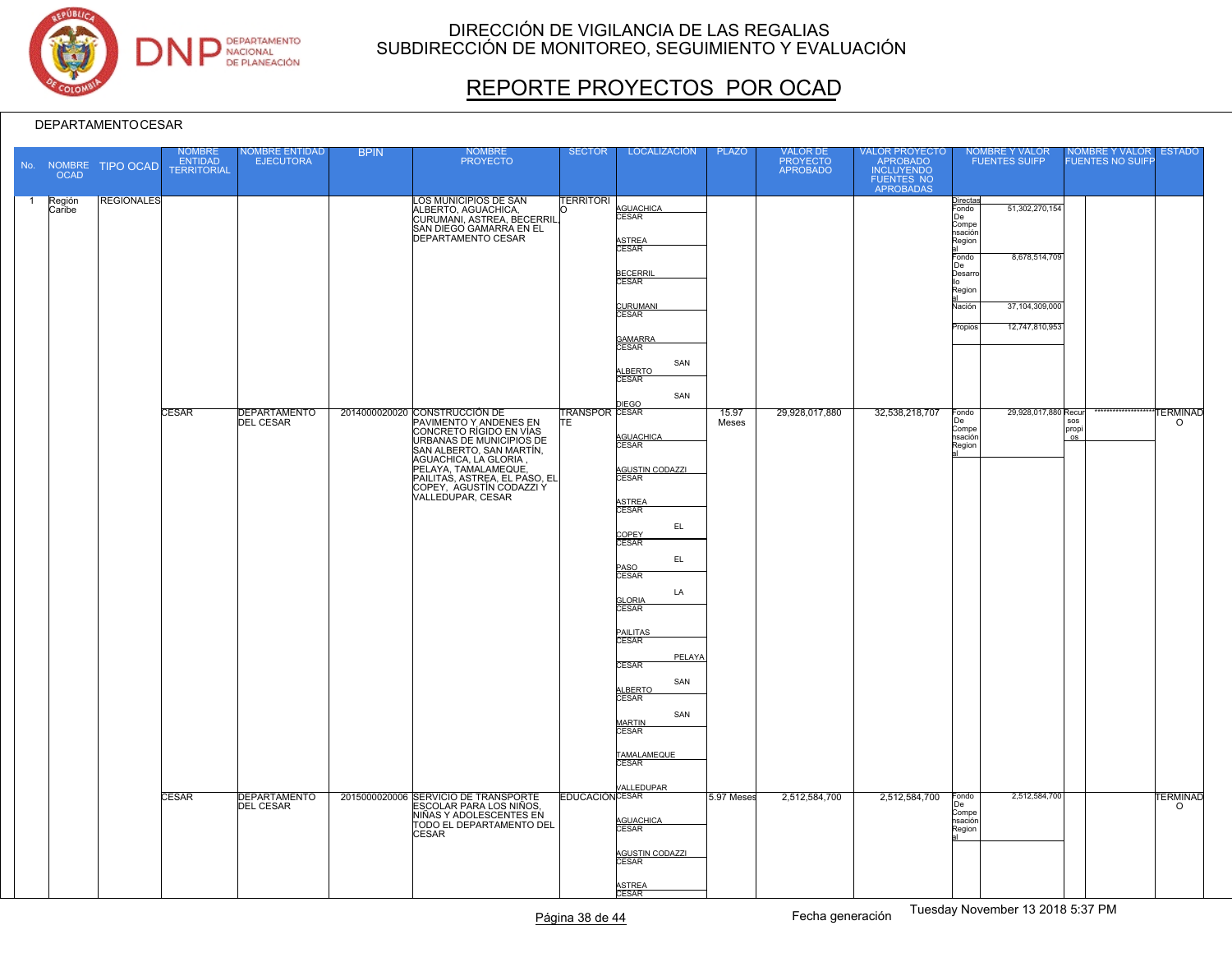# DIRECCIÓN DE VIGILANCIA DE LAS REGALIAS
## SUBDIRECCIÓN DE MONITOREO, SEGUIMIENTO Y EVALUACIÓN

# REPORTE PROYECTOS POR OCAD

DEPARTAMENTO CESAR

| No. | NOMBRE OCAD | TIPO OCAD | NOMBRE ENTIDAD TERRITORIAL | NOMBRE ENTIDAD EJECUTORA | BPIN | NOMBRE PROYECTO | SECTOR | LOCALIZACIÓN | PLAZO | VALOR DE PROYECTO APROBADO | VALOR PROYECTO APROBADO INCLUYENDO FUENTES NO APROBADAS | NOMBRE Y VALOR FUENTES SUIFP | | NOMBRE Y VALOR FUENTES NO SUIFP | | ESTADO |
|---|---|---|---|---|---|---|---|---|---|---|---|---|---|---|---|---|
| 1 | Región Caribe | REGIONALES | | | | LOS MUNICIPIOS DE SAN ALBERTO, AGUACHICA, CURUMANI, ASTREA, BECERRIL, SAN DIEGO GAMARRA EN EL DEPARTAMENTO CESAR | TERRITORIO | AGUACHICA CESAR<br>ASTREA CESAR<br>BECERRIL CESAR<br>CURUMANI CESAR<br>GAMARRA CESAR<br>SAN ALBERTO CESAR<br>SAN DIEGO | | | | Directas Fondo De Compensación Regional | 51,302,270,154 | | | |
| | | | | | | | | | | | | Fondo De Desarrollo Regional | 8,678,514,709 | | | |
| | | | | | | | | | | | | Nación | 37,104,309,000 | | | |
| | | | | | | | | | | | | Propios | 12,747,810,953 | | | |
| | | | CESAR | DEPARTAMENTO DEL CESAR | 2014000020020 | CONSTRUCCIÓN DE PAVIMENTO Y ANDENES EN CONCRETO RÍGIDO EN VÍAS URBANAS DE MUNICIPIOS DE SAN ALBERTO, SAN MARTÍN, AGUACHICA, LA GLORIA , PELAYA, TAMALAMEQUE, PAILITAS, ASTREA, EL PASO, EL COPEY, AGUSTÍN CODAZZI Y VALLEDUPAR, CESAR | TRANSPORTE | CESAR<br>AGUACHICA CESAR<br>AGUSTIN CODAZZI CESAR<br>ASTREA CESAR<br>EL COPEY CESAR<br>EL PASO CESAR<br>LA GLORIA CESAR<br>PAILITAS CESAR<br>PELAYA CESAR<br>SAN ALBERTO CESAR<br>SAN MARTIN CESAR<br>TAMALAMEQUE CESAR<br>VALLEDUPAR | 15.97 Meses | 29,928,017,880 | 32,538,218,707 | Fondo De Compensación Regional | 29,928,017,880 | Recursos propios | ****************** | TERMINADO |
| | | | CESAR | DEPARTAMENTO DEL CESAR | 2015000020006 | SERVICIO DE TRANSPORTE ESCOLAR PARA LOS NIÑOS, NIÑAS Y ADOLESCENTES EN TODO EL DEPARTAMENTO DEL CESAR | EDUCACIÓN | CESAR<br>AGUACHICA CESAR<br>AGUSTIN CODAZZI CESAR<br>ASTREA CESAR | 5.97 Meses | 2,512,584,700 | 2,512,584,700 | Fondo De Compensación Regional | 2,512,584,700 | | | TERMINADO |

Fecha generación Tuesday November 13 2018 5:37 PM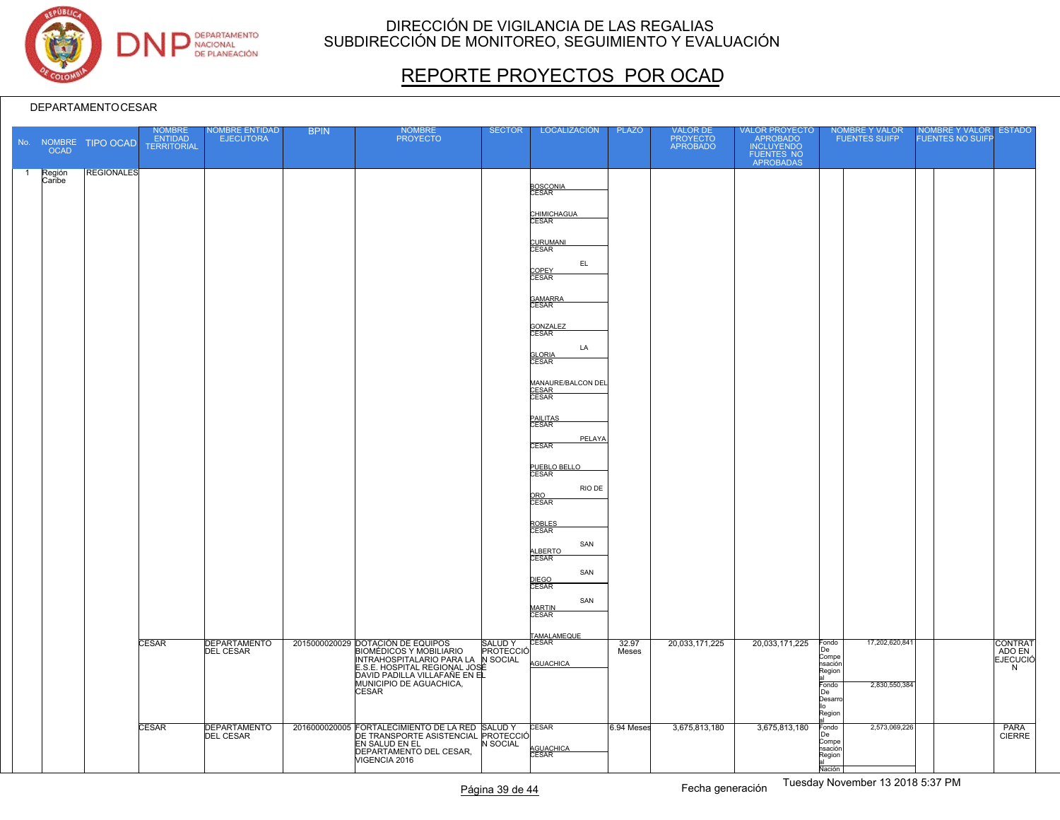DIRECCIÓN DE VIGILANCIA DE LAS REGALIAS
SUBDIRECCIÓN DE MONITOREO, SEGUIMIENTO Y EVALUACIÓN

# REPORTE PROYECTOS POR OCAD

DEPARTAMENTO CESAR

| No. | NOMBRE OCAD | TIPO OCAD | NOMBRE ENTIDAD TERRITORIAL | NOMBRE ENTIDAD EJECUTORA | BPIN | NOMBRE PROYECTO | SECTOR | LOCALIZACIÓN | PLAZO | VALOR DE PROYECTO APROBADO | VALOR PROYECTO APROBADO INCLUYENDO FUENTES NO APROBADAS | NOMBRE Y VALOR FUENTES SUIFP | | NOMBRE Y VALOR FUENTES NO SUIFP | | ESTADO |
|---|---|---|---|---|---|---|---|---|---|---|---|---|---|---|---|---|
| 1 | Región Caribe | REGIONALES | | | | | | BOSCONIA CESAR<br>CHIMICHAGUA CESAR<br>CURUMANI CESAR<br>EL COPEY CESAR<br>GAMARRA CESAR<br>GONZALEZ CESAR<br>LA GLORIA CESAR<br>MANAURE/BALCON DEL CESAR CESAR<br>PAILITAS CESAR<br>PELAYA CESAR<br>PUEBLO BELLO CESAR<br>RIO DE ORO CESAR<br>ROBLES CESAR<br>SAN ALBERTO CESAR<br>SAN DIEGO CESAR<br>SAN MARTIN CESAR<br>TAMALAMEQUE | | | | | | | | |
| | | | CESAR | DEPARTAMENTO DEL CESAR | 2015000020029 | DOTACIÓN DE EQUIPOS BIOMÉDICOS Y MOBILIARIO INTRAHOSPITALARIO PARA LA E.S.E. HOSPITAL REGIONAL JOSÉ DAVID PADILLA VILLAFAÑE EN EL MUNICIPIO DE AGUACHICA, CESAR | SALUD Y PROTECCIÓN SOCIAL | CESAR<br>AGUACHICA | 32.97 Meses | 20,033,171,225 | 20,033,171,225 | Fondo De Compensación Regional<br>Fondo De Desarrollo Regional | 17,202,620,841<br>2,830,550,384 | | | CONTRATADO EN EJECUCIÓN |
| | | | CESAR | DEPARTAMENTO DEL CESAR | 2016000020005 | FORTALECIMIENTO DE LA RED DE TRANSPORTE ASISTENCIAL EN SALUD EN EL DEPARTAMENTO DEL CESAR, VIGENCIA 2016 | SALUD Y PROTECCIÓN SOCIAL | CESAR<br>AGUACHICA CESAR | 6.94 Meses | 3,675,813,180 | 3,675,813,180 | Fondo De Compensación Regional<br>Nación | 2,573,069,226 | | | PARA CIERRE |

Fecha generación Tuesday November 13 2018 5:37 PM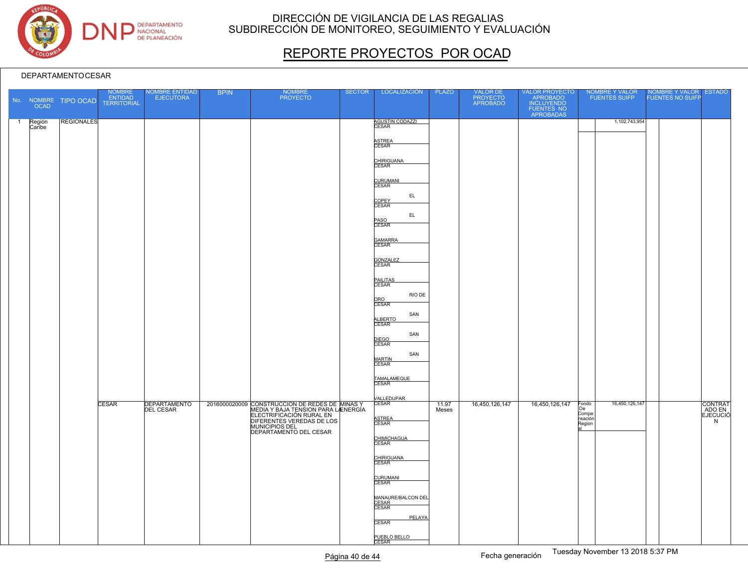# DIRECCIÓN DE VIGILANCIA DE LAS REGALIAS
## SUBDIRECCIÓN DE MONITOREO, SEGUIMIENTO Y EVALUACIÓN

# REPORTE PROYECTOS POR OCAD

DEPARTAMENTO CESAR

| No. | NOMBRE OCAD | TIPO OCAD | NOMBRE ENTIDAD TERRITORIAL | NOMBRE ENTIDAD EJECUTORA | BPIN | NOMBRE PROYECTO | SECTOR | LOCALIZACIÓN | PLAZO | VALOR DE PROYECTO APROBADO | VALOR PROYECTO APROBADO INCLUYENDO FUENTES NO APROBADAS | NOMBRE Y VALOR FUENTES SUIFP | | NOMBRE Y VALOR FUENTES NO SUIFP | | ESTADO |
|---|---|---|---|---|---|---|---|---|---|---|---|---|---|---|---|---|
| 1 | Región Caribe | REGIONALES | | | | | | AGUSTIN CODAZZI CESAR<br>ASTREA CESAR<br>CHIRIGUANA CESAR<br>CURUMANI CESAR<br>EL COPEY CESAR<br>EL PASO CESAR<br>GAMARRA CESAR<br>GONZALEZ CESAR<br>PAILITAS CESAR<br>RIO DE ORO CESAR<br>SAN ALBERTO CESAR<br>SAN DIEGO CESAR<br>SAN MARTIN CESAR<br>TAMALAMEQUE CESAR<br>VALLEDUPAR CESAR | | | | | 1,102,743,954 | | | |
| | | | CESAR | DEPARTAMENTO DEL CESAR | 2016000020009 | CONSTRUCCIÓN DE REDES DE MEDIA Y BAJA TENSION PARA LA ELECTRIFICACIÓN RURAL EN DIFERENTES VEREDAS DE LOS MUNICIPIOS DEL DEPARTAMENTO DEL CESAR | MINAS Y ENERGÍA | ASTREA CESAR<br>CHIMICHAGUA CESAR<br>CHIRIGUANA CESAR<br>CURUMANI CESAR<br>MANAURE/BALCON DEL CESAR CESAR<br>PELAYA CESAR<br>PUEBLO BELLO CESAR | 11.97 Meses | 16,450,126,147 | 16,450,126,147 | Fondo De Compensación Regional | 16,450,126,147 | | | CONTRATADO EN EJECUCIÓN |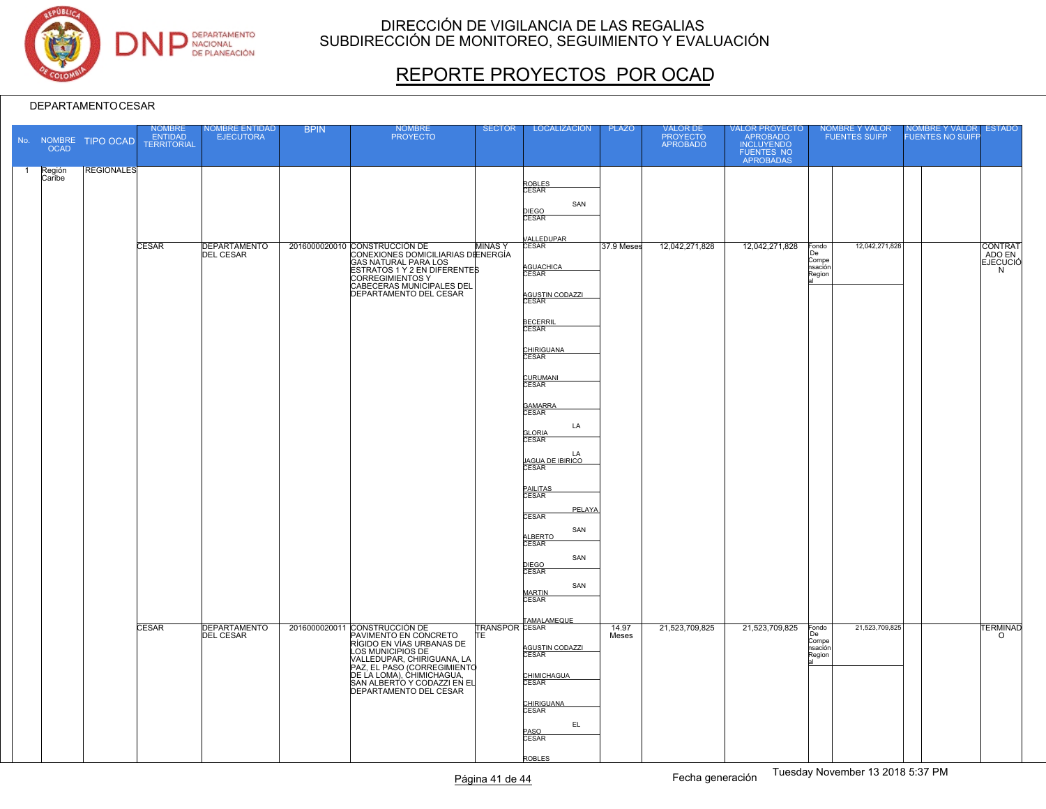# DIRECCIÓN DE VIGILANCIA DE LAS REGALIAS
## SUBDIRECCIÓN DE MONITOREO, SEGUIMIENTO Y EVALUACIÓN

# REPORTE PROYECTOS POR OCAD

DEPARTAMENTO CESAR

| No. | NOMBRE OCAD | TIPO OCAD | NOMBRE ENTIDAD TERRITORIAL | NOMBRE ENTIDAD EJECUTORA | BPIN | NOMBRE PROYECTO | SECTOR | LOCALIZACIÓN | PLAZO | VALOR DE PROYECTO APROBADO | VALOR PROYECTO APROBADO INCLUYENDO FUENTES NO APROBADAS | NOMBRE Y VALOR FUENTES SUIFP | | NOMBRE Y VALOR FUENTES NO SUIFP | | ESTADO |
|---|---|---|---|---|---|---|---|---|---|---|---|---|---|---|---|---|
| 1 | Región Caribe | REGIONALES | | | | | | ROBLES CESAR<br>SAN DIEGO CESAR<br>VALLEDUPAR | | | | | | | | |
| | | | CESAR | DEPARTAMENTO DEL CESAR | 2016000020010 | CONSTRUCCIÓN DE CONEXIONES DOMICILIARIAS DE GAS NATURAL PARA LOS ESTRATOS 1 Y 2 EN DIFERENTES CORREGIMIENTOS Y CABECERAS MUNICIPALES DEL DEPARTAMENTO DEL CESAR | MINAS Y ENERGÍA | CESAR<br>AGUACHICA CESAR<br>AGUSTIN CODAZZI CESAR<br>BECERRIL CESAR<br>CHIRIGUANA CESAR<br>CURUMANI CESAR<br>GAMARRA CESAR<br>LA GLORIA CESAR<br>LA JAGUA DE IBIRICO CESAR<br>PAILITAS CESAR<br>PELAYA CESAR<br>SAN ALBERTO CESAR<br>SAN DIEGO CESAR<br>SAN MARTIN CESAR<br>TAMALAMEQUE | 37.9 Meses | 12,042,271,828 | 12,042,271,828 | Fondo De Compensación Regional | 12,042,271,828 | | | CONTRATADO EN EJECUCIÓN |
| | | | CESAR | DEPARTAMENTO DEL CESAR | 2016000020011 | CONSTRUCCIÓN DE PAVIMENTO EN CONCRETO RÍGIDO EN VÍAS URBANAS DE LOS MUNICIPIOS DE VALLEDUPAR, CHIRIGUANA, LA PAZ, EL PASO (CORREGIMIENTO DE LA LOMA), CHIMICHAGUA, SAN ALBERTO Y CODAZZI EN EL DEPARTAMENTO DEL CESAR | TRANSPORTE | CESAR<br>AGUSTIN CODAZZI CESAR<br>CHIMICHAGUA CESAR<br>CHIRIGUANA CESAR<br>EL PASO CESAR<br>ROBLES | 14.97 Meses | 21,523,709,825 | 21,523,709,825 | Fondo De Compensación Regional | 21,523,709,825 | | | TERMINADO |

Fecha generación Tuesday November 13 2018 5:37 PM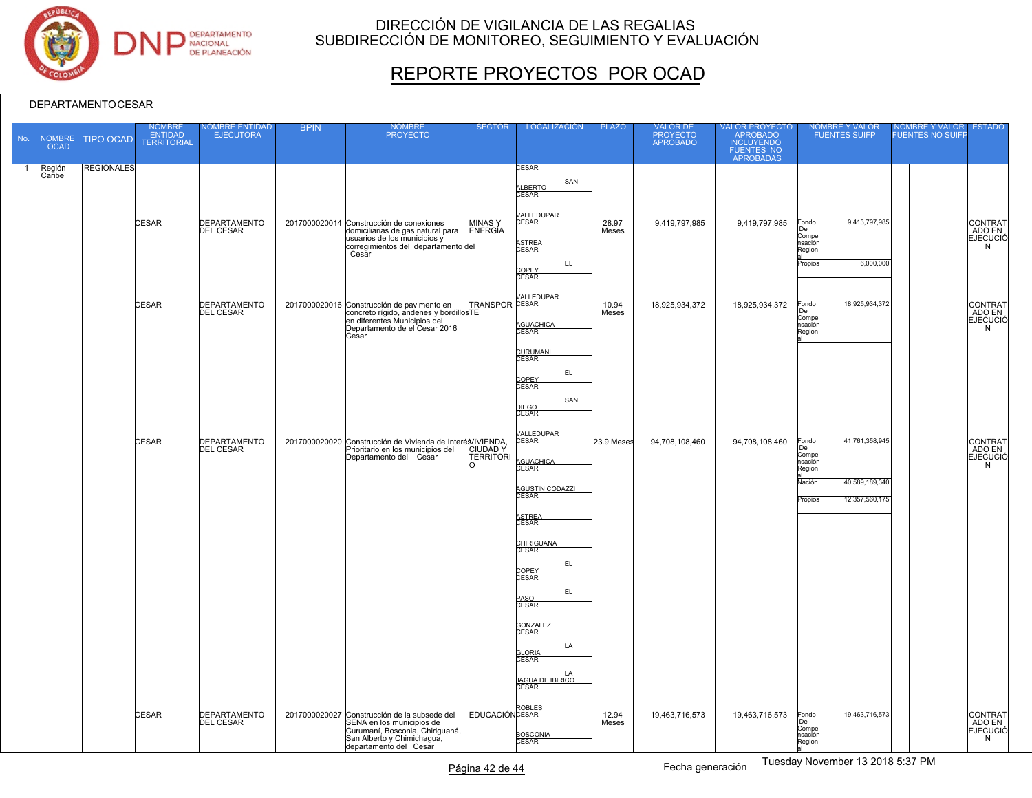# DIRECCIÓN DE VIGILANCIA DE LAS REGALIAS
## SUBDIRECCIÓN DE MONITOREO, SEGUIMIENTO Y EVALUACIÓN

# REPORTE PROYECTOS POR OCAD

DEPARTAMENTO CESAR

| No. | NOMBRE OCAD | TIPO OCAD | NOMBRE ENTIDAD TERRITORIAL | NOMBRE ENTIDAD EJECUTORA | BPIN | NOMBRE PROYECTO | SECTOR | LOCALIZACIÓN | PLAZO | VALOR DE PROYECTO APROBADO | VALOR PROYECTO APROBADO INCLUYENDO FUENTES NO APROBADAS | NOMBRE Y VALOR FUENTES SUIFP | | NOMBRE Y VALOR FUENTES NO SUIFP | | ESTADO |
|---|---|---|---|---|---|---|---|---|---|---|---|---|---|---|---|---|
| 1 | Región Caribe | REGIONALES | | | | | | CESAR SAN ALBERTO<br>CESAR VALLEDUPAR | | | | | | | | |
| | | | CESAR | DEPARTAMENTO DEL CESAR | 2017000020014 | Construcción de conexiones domiciliarias de gas natural para usuarios de los municipios y corregimientos del departamento del Cesar | MINAS Y ENERGÍA | CESAR ASTREA<br>CESAR EL COPEY<br>CESAR VALLEDUPAR | 28.97 Meses | 9,419,797,985 | 9,419,797,985 | Fondo De Compensación Regional<br>Propios | 9,413,797,985<br>6,000,000 | | | CONTRATADO EN EJECUCIÓN |
| | | | CESAR | DEPARTAMENTO DEL CESAR | 2017000020016 | Construcción de pavimento en concreto rígido, andenes y bordillos en diferentes Municipios del Departamento de el Cesar 2016 Cesar | TRANSPORTE | CESAR AGUACHICA<br>CESAR CURUMANI<br>CESAR EL COPEY<br>CESAR SAN DIEGO<br>CESAR VALLEDUPAR | 10.94 Meses | 18,925,934,372 | 18,925,934,372 | Fondo De Compensación Regional | 18,925,934,372 | | | CONTRATADO EN EJECUCIÓN |
| | | | CESAR | DEPARTAMENTO DEL CESAR | 2017000020020 | Construcción de Vivienda de Interés Prioritario en los municipios del Departamento del Cesar | VIVIENDA, CIUDAD Y TERRITORIO | CESAR AGUACHICA<br>CESAR AGUSTIN CODAZZI<br>CESAR ASTREA<br>CESAR CHIRIGUANA<br>CESAR EL COPEY<br>CESAR EL PASO<br>CESAR GONZALEZ<br>CESAR LA GLORIA<br>CESAR LA JAGUA DE IBIRICO<br>CESAR ROBLES | 23.9 Meses | 94,708,108,460 | 94,708,108,460 | Fondo De Compensación Regional<br>Nación<br>Propios | 41,761,358,945<br>40,589,189,340<br>12,357,560,175 | | | CONTRATADO EN EJECUCIÓN |
| | | | CESAR | DEPARTAMENTO DEL CESAR | 2017000020027 | Construcción de la subsede del SENA en los municipios de Curumaní, Bosconia, Chiriguaná, San Alberto y Chimichagua, departamento del Cesar | EDUCACIÓN | CESAR BOSCONIA<br>CESAR | 12.94 Meses | 19,463,716,573 | 19,463,716,573 | Fondo De Compensación Regional | 19,463,716,573 | | | CONTRATADO EN EJECUCIÓN |

Fecha generación Tuesday November 13 2018 5:37 PM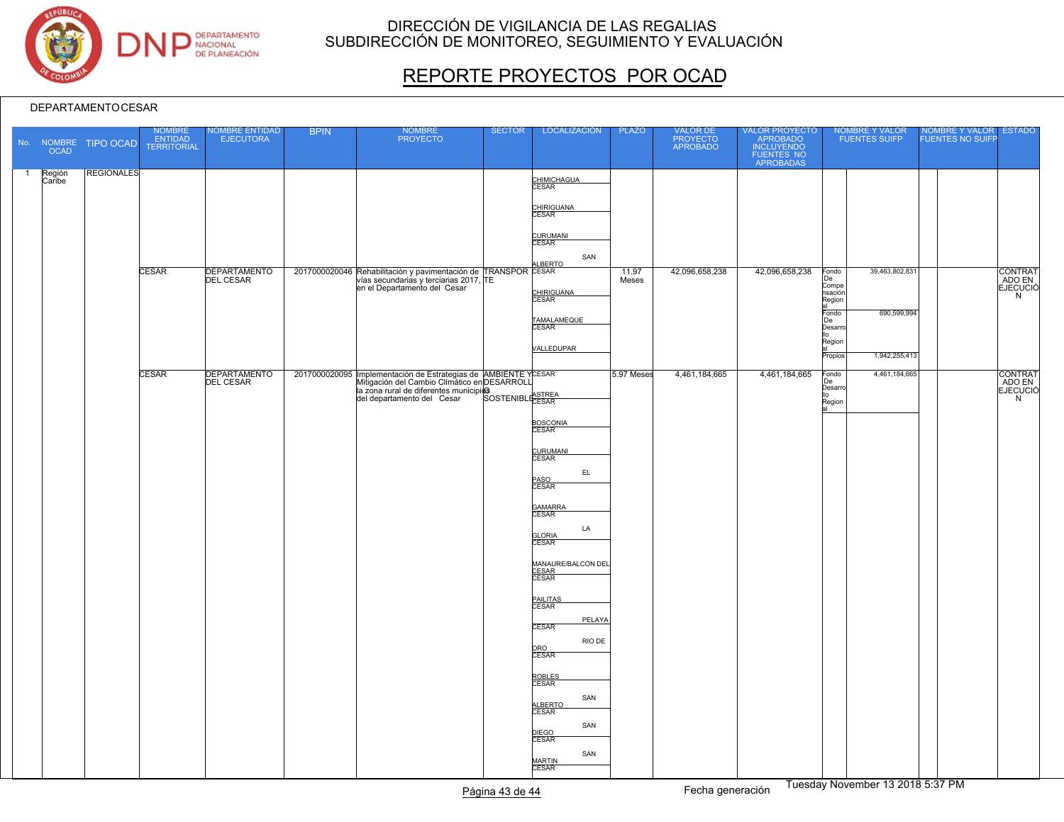# DIRECCIÓN DE VIGILANCIA DE LAS REGALIAS
## SUBDIRECCIÓN DE MONITOREO, SEGUIMIENTO Y EVALUACIÓN

# REPORTE PROYECTOS POR OCAD

DEPARTAMENTO CESAR

| No. | NOMBRE OCAD | TIPO OCAD | NOMBRE ENTIDAD TERRITORIAL | NOMBRE ENTIDAD EJECUTORA | BPIN | NOMBRE PROYECTO | SECTOR | LOCALIZACIÓN | PLAZO | VALOR DE PROYECTO APROBADO | VALOR PROYECTO APROBADO INCLUYENDO FUENTES NO APROBADAS | NOMBRE Y VALOR FUENTES SUIFP | | NOMBRE Y VALOR FUENTES NO SUIFP | | ESTADO |
|---|---|---|---|---|---|---|---|---|---|---|---|---|---|---|---|---|
| 1 | Región Caribe | REGIONALES | | | | | | CHIMICHAGUA CESAR<br>CHIRIGUANA CESAR<br>CURUMANI CESAR<br>SAN ALBERTO | | | | | | | | |
| | | | CESAR | DEPARTAMENTO DEL CESAR | 2017000020046 | Rehabilitación y pavimentación de vías secundarias y terciarias 2017, en el Departamento del Cesar | TRANSPORTE | CESAR<br>CHIRIGUANA CESAR<br>TAMALAMEQUE CESAR<br>VALLEDUPAR | 11.97 Meses | 42,096,658,238 | 42,096,658,238 | Fondo De Compensación Regional<br>Fondo De Desarrollo Regional<br>Propios | 39,463,802,831<br>690,599,994<br>1,942,255,413 | | | CONTRATADO EN EJECUCIÓN |
| | | | CESAR | DEPARTAMENTO DEL CESAR | 2017000020095 | Implementación de Estrategias de Mitigación del Cambio Climático en la zona rural de diferentes municipios del departamento del Cesar | AMBIENTE Y DESARROLLO SOSTENIBLE | CESAR<br>ASTREA CESAR<br>BOSCONIA CESAR<br>CURUMANI CESAR<br>EL PASO CESAR<br>GAMARRA CESAR<br>LA GLORIA CESAR<br>MANAURE/BALCON DEL CESAR CESAR<br>PAILITAS CESAR<br>PELAYA CESAR<br>RIO DE ORO CESAR<br>ROBLES CESAR<br>SAN ALBERTO CESAR<br>SAN DIEGO CESAR<br>SAN MARTIN CESAR | 5.97 Meses | 4,461,184,665 | 4,461,184,665 | Fondo De Desarrollo Regional | 4,461,184,665 | | | CONTRATADO EN EJECUCIÓN |

Fecha generación Tuesday November 13 2018 5:37 PM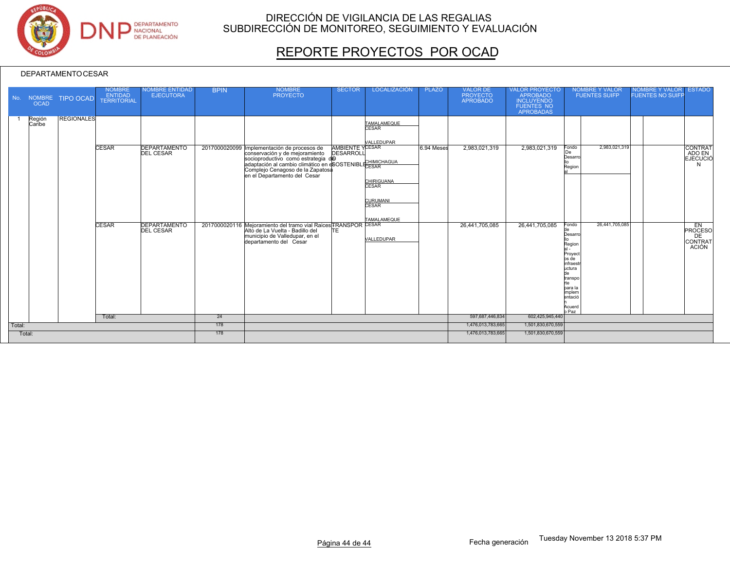# DIRECCIÓN DE VIGILANCIA DE LAS REGALIAS
## SUBDIRECCIÓN DE MONITOREO, SEGUIMIENTO Y EVALUACIÓN

# REPORTE PROYECTOS POR OCAD

DEPARTAMENTO CESAR

| No. | NOMBRE OCAD | TIPO OCAD | NOMBRE ENTIDAD TERRITORIAL | NOMBRE ENTIDAD EJECUTORA | BPIN | NOMBRE PROYECTO | SECTOR | LOCALIZACIÓN | PLAZO | VALOR DE PROYECTO APROBADO | VALOR PROYECTO APROBADO INCLUYENDO FUENTES NO APROBADAS | NOMBRE Y VALOR FUENTES SUIFP | | NOMBRE Y VALOR FUENTES NO SUIFP | | ESTADO |
|---|---|---|---|---|---|---|---|---|---|---|---|---|---|---|---|---|
| 1 | Región Caribe | REGIONALES | | | | | | TAMALAMEQUE CESAR<br>VALLEDUPAR | | | | | | | | |
| | | | CESAR | DEPARTAMENTO DEL CESAR | 2017000020099 | Implementación de procesos de conservación y de mejoramiento socioproductivo como estrategia de adaptación al cambio climático en el Complejo Cenagoso de la Zapatosa en el Departamento del Cesar | AMBIENTE Y DESARROLLO SOSTENIBLE | CESAR<br>CHIMICHAGUA CESAR<br>CHIRIGUANA CESAR<br>CURUMANI CESAR<br>TAMALAMEQUE | 6.94 Meses | 2,983,021,319 | 2,983,021,319 | Fondo De Desarrollo Regional | 2,983,021,319 | | | CONTRATADO EN EJECUCIÓN |
| | | | CESAR | DEPARTAMENTO DEL CESAR | 2017000020116 | Mejoramiento del tramo vial Raices Alto de La Vuelta - Badillo del municipio de Valledupar, en el departamento del Cesar | TRANSPORTE | CESAR<br>VALLEDUPAR | | 26,441,705,085 | 26,441,705,085 | Fondo de Desarrollo Regional - Proyectos de infraestructura de transporte para la implementación Acuerdo Paz | 26,441,705,085 | | | EN PROCESO DE CONTRATACIÓN |
| | | | Total: | | 24 | | | | | 597,687,446,834 | 602,425,945,440 | | | | | |
| Total: | | | | | 178 | | | | | 1,476,013,783,665 | 1,501,830,670,559 | | | | | |
| Total: | | | | | 178 | | | | | 1,476,013,783,665 | 1,501,830,670,559 | | | | | |

Fecha generación Tuesday November 13 2018 5:37 PM